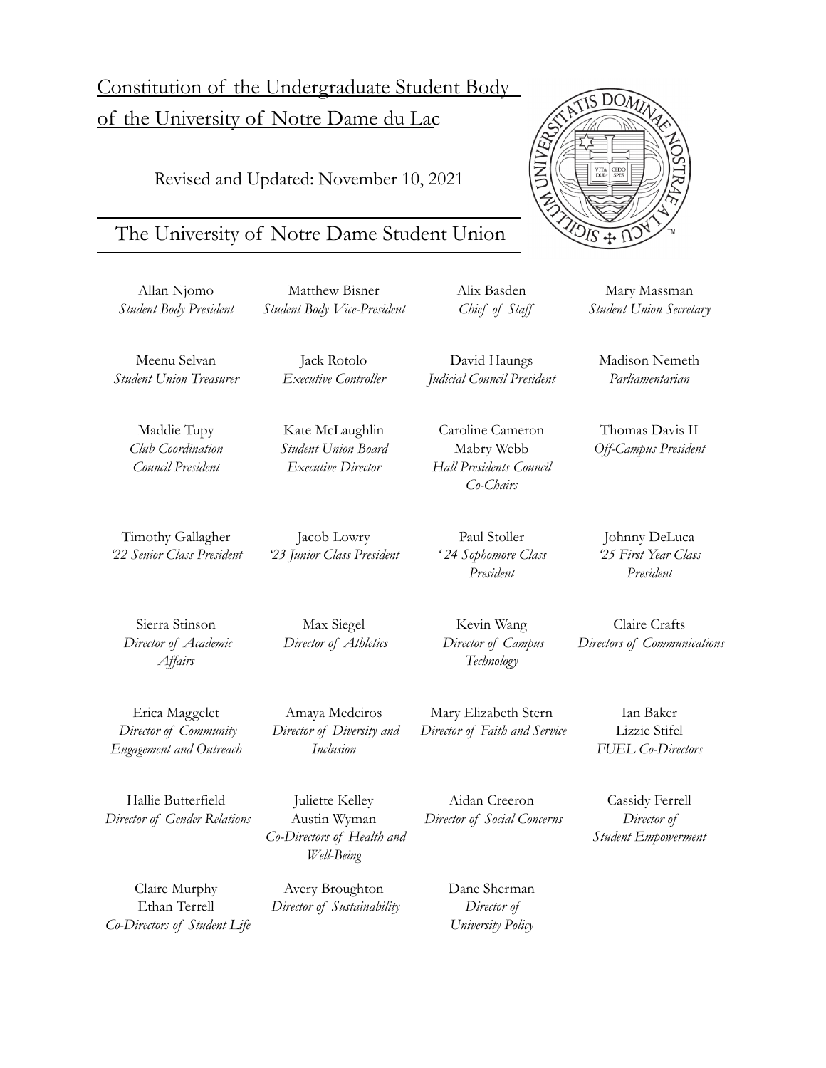# Constitution of the Undergraduate Student Body of the University of Notre Dame du Lac

Revised and Updated: November 10, 2021

## The University of Notre Dame Student Union

Allan Njomo
*Student Body President*

Matthew Bisner
*Student Body Vice-President*

Alix Basden
*Chief of Staff*

Mary Massman
*Student Union Secretary*

Meenu Selvan
*Student Union Treasurer*

Jack Rotolo
*Executive Controller*

David Haungs
*Judicial Council President*

Madison Nemeth
*Parliamentarian*

Maddie Tupy
*Club Coordination Council President*

Kate McLaughlin
*Student Union Board Executive Director*

Caroline Cameron
Mabry Webb
*Hall Presidents Council Co-Chairs*

Thomas Davis II
*Off-Campus President*

Timothy Gallagher
*'22 Senior Class President*

Jacob Lowry
*'23 Junior Class President*

Paul Stoller
*' 24 Sophomore Class President*

Johnny DeLuca
*'25 First Year Class President*

Sierra Stinson
*Director of Academic Affairs*

Max Siegel
*Director of Athletics*

Kevin Wang
*Director of Campus Technology*

Claire Crafts
*Directors of Communications*

Erica Maggelet
*Director of Community Engagement and Outreach*

Amaya Medeiros
*Director of Diversity and Inclusion*

Mary Elizabeth Stern
*Director of Faith and Service*

Ian Baker
Lizzie Stifel
*FUEL Co-Directors*

Hallie Butterfield
*Director of Gender Relations*

Juliette Kelley
Austin Wyman
*Co-Directors of Health and Well-Being*

Aidan Creeron
*Director of Social Concerns*

Cassidy Ferrell
*Director of Student Empowerment*

Claire Murphy
Ethan Terrell
*Co-Directors of Student Life*

Avery Broughton
*Director of Sustainability*

Dane Sherman
*Director of University Policy*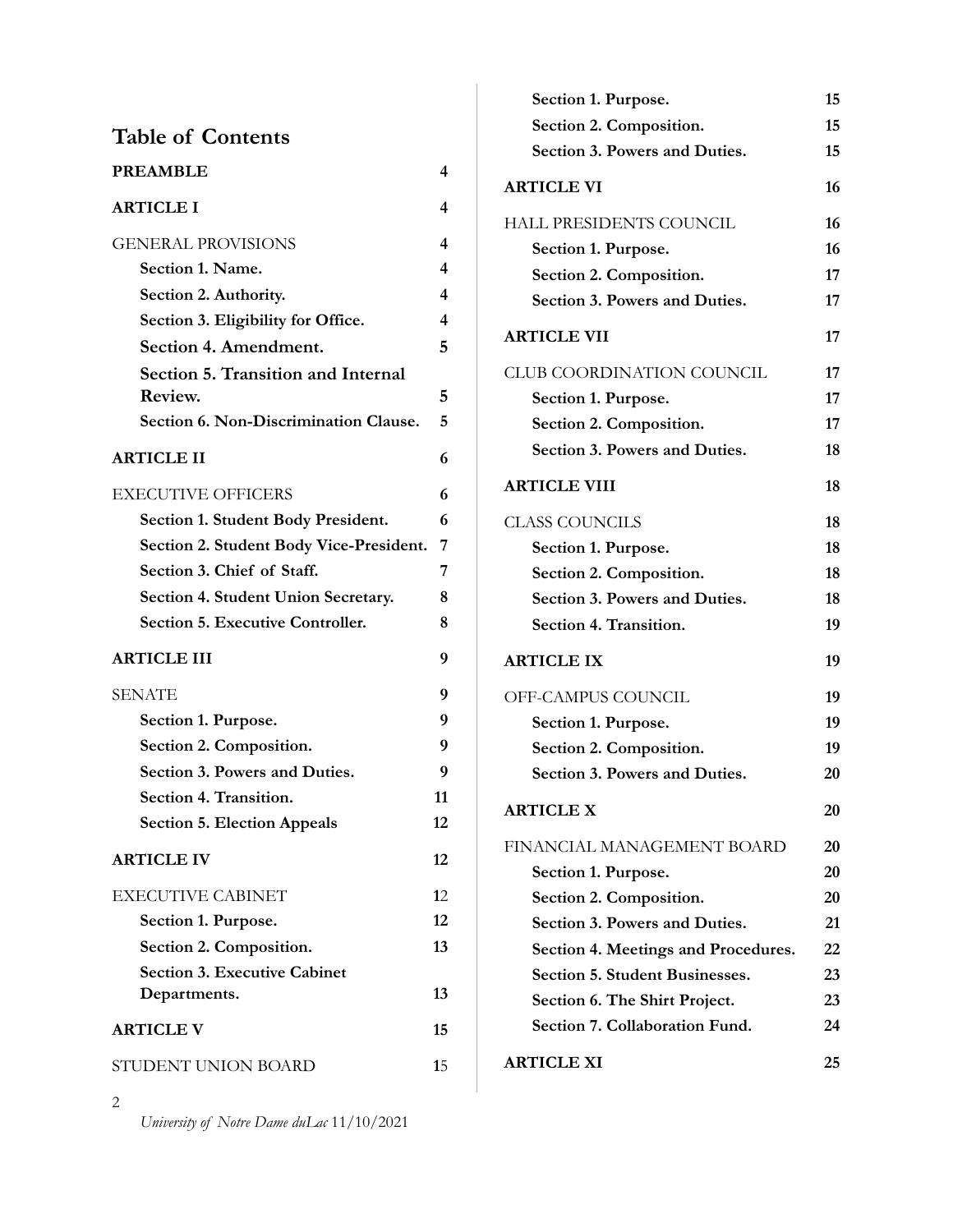## Table of Contents

| | |
|---|---|
| **PREAMBLE** | **4** |
| **ARTICLE I** | **4** |
| GENERAL PROVISIONS | **4** |
| **Section 1. Name.** | **4** |
| **Section 2. Authority.** | **4** |
| **Section 3. Eligibility for Office.** | **4** |
| **Section 4. Amendment.** | **5** |
| **Section 5. Transition and Internal Review.** | **5** |
| **Section 6. Non-Discrimination Clause.** | **5** |
| **ARTICLE II** | **6** |
| EXECUTIVE OFFICERS | **6** |
| **Section 1. Student Body President.** | **6** |
| **Section 2. Student Body Vice-President.** | **7** |
| **Section 3. Chief of Staff.** | **7** |
| **Section 4. Student Union Secretary.** | **8** |
| **Section 5. Executive Controller.** | **8** |
| **ARTICLE III** | **9** |
| SENATE | **9** |
| **Section 1. Purpose.** | **9** |
| **Section 2. Composition.** | **9** |
| **Section 3. Powers and Duties.** | **9** |
| **Section 4. Transition.** | **11** |
| **Section 5. Election Appeals** | **12** |
| **ARTICLE IV** | **12** |
| EXECUTIVE CABINET | 12 |
| **Section 1. Purpose.** | **12** |
| **Section 2. Composition.** | **13** |
| **Section 3. Executive Cabinet Departments.** | **13** |
| **ARTICLE V** | **15** |
| STUDENT UNION BOARD | **15** |
| **Section 1. Purpose.** | **15** |
| **Section 2. Composition.** | **15** |
| **Section 3. Powers and Duties.** | **15** |
| **ARTICLE VI** | **16** |
| HALL PRESIDENTS COUNCIL | **16** |
| **Section 1. Purpose.** | **16** |
| **Section 2. Composition.** | **17** |
| **Section 3. Powers and Duties.** | **17** |
| **ARTICLE VII** | **17** |
| CLUB COORDINATION COUNCIL | **17** |
| **Section 1. Purpose.** | **17** |
| **Section 2. Composition.** | **17** |
| **Section 3. Powers and Duties.** | **18** |
| **ARTICLE VIII** | **18** |
| CLASS COUNCILS | **18** |
| **Section 1. Purpose.** | **18** |
| **Section 2. Composition.** | **18** |
| **Section 3. Powers and Duties.** | **18** |
| **Section 4. Transition.** | **19** |
| **ARTICLE IX** | **19** |
| OFF-CAMPUS COUNCIL | **19** |
| **Section 1. Purpose.** | **19** |
| **Section 2. Composition.** | **19** |
| **Section 3. Powers and Duties.** | **20** |
| **ARTICLE X** | **20** |
| FINANCIAL MANAGEMENT BOARD | **20** |
| **Section 1. Purpose.** | **20** |
| **Section 2. Composition.** | **20** |
| **Section 3. Powers and Duties.** | **21** |
| **Section 4. Meetings and Procedures.** | **22** |
| **Section 5. Student Businesses.** | **23** |
| **Section 6. The Shirt Project.** | **23** |
| **Section 7. Collaboration Fund.** | **24** |
| **ARTICLE XI** | **25** |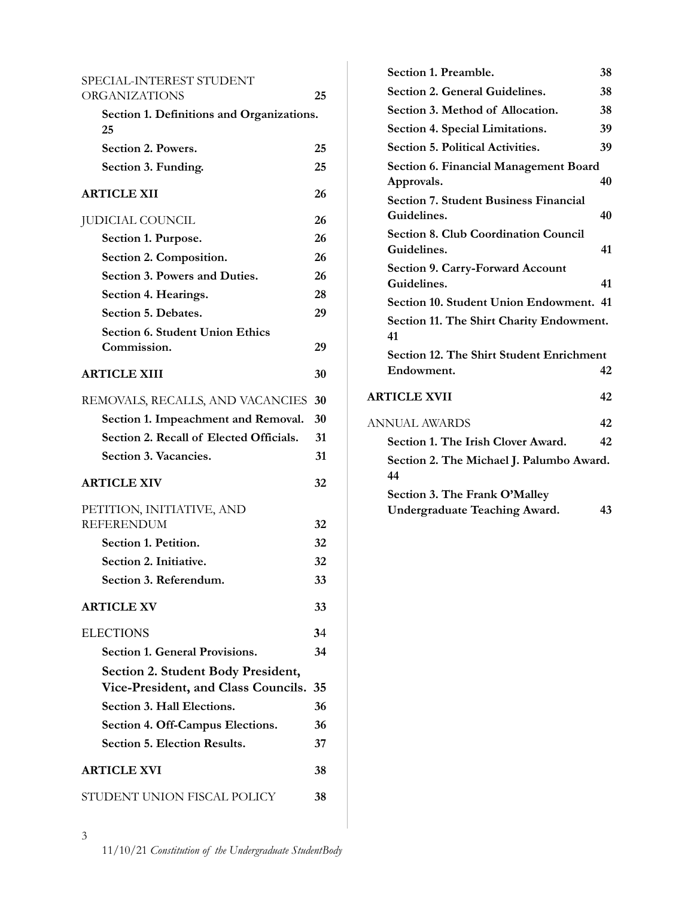SPECIAL-INTEREST STUDENT ORGANIZATIONS 25

**Section 1. Definitions and Organizations. 25**

**Section 2. Powers. 25**

**Section 3. Funding. 25**

**ARTICLE XII 26**

JUDICIAL COUNCIL 26

**Section 1. Purpose. 26**

**Section 2. Composition. 26**

**Section 3. Powers and Duties. 26**

**Section 4. Hearings. 28**

**Section 5. Debates. 29**

**Section 6. Student Union Ethics Commission. 29**

**ARTICLE XIII 30**

REMOVALS, RECALLS, AND VACANCIES 30

**Section 1. Impeachment and Removal. 30**

**Section 2. Recall of Elected Officials. 31**

**Section 3. Vacancies. 31**

**ARTICLE XIV 32**

PETITION, INITIATIVE, AND REFERENDUM 32

**Section 1. Petition. 32**

**Section 2. Initiative. 32**

**Section 3. Referendum. 33**

**ARTICLE XV 33**

ELECTIONS 34

**Section 1. General Provisions. 34**

**Section 2. Student Body President, Vice-President, and Class Councils. 35**

**Section 3. Hall Elections. 36**

**Section 4. Off-Campus Elections. 36**

**Section 5. Election Results. 37**

**ARTICLE XVI 38**

STUDENT UNION FISCAL POLICY 38

**Section 1. Preamble. 38**

**Section 2. General Guidelines. 38**

**Section 3. Method of Allocation. 38**

**Section 4. Special Limitations. 39**

**Section 5. Political Activities. 39**

**Section 6. Financial Management Board Approvals. 40**

**Section 7. Student Business Financial Guidelines. 40**

**Section 8. Club Coordination Council Guidelines. 41**

**Section 9. Carry-Forward Account Guidelines. 41**

**Section 10. Student Union Endowment. 41**

**Section 11. The Shirt Charity Endowment. 41**

**Section 12. The Shirt Student Enrichment Endowment. 42**

**ARTICLE XVII 42**

ANNUAL AWARDS 42

**Section 1. The Irish Clover Award. 42**

**Section 2. The Michael J. Palumbo Award. 44**

**Section 3. The Frank O'Malley Undergraduate Teaching Award. 43**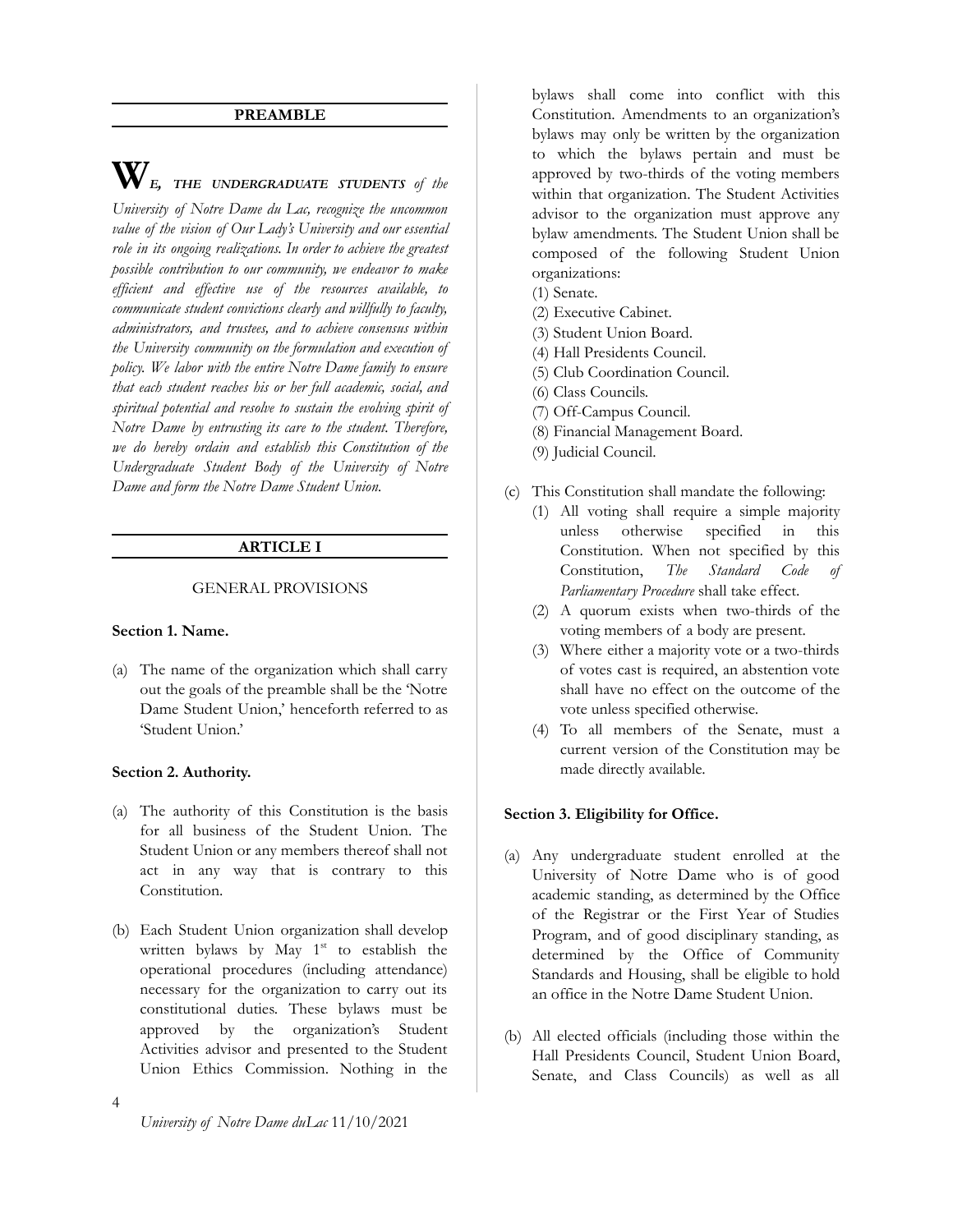## PREAMBLE

**W***E, THE UNDERGRADUATE STUDENTS of the University of Notre Dame du Lac, recognize the uncommon value of the vision of Our Lady's University and our essential role in its ongoing realizations. In order to achieve the greatest possible contribution to our community, we endeavor to make efficient and effective use of the resources available, to communicate student convictions clearly and willfully to faculty, administrators, and trustees, and to achieve consensus within the University community on the formulation and execution of policy. We labor with the entire Notre Dame family to ensure that each student reaches his or her full academic, social, and spiritual potential and resolve to sustain the evolving spirit of Notre Dame by entrusting its care to the student. Therefore, we do hereby ordain and establish this Constitution of the Undergraduate Student Body of the University of Notre Dame and form the Notre Dame Student Union.*

## ARTICLE I

GENERAL PROVISIONS

**Section 1. Name.**

(a) The name of the organization which shall carry out the goals of the preamble shall be the 'Notre Dame Student Union,' henceforth referred to as 'Student Union.'

**Section 2. Authority.**

(a) The authority of this Constitution is the basis for all business of the Student Union. The Student Union or any members thereof shall not act in any way that is contrary to this Constitution.

(b) Each Student Union organization shall develop written bylaws by May 1st to establish the operational procedures (including attendance) necessary for the organization to carry out its constitutional duties. These bylaws must be approved by the organization's Student Activities advisor and presented to the Student Union Ethics Commission. Nothing in the bylaws shall come into conflict with this Constitution. Amendments to an organization's bylaws may only be written by the organization to which the bylaws pertain and must be approved by two-thirds of the voting members within that organization. The Student Activities advisor to the organization must approve any bylaw amendments. The Student Union shall be composed of the following Student Union organizations:
   (1) Senate.
   (2) Executive Cabinet.
   (3) Student Union Board.
   (4) Hall Presidents Council.
   (5) Club Coordination Council.
   (6) Class Councils.
   (7) Off-Campus Council.
   (8) Financial Management Board.
   (9) Judicial Council.

(c) This Constitution shall mandate the following:
   (1) All voting shall require a simple majority unless otherwise specified in this Constitution. When not specified by this Constitution, *The Standard Code of Parliamentary Procedure* shall take effect.
   (2) A quorum exists when two-thirds of the voting members of a body are present.
   (3) Where either a majority vote or a two-thirds of votes cast is required, an abstention vote shall have no effect on the outcome of the vote unless specified otherwise.
   (4) To all members of the Senate, must a current version of the Constitution may be made directly available.

**Section 3. Eligibility for Office.**

(a) Any undergraduate student enrolled at the University of Notre Dame who is of good academic standing, as determined by the Office of the Registrar or the First Year of Studies Program, and of good disciplinary standing, as determined by the Office of Community Standards and Housing, shall be eligible to hold an office in the Notre Dame Student Union.

(b) All elected officials (including those within the Hall Presidents Council, Student Union Board, Senate, and Class Councils) as well as all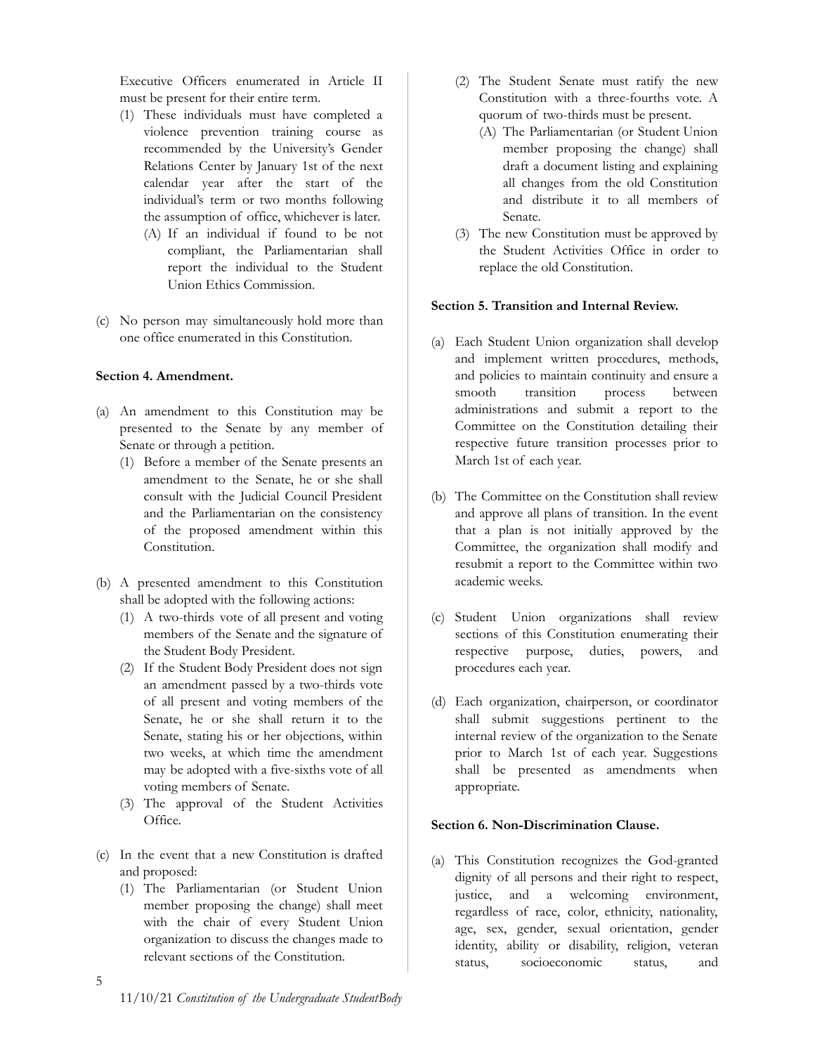Executive Officers enumerated in Article II must be present for their entire term.

(1) These individuals must have completed a violence prevention training course as recommended by the University's Gender Relations Center by January 1st of the next calendar year after the start of the individual's term or two months following the assumption of office, whichever is later.

(A) If an individual if found to be not compliant, the Parliamentarian shall report the individual to the Student Union Ethics Commission.

(c) No person may simultaneously hold more than one office enumerated in this Constitution.

**Section 4. Amendment.**

(a) An amendment to this Constitution may be presented to the Senate by any member of Senate or through a petition.

(1) Before a member of the Senate presents an amendment to the Senate, he or she shall consult with the Judicial Council President and the Parliamentarian on the consistency of the proposed amendment within this Constitution.

(b) A presented amendment to this Constitution shall be adopted with the following actions:

(1) A two-thirds vote of all present and voting members of the Senate and the signature of the Student Body President.

(2) If the Student Body President does not sign an amendment passed by a two-thirds vote of all present and voting members of the Senate, he or she shall return it to the Senate, stating his or her objections, within two weeks, at which time the amendment may be adopted with a five-sixths vote of all voting members of Senate.

(3) The approval of the Student Activities Office.

(c) In the event that a new Constitution is drafted and proposed:

(1) The Parliamentarian (or Student Union member proposing the change) shall meet with the chair of every Student Union organization to discuss the changes made to relevant sections of the Constitution.

(2) The Student Senate must ratify the new Constitution with a three-fourths vote. A quorum of two-thirds must be present.

(A) The Parliamentarian (or Student Union member proposing the change) shall draft a document listing and explaining all changes from the old Constitution and distribute it to all members of Senate.

(3) The new Constitution must be approved by the Student Activities Office in order to replace the old Constitution.

**Section 5. Transition and Internal Review.**

(a) Each Student Union organization shall develop and implement written procedures, methods, and policies to maintain continuity and ensure a smooth transition process between administrations and submit a report to the Committee on the Constitution detailing their respective future transition processes prior to March 1st of each year.

(b) The Committee on the Constitution shall review and approve all plans of transition. In the event that a plan is not initially approved by the Committee, the organization shall modify and resubmit a report to the Committee within two academic weeks.

(c) Student Union organizations shall review sections of this Constitution enumerating their respective purpose, duties, powers, and procedures each year.

(d) Each organization, chairperson, or coordinator shall submit suggestions pertinent to the internal review of the organization to the Senate prior to March 1st of each year. Suggestions shall be presented as amendments when appropriate.

**Section 6. Non-Discrimination Clause.**

(a) This Constitution recognizes the God-granted dignity of all persons and their right to respect, justice, and a welcoming environment, regardless of race, color, ethnicity, nationality, age, sex, gender, sexual orientation, gender identity, ability or disability, religion, veteran status, socioeconomic status, and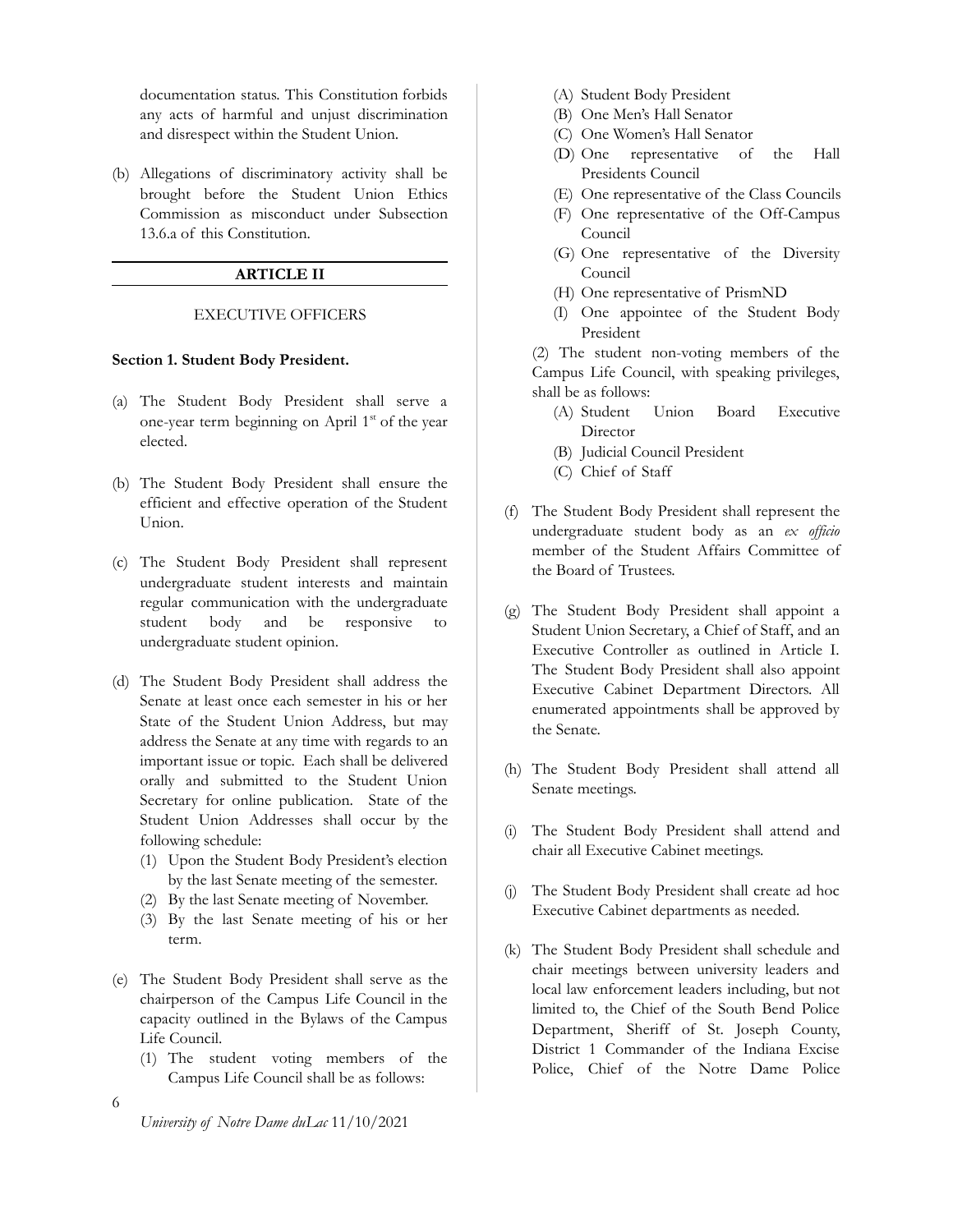documentation status. This Constitution forbids any acts of harmful and unjust discrimination and disrespect within the Student Union.

(b) Allegations of discriminatory activity shall be brought before the Student Union Ethics Commission as misconduct under Subsection 13.6.a of this Constitution.

## ARTICLE II

### EXECUTIVE OFFICERS

**Section 1. Student Body President.**

(a) The Student Body President shall serve a one-year term beginning on April 1st of the year elected.

(b) The Student Body President shall ensure the efficient and effective operation of the Student Union.

(c) The Student Body President shall represent undergraduate student interests and maintain regular communication with the undergraduate student body and be responsive to undergraduate student opinion.

(d) The Student Body President shall address the Senate at least once each semester in his or her State of the Student Union Address, but may address the Senate at any time with regards to an important issue or topic. Each shall be delivered orally and submitted to the Student Union Secretary for online publication. State of the Student Union Addresses shall occur by the following schedule:
   (1) Upon the Student Body President's election by the last Senate meeting of the semester.
   (2) By the last Senate meeting of November.
   (3) By the last Senate meeting of his or her term.

(e) The Student Body President shall serve as the chairperson of the Campus Life Council in the capacity outlined in the Bylaws of the Campus Life Council.
   (1) The student voting members of the Campus Life Council shall be as follows:
      (A) Student Body President
      (B) One Men's Hall Senator
      (C) One Women's Hall Senator
      (D) One representative of the Hall Presidents Council
      (E) One representative of the Class Councils
      (F) One representative of the Off-Campus Council
      (G) One representative of the Diversity Council
      (H) One representative of PrismND
      (I) One appointee of the Student Body President
   (2) The student non-voting members of the Campus Life Council, with speaking privileges, shall be as follows:
      (A) Student Union Board Executive Director
      (B) Judicial Council President
      (C) Chief of Staff

(f) The Student Body President shall represent the undergraduate student body as an *ex officio* member of the Student Affairs Committee of the Board of Trustees.

(g) The Student Body President shall appoint a Student Union Secretary, a Chief of Staff, and an Executive Controller as outlined in Article I. The Student Body President shall also appoint Executive Cabinet Department Directors. All enumerated appointments shall be approved by the Senate.

(h) The Student Body President shall attend all Senate meetings.

(i) The Student Body President shall attend and chair all Executive Cabinet meetings.

(j) The Student Body President shall create ad hoc Executive Cabinet departments as needed.

(k) The Student Body President shall schedule and chair meetings between university leaders and local law enforcement leaders including, but not limited to, the Chief of the South Bend Police Department, Sheriff of St. Joseph County, District 1 Commander of the Indiana Excise Police, Chief of the Notre Dame Police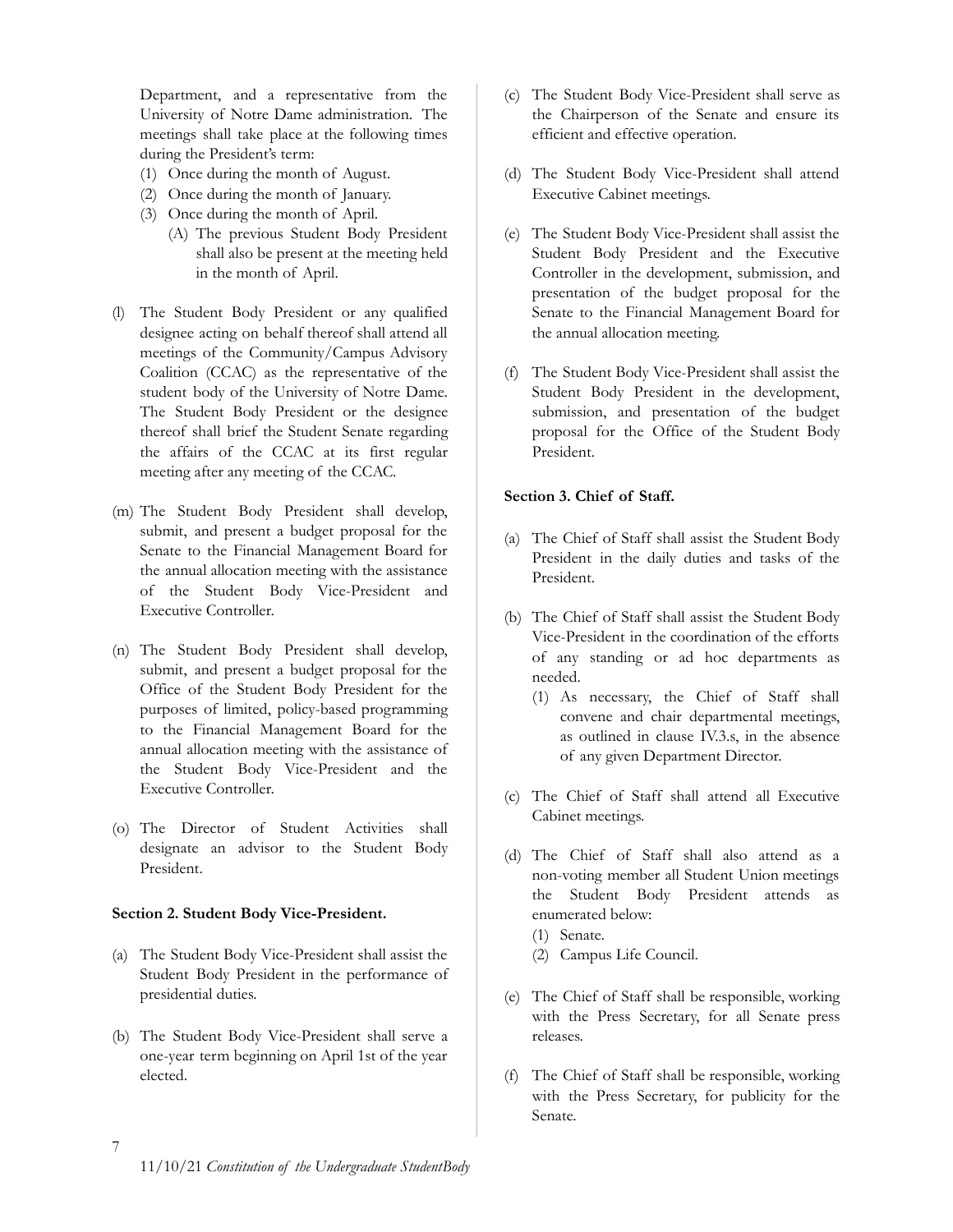Department, and a representative from the University of Notre Dame administration. The meetings shall take place at the following times during the President's term:

1. Once during the month of August.
2. Once during the month of January.
3. Once during the month of April.
   - (A) The previous Student Body President shall also be present at the meeting held in the month of April.

(l) The Student Body President or any qualified designee acting on behalf thereof shall attend all meetings of the Community/Campus Advisory Coalition (CCAC) as the representative of the student body of the University of Notre Dame. The Student Body President or the designee thereof shall brief the Student Senate regarding the affairs of the CCAC at its first regular meeting after any meeting of the CCAC.

(m) The Student Body President shall develop, submit, and present a budget proposal for the Senate to the Financial Management Board for the annual allocation meeting with the assistance of the Student Body Vice-President and Executive Controller.

(n) The Student Body President shall develop, submit, and present a budget proposal for the Office of the Student Body President for the purposes of limited, policy-based programming to the Financial Management Board for the annual allocation meeting with the assistance of the Student Body Vice-President and the Executive Controller.

(o) The Director of Student Activities shall designate an advisor to the Student Body President.

**Section 2. Student Body Vice-President.**

(a) The Student Body Vice-President shall assist the Student Body President in the performance of presidential duties.

(b) The Student Body Vice-President shall serve a one-year term beginning on April 1st of the year elected.

(c) The Student Body Vice-President shall serve as the Chairperson of the Senate and ensure its efficient and effective operation.

(d) The Student Body Vice-President shall attend Executive Cabinet meetings.

(e) The Student Body Vice-President shall assist the Student Body President and the Executive Controller in the development, submission, and presentation of the budget proposal for the Senate to the Financial Management Board for the annual allocation meeting.

(f) The Student Body Vice-President shall assist the Student Body President in the development, submission, and presentation of the budget proposal for the Office of the Student Body President.

**Section 3. Chief of Staff.**

(a) The Chief of Staff shall assist the Student Body President in the daily duties and tasks of the President.

(b) The Chief of Staff shall assist the Student Body Vice-President in the coordination of the efforts of any standing or ad hoc departments as needed.

1. As necessary, the Chief of Staff shall convene and chair departmental meetings, as outlined in clause IV.3.s, in the absence of any given Department Director.

(c) The Chief of Staff shall attend all Executive Cabinet meetings.

(d) The Chief of Staff shall also attend as a non-voting member all Student Union meetings the Student Body President attends as enumerated below:

1. Senate.
2. Campus Life Council.

(e) The Chief of Staff shall be responsible, working with the Press Secretary, for all Senate press releases.

(f) The Chief of Staff shall be responsible, working with the Press Secretary, for publicity for the Senate.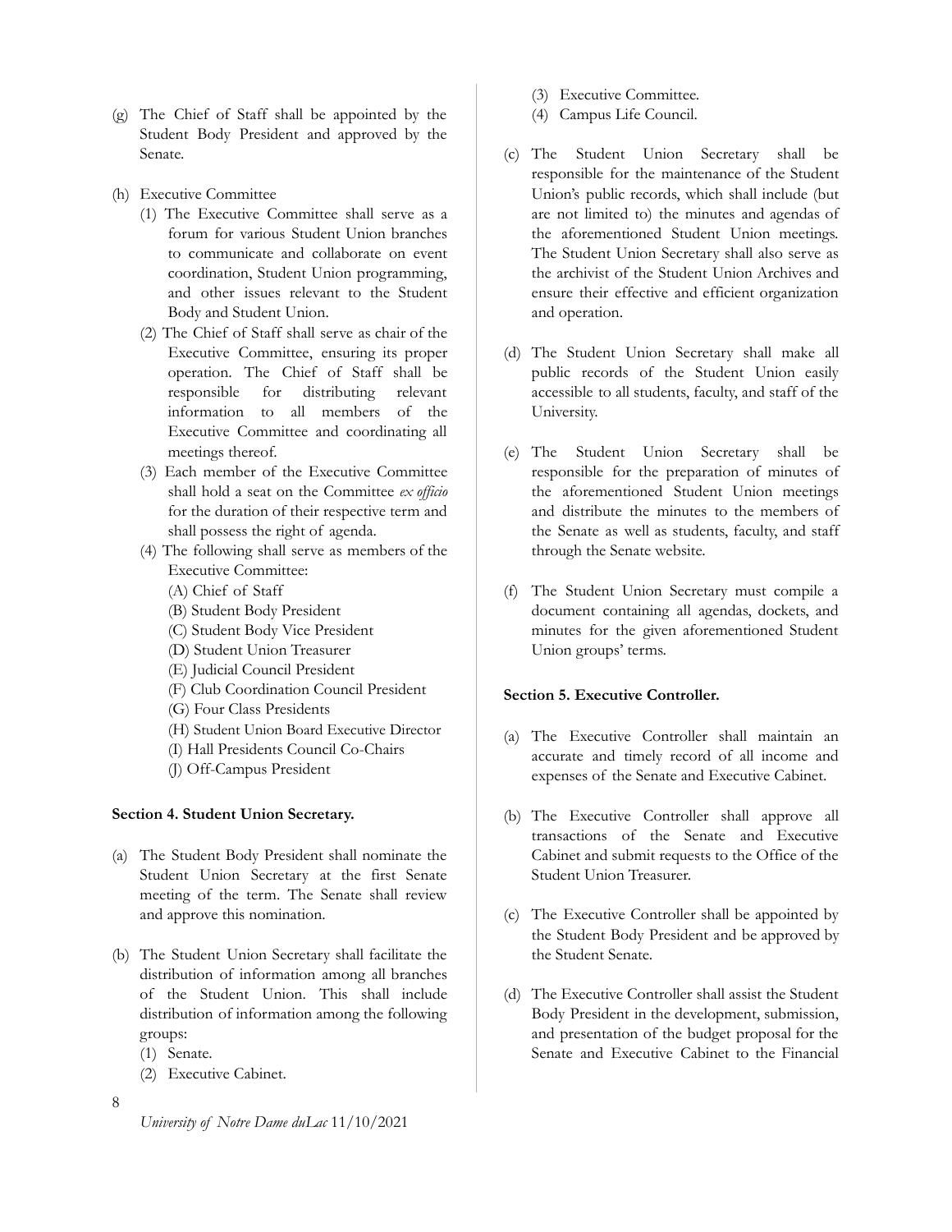(g) The Chief of Staff shall be appointed by the Student Body President and approved by the Senate.

(h) Executive Committee
  (1) The Executive Committee shall serve as a forum for various Student Union branches to communicate and collaborate on event coordination, Student Union programming, and other issues relevant to the Student Body and Student Union.
  (2) The Chief of Staff shall serve as chair of the Executive Committee, ensuring its proper operation. The Chief of Staff shall be responsible for distributing relevant information to all members of the Executive Committee and coordinating all meetings thereof.
  (3) Each member of the Executive Committee shall hold a seat on the Committee *ex officio* for the duration of their respective term and shall possess the right of agenda.
  (4) The following shall serve as members of the Executive Committee:
    (A) Chief of Staff
    (B) Student Body President
    (C) Student Body Vice President
    (D) Student Union Treasurer
    (E) Judicial Council President
    (F) Club Coordination Council President
    (G) Four Class Presidents
    (H) Student Union Board Executive Director
    (I) Hall Presidents Council Co-Chairs
    (J) Off-Campus President

**Section 4. Student Union Secretary.**

(a) The Student Body President shall nominate the Student Union Secretary at the first Senate meeting of the term. The Senate shall review and approve this nomination.

(b) The Student Union Secretary shall facilitate the distribution of information among all branches of the Student Union. This shall include distribution of information among the following groups:
  (1) Senate.
  (2) Executive Cabinet.
  (3) Executive Committee.
  (4) Campus Life Council.

(c) The Student Union Secretary shall be responsible for the maintenance of the Student Union's public records, which shall include (but are not limited to) the minutes and agendas of the aforementioned Student Union meetings. The Student Union Secretary shall also serve as the archivist of the Student Union Archives and ensure their effective and efficient organization and operation.

(d) The Student Union Secretary shall make all public records of the Student Union easily accessible to all students, faculty, and staff of the University.

(e) The Student Union Secretary shall be responsible for the preparation of minutes of the aforementioned Student Union meetings and distribute the minutes to the members of the Senate as well as students, faculty, and staff through the Senate website.

(f) The Student Union Secretary must compile a document containing all agendas, dockets, and minutes for the given aforementioned Student Union groups' terms.

**Section 5. Executive Controller.**

(a) The Executive Controller shall maintain an accurate and timely record of all income and expenses of the Senate and Executive Cabinet.

(b) The Executive Controller shall approve all transactions of the Senate and Executive Cabinet and submit requests to the Office of the Student Union Treasurer.

(c) The Executive Controller shall be appointed by the Student Body President and be approved by the Student Senate.

(d) The Executive Controller shall assist the Student Body President in the development, submission, and presentation of the budget proposal for the Senate and Executive Cabinet to the Financial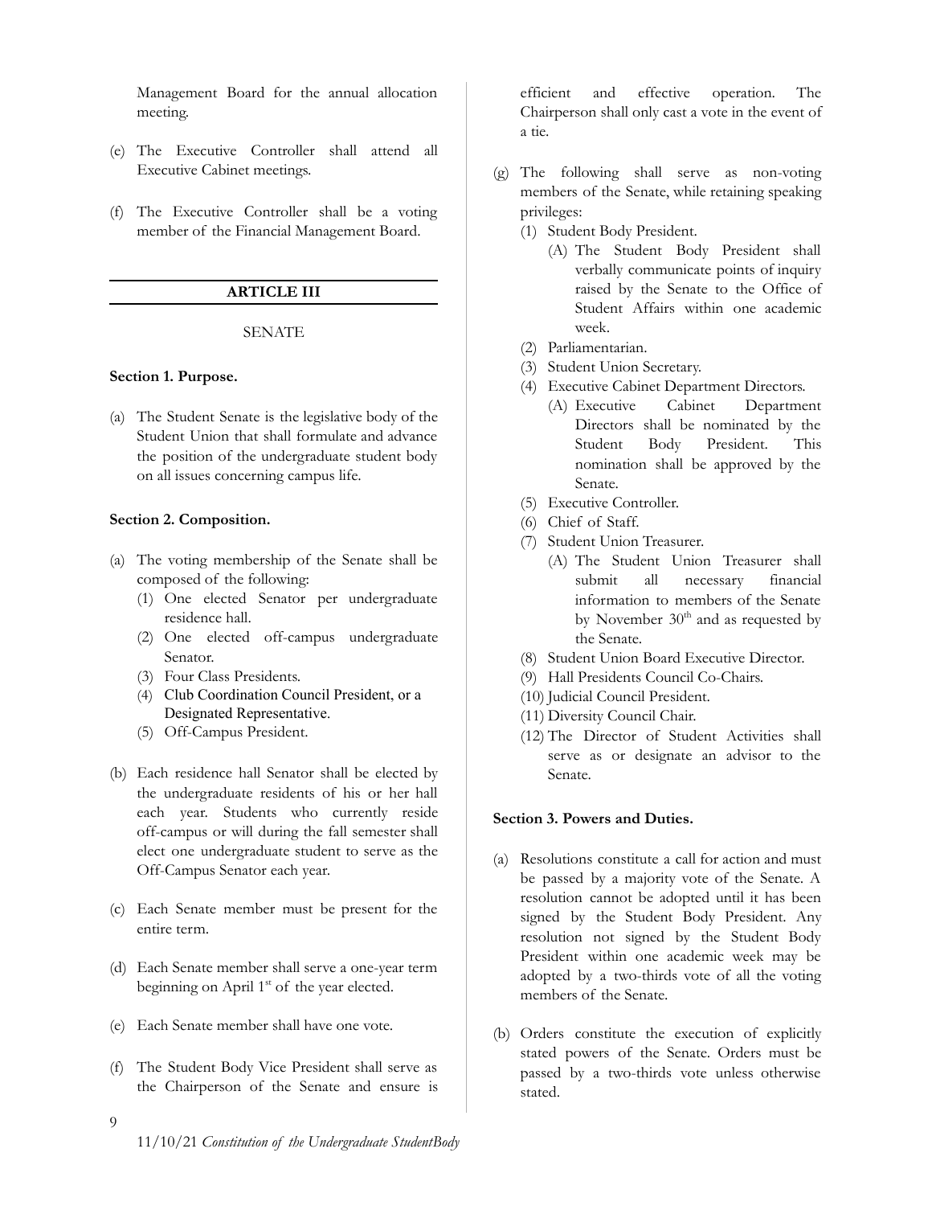Management Board for the annual allocation meeting.

(e) The Executive Controller shall attend all Executive Cabinet meetings.

(f) The Executive Controller shall be a voting member of the Financial Management Board.

## ARTICLE III

SENATE

**Section 1. Purpose.**

(a) The Student Senate is the legislative body of the Student Union that shall formulate and advance the position of the undergraduate student body on all issues concerning campus life.

**Section 2. Composition.**

(a) The voting membership of the Senate shall be composed of the following:
   (1) One elected Senator per undergraduate residence hall.
   (2) One elected off-campus undergraduate Senator.
   (3) Four Class Presidents.
   (4) Club Coordination Council President, or a Designated Representative.
   (5) Off-Campus President.

(b) Each residence hall Senator shall be elected by the undergraduate residents of his or her hall each year. Students who currently reside off-campus or will during the fall semester shall elect one undergraduate student to serve as the Off-Campus Senator each year.

(c) Each Senate member must be present for the entire term.

(d) Each Senate member shall serve a one-year term beginning on April 1st of the year elected.

(e) Each Senate member shall have one vote.

(f) The Student Body Vice President shall serve as the Chairperson of the Senate and ensure is efficient and effective operation. The Chairperson shall only cast a vote in the event of a tie.

(g) The following shall serve as non-voting members of the Senate, while retaining speaking privileges:
   (1) Student Body President.
      (A) The Student Body President shall verbally communicate points of inquiry raised by the Senate to the Office of Student Affairs within one academic week.
   (2) Parliamentarian.
   (3) Student Union Secretary.
   (4) Executive Cabinet Department Directors.
      (A) Executive Cabinet Department Directors shall be nominated by the Student Body President. This nomination shall be approved by the Senate.
   (5) Executive Controller.
   (6) Chief of Staff.
   (7) Student Union Treasurer.
      (A) The Student Union Treasurer shall submit all necessary financial information to members of the Senate by November 30th and as requested by the Senate.
   (8) Student Union Board Executive Director.
   (9) Hall Presidents Council Co-Chairs.
   (10) Judicial Council President.
   (11) Diversity Council Chair.
   (12) The Director of Student Activities shall serve as or designate an advisor to the Senate.

**Section 3. Powers and Duties.**

(a) Resolutions constitute a call for action and must be passed by a majority vote of the Senate. A resolution cannot be adopted until it has been signed by the Student Body President. Any resolution not signed by the Student Body President within one academic week may be adopted by a two-thirds vote of all the voting members of the Senate.

(b) Orders constitute the execution of explicitly stated powers of the Senate. Orders must be passed by a two-thirds vote unless otherwise stated.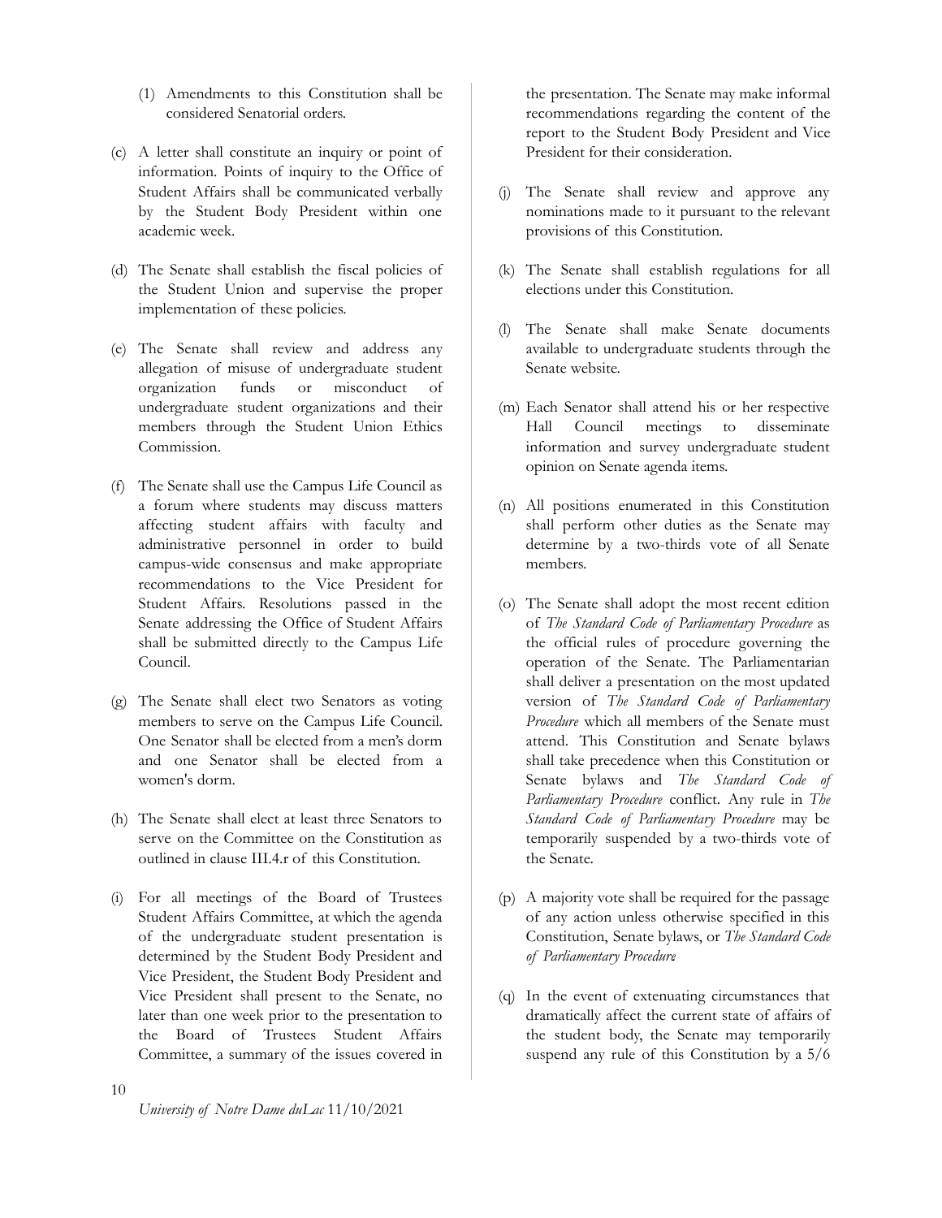(1) Amendments to this Constitution shall be considered Senatorial orders.

(c) A letter shall constitute an inquiry or point of information. Points of inquiry to the Office of Student Affairs shall be communicated verbally by the Student Body President within one academic week.

(d) The Senate shall establish the fiscal policies of the Student Union and supervise the proper implementation of these policies.

(e) The Senate shall review and address any allegation of misuse of undergraduate student organization funds or misconduct of undergraduate student organizations and their members through the Student Union Ethics Commission.

(f) The Senate shall use the Campus Life Council as a forum where students may discuss matters affecting student affairs with faculty and administrative personnel in order to build campus-wide consensus and make appropriate recommendations to the Vice President for Student Affairs. Resolutions passed in the Senate addressing the Office of Student Affairs shall be submitted directly to the Campus Life Council.

(g) The Senate shall elect two Senators as voting members to serve on the Campus Life Council. One Senator shall be elected from a men's dorm and one Senator shall be elected from a women's dorm.

(h) The Senate shall elect at least three Senators to serve on the Committee on the Constitution as outlined in clause III.4.r of this Constitution.

(i) For all meetings of the Board of Trustees Student Affairs Committee, at which the agenda of the undergraduate student presentation is determined by the Student Body President and Vice President, the Student Body President and Vice President shall present to the Senate, no later than one week prior to the presentation to the Board of Trustees Student Affairs Committee, a summary of the issues covered in the presentation. The Senate may make informal recommendations regarding the content of the report to the Student Body President and Vice President for their consideration.

(j) The Senate shall review and approve any nominations made to it pursuant to the relevant provisions of this Constitution.

(k) The Senate shall establish regulations for all elections under this Constitution.

(l) The Senate shall make Senate documents available to undergraduate students through the Senate website.

(m) Each Senator shall attend his or her respective Hall Council meetings to disseminate information and survey undergraduate student opinion on Senate agenda items.

(n) All positions enumerated in this Constitution shall perform other duties as the Senate may determine by a two-thirds vote of all Senate members.

(o) The Senate shall adopt the most recent edition of *The Standard Code of Parliamentary Procedure* as the official rules of procedure governing the operation of the Senate. The Parliamentarian shall deliver a presentation on the most updated version of *The Standard Code of Parliamentary Procedure* which all members of the Senate must attend. This Constitution and Senate bylaws shall take precedence when this Constitution or Senate bylaws and *The Standard Code of Parliamentary Procedure* conflict. Any rule in *The Standard Code of Parliamentary Procedure* may be temporarily suspended by a two-thirds vote of the Senate.

(p) A majority vote shall be required for the passage of any action unless otherwise specified in this Constitution, Senate bylaws, or *The Standard Code of Parliamentary Procedure*

(q) In the event of extenuating circumstances that dramatically affect the current state of affairs of the student body, the Senate may temporarily suspend any rule of this Constitution by a 5/6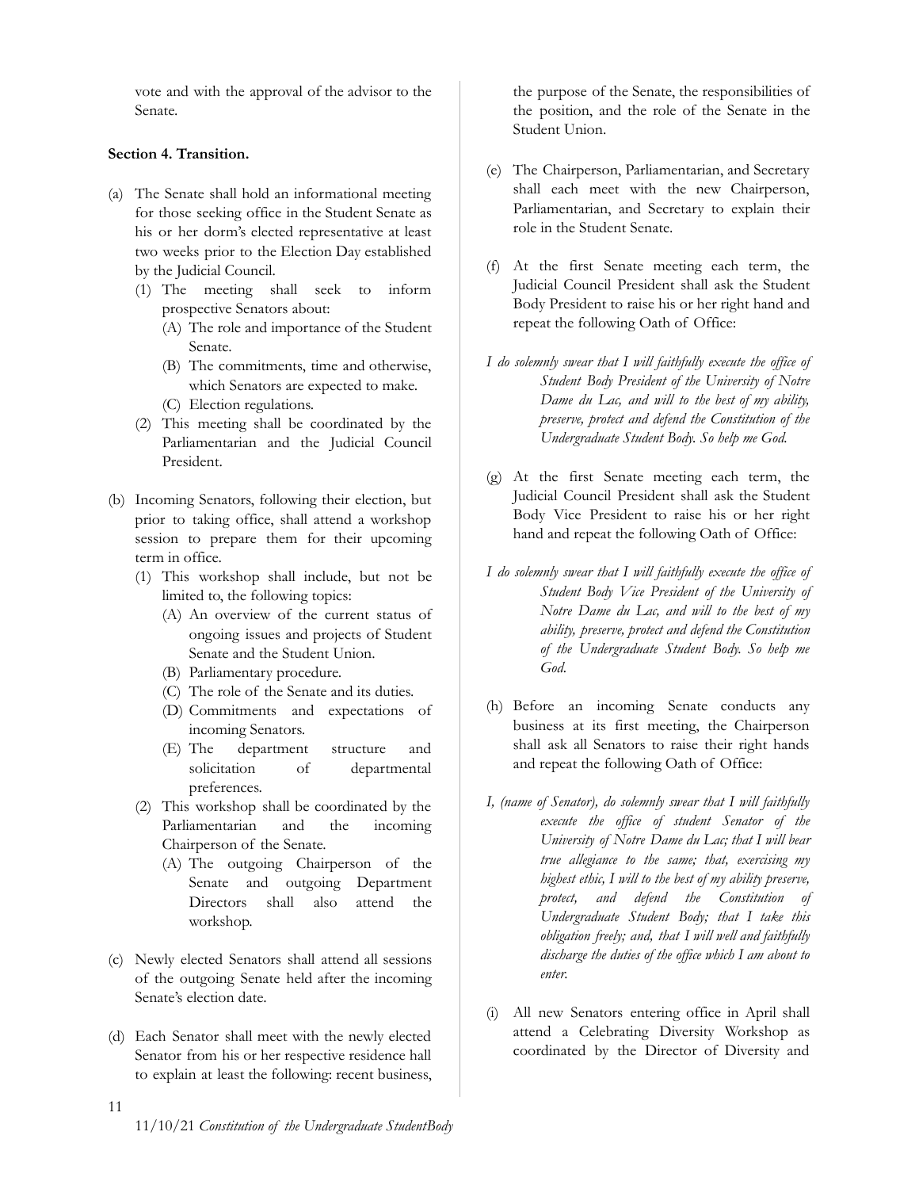vote and with the approval of the advisor to the Senate.

**Section 4. Transition.**

(a) The Senate shall hold an informational meeting for those seeking office in the Student Senate as his or her dorm's elected representative at least two weeks prior to the Election Day established by the Judicial Council.
   (1) The meeting shall seek to inform prospective Senators about:
      (A) The role and importance of the Student Senate.
      (B) The commitments, time and otherwise, which Senators are expected to make.
      (C) Election regulations.
   (2) This meeting shall be coordinated by the Parliamentarian and the Judicial Council President.

(b) Incoming Senators, following their election, but prior to taking office, shall attend a workshop session to prepare them for their upcoming term in office.
   (1) This workshop shall include, but not be limited to, the following topics:
      (A) An overview of the current status of ongoing issues and projects of Student Senate and the Student Union.
      (B) Parliamentary procedure.
      (C) The role of the Senate and its duties.
      (D) Commitments and expectations of incoming Senators.
      (E) The department structure and solicitation of departmental preferences.
   (2) This workshop shall be coordinated by the Parliamentarian and the incoming Chairperson of the Senate.
      (A) The outgoing Chairperson of the Senate and outgoing Department Directors shall also attend the workshop.

(c) Newly elected Senators shall attend all sessions of the outgoing Senate held after the incoming Senate's election date.

(d) Each Senator shall meet with the newly elected Senator from his or her respective residence hall to explain at least the following: recent business, the purpose of the Senate, the responsibilities of the position, and the role of the Senate in the Student Union.

(e) The Chairperson, Parliamentarian, and Secretary shall each meet with the new Chairperson, Parliamentarian, and Secretary to explain their role in the Student Senate.

(f) At the first Senate meeting each term, the Judicial Council President shall ask the Student Body President to raise his or her right hand and repeat the following Oath of Office:

*I do solemnly swear that I will faithfully execute the office of Student Body President of the University of Notre Dame du Lac, and will to the best of my ability, preserve, protect and defend the Constitution of the Undergraduate Student Body. So help me God.*

(g) At the first Senate meeting each term, the Judicial Council President shall ask the Student Body Vice President to raise his or her right hand and repeat the following Oath of Office:

*I do solemnly swear that I will faithfully execute the office of Student Body Vice President of the University of Notre Dame du Lac, and will to the best of my ability, preserve, protect and defend the Constitution of the Undergraduate Student Body. So help me God.*

(h) Before an incoming Senate conducts any business at its first meeting, the Chairperson shall ask all Senators to raise their right hands and repeat the following Oath of Office:

*I, (name of Senator), do solemnly swear that I will faithfully execute the office of student Senator of the University of Notre Dame du Lac; that I will bear true allegiance to the same; that, exercising my highest ethic, I will to the best of my ability preserve, protect, and defend the Constitution of Undergraduate Student Body; that I take this obligation freely; and, that I will well and faithfully discharge the duties of the office which I am about to enter.*

(i) All new Senators entering office in April shall attend a Celebrating Diversity Workshop as coordinated by the Director of Diversity and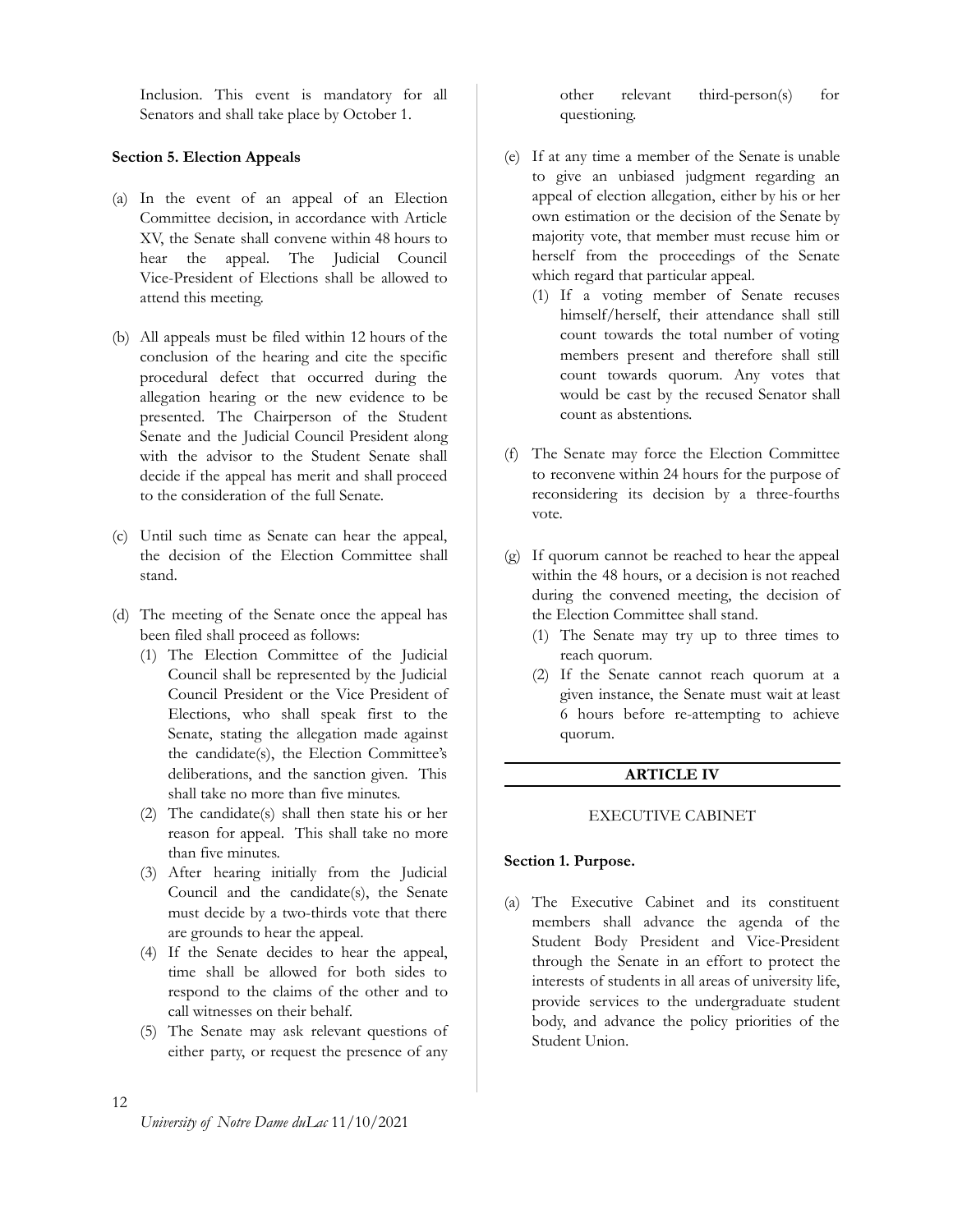Inclusion. This event is mandatory for all Senators and shall take place by October 1.

**Section 5. Election Appeals**

(a) In the event of an appeal of an Election Committee decision, in accordance with Article XV, the Senate shall convene within 48 hours to hear the appeal. The Judicial Council Vice-President of Elections shall be allowed to attend this meeting.

(b) All appeals must be filed within 12 hours of the conclusion of the hearing and cite the specific procedural defect that occurred during the allegation hearing or the new evidence to be presented. The Chairperson of the Student Senate and the Judicial Council President along with the advisor to the Student Senate shall decide if the appeal has merit and shall proceed to the consideration of the full Senate.

(c) Until such time as Senate can hear the appeal, the decision of the Election Committee shall stand.

(d) The meeting of the Senate once the appeal has been filed shall proceed as follows:
   (1) The Election Committee of the Judicial Council shall be represented by the Judicial Council President or the Vice President of Elections, who shall speak first to the Senate, stating the allegation made against the candidate(s), the Election Committee's deliberations, and the sanction given. This shall take no more than five minutes.
   (2) The candidate(s) shall then state his or her reason for appeal. This shall take no more than five minutes.
   (3) After hearing initially from the Judicial Council and the candidate(s), the Senate must decide by a two-thirds vote that there are grounds to hear the appeal.
   (4) If the Senate decides to hear the appeal, time shall be allowed for both sides to respond to the claims of the other and to call witnesses on their behalf.
   (5) The Senate may ask relevant questions of either party, or request the presence of any other relevant third-person(s) for questioning.

(e) If at any time a member of the Senate is unable to give an unbiased judgment regarding an appeal of election allegation, either by his or her own estimation or the decision of the Senate by majority vote, that member must recuse him or herself from the proceedings of the Senate which regard that particular appeal.
   (1) If a voting member of Senate recuses himself/herself, their attendance shall still count towards the total number of voting members present and therefore shall still count towards quorum. Any votes that would be cast by the recused Senator shall count as abstentions.

(f) The Senate may force the Election Committee to reconvene within 24 hours for the purpose of reconsidering its decision by a three-fourths vote.

(g) If quorum cannot be reached to hear the appeal within the 48 hours, or a decision is not reached during the convened meeting, the decision of the Election Committee shall stand.
   (1) The Senate may try up to three times to reach quorum.
   (2) If the Senate cannot reach quorum at a given instance, the Senate must wait at least 6 hours before re-attempting to achieve quorum.

## ARTICLE IV

EXECUTIVE CABINET

**Section 1. Purpose.**

(a) The Executive Cabinet and its constituent members shall advance the agenda of the Student Body President and Vice-President through the Senate in an effort to protect the interests of students in all areas of university life, provide services to the undergraduate student body, and advance the policy priorities of the Student Union.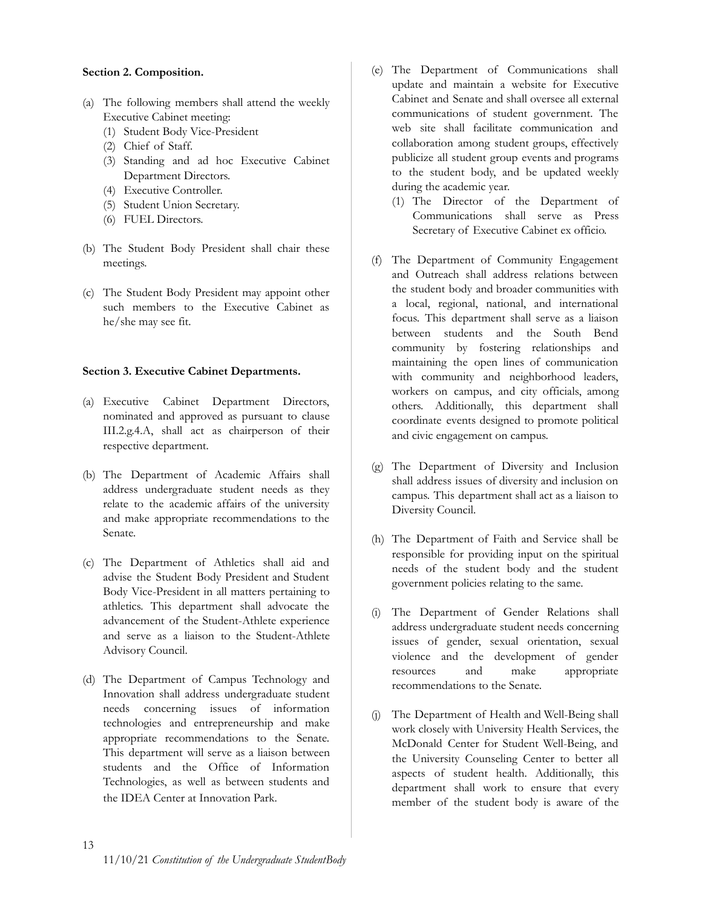**Section 2. Composition.**

(a) The following members shall attend the weekly Executive Cabinet meeting:
   (1) Student Body Vice-President
   (2) Chief of Staff.
   (3) Standing and ad hoc Executive Cabinet Department Directors.
   (4) Executive Controller.
   (5) Student Union Secretary.
   (6) FUEL Directors.

(b) The Student Body President shall chair these meetings.

(c) The Student Body President may appoint other such members to the Executive Cabinet as he/she may see fit.

**Section 3. Executive Cabinet Departments.**

(a) Executive Cabinet Department Directors, nominated and approved as pursuant to clause III.2.g.4.A, shall act as chairperson of their respective department.

(b) The Department of Academic Affairs shall address undergraduate student needs as they relate to the academic affairs of the university and make appropriate recommendations to the Senate.

(c) The Department of Athletics shall aid and advise the Student Body President and Student Body Vice-President in all matters pertaining to athletics. This department shall advocate the advancement of the Student-Athlete experience and serve as a liaison to the Student-Athlete Advisory Council.

(d) The Department of Campus Technology and Innovation shall address undergraduate student needs concerning issues of information technologies and entrepreneurship and make appropriate recommendations to the Senate. This department will serve as a liaison between students and the Office of Information Technologies, as well as between students and the IDEA Center at Innovation Park.

(e) The Department of Communications shall update and maintain a website for Executive Cabinet and Senate and shall oversee all external communications of student government. The web site shall facilitate communication and collaboration among student groups, effectively publicize all student group events and programs to the student body, and be updated weekly during the academic year.
   (1) The Director of the Department of Communications shall serve as Press Secretary of Executive Cabinet ex officio.

(f) The Department of Community Engagement and Outreach shall address relations between the student body and broader communities with a local, regional, national, and international focus. This department shall serve as a liaison between students and the South Bend community by fostering relationships and maintaining the open lines of communication with community and neighborhood leaders, workers on campus, and city officials, among others. Additionally, this department shall coordinate events designed to promote political and civic engagement on campus.

(g) The Department of Diversity and Inclusion shall address issues of diversity and inclusion on campus. This department shall act as a liaison to Diversity Council.

(h) The Department of Faith and Service shall be responsible for providing input on the spiritual needs of the student body and the student government policies relating to the same.

(i) The Department of Gender Relations shall address undergraduate student needs concerning issues of gender, sexual orientation, sexual violence and the development of gender resources and make appropriate recommendations to the Senate.

(j) The Department of Health and Well-Being shall work closely with University Health Services, the McDonald Center for Student Well-Being, and the University Counseling Center to better all aspects of student health. Additionally, this department shall work to ensure that every member of the student body is aware of the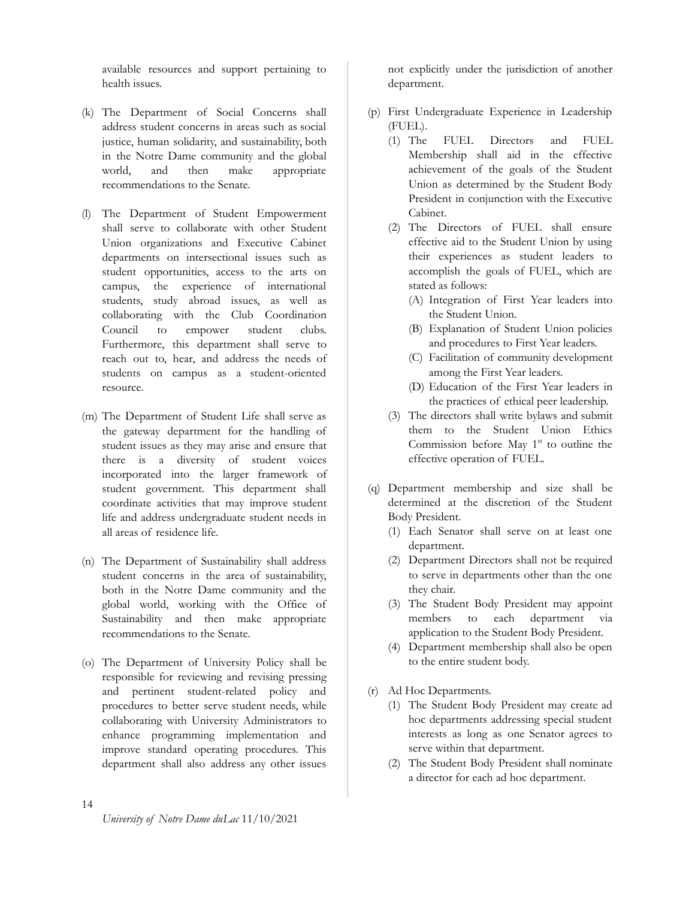available resources and support pertaining to health issues.

(k) The Department of Social Concerns shall address student concerns in areas such as social justice, human solidarity, and sustainability, both in the Notre Dame community and the global world, and then make appropriate recommendations to the Senate.

(l) The Department of Student Empowerment shall serve to collaborate with other Student Union organizations and Executive Cabinet departments on intersectional issues such as student opportunities, access to the arts on campus, the experience of international students, study abroad issues, as well as collaborating with the Club Coordination Council to empower student clubs. Furthermore, this department shall serve to reach out to, hear, and address the needs of students on campus as a student-oriented resource.

(m) The Department of Student Life shall serve as the gateway department for the handling of student issues as they may arise and ensure that there is a diversity of student voices incorporated into the larger framework of student government. This department shall coordinate activities that may improve student life and address undergraduate student needs in all areas of residence life.

(n) The Department of Sustainability shall address student concerns in the area of sustainability, both in the Notre Dame community and the global world, working with the Office of Sustainability and then make appropriate recommendations to the Senate.

(o) The Department of University Policy shall be responsible for reviewing and revising pressing and pertinent student-related policy and procedures to better serve student needs, while collaborating with University Administrators to enhance programming implementation and improve standard operating procedures. This department shall also address any other issues not explicitly under the jurisdiction of another department.

(p) First Undergraduate Experience in Leadership (FUEL).
   (1) The FUEL Directors and FUEL Membership shall aid in the effective achievement of the goals of the Student Union as determined by the Student Body President in conjunction with the Executive Cabinet.
   (2) The Directors of FUEL shall ensure effective aid to the Student Union by using their experiences as student leaders to accomplish the goals of FUEL, which are stated as follows:
      (A) Integration of First Year leaders into the Student Union.
      (B) Explanation of Student Union policies and procedures to First Year leaders.
      (C) Facilitation of community development among the First Year leaders.
      (D) Education of the First Year leaders in the practices of ethical peer leadership.
   (3) The directors shall write bylaws and submit them to the Student Union Ethics Commission before May 1st to outline the effective operation of FUEL.

(q) Department membership and size shall be determined at the discretion of the Student Body President.
   (1) Each Senator shall serve on at least one department.
   (2) Department Directors shall not be required to serve in departments other than the one they chair.
   (3) The Student Body President may appoint members to each department via application to the Student Body President.
   (4) Department membership shall also be open to the entire student body.

(r) Ad Hoc Departments.
   (1) The Student Body President may create ad hoc departments addressing special student interests as long as one Senator agrees to serve within that department.
   (2) The Student Body President shall nominate a director for each ad hoc department.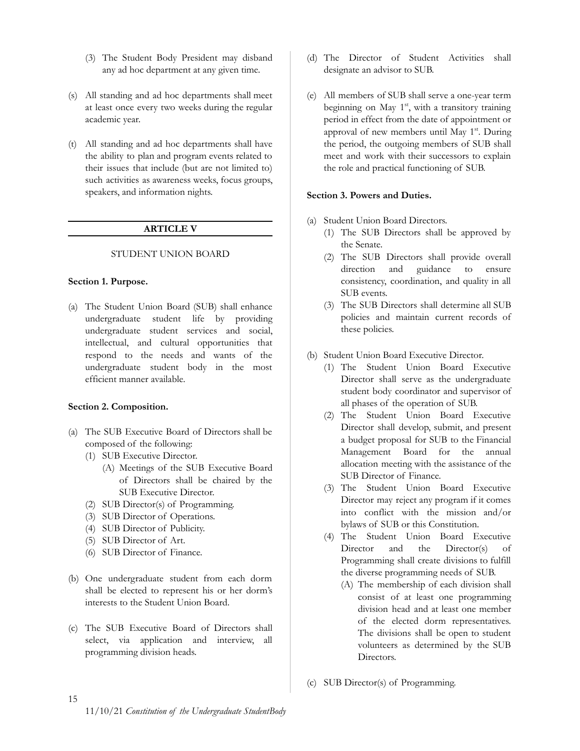(3) The Student Body President may disband any ad hoc department at any given time.

(s) All standing and ad hoc departments shall meet at least once every two weeks during the regular academic year.

(t) All standing and ad hoc departments shall have the ability to plan and program events related to their issues that include (but are not limited to) such activities as awareness weeks, focus groups, speakers, and information nights.

## ARTICLE V

STUDENT UNION BOARD

**Section 1. Purpose.**

(a) The Student Union Board (SUB) shall enhance undergraduate student life by providing undergraduate student services and social, intellectual, and cultural opportunities that respond to the needs and wants of the undergraduate student body in the most efficient manner available.

**Section 2. Composition.**

(a) The SUB Executive Board of Directors shall be composed of the following:
   (1) SUB Executive Director.
      (A) Meetings of the SUB Executive Board of Directors shall be chaired by the SUB Executive Director.
   (2) SUB Director(s) of Programming.
   (3) SUB Director of Operations.
   (4) SUB Director of Publicity.
   (5) SUB Director of Art.
   (6) SUB Director of Finance.

(b) One undergraduate student from each dorm shall be elected to represent his or her dorm's interests to the Student Union Board.

(c) The SUB Executive Board of Directors shall select, via application and interview, all programming division heads.

(d) The Director of Student Activities shall designate an advisor to SUB.

(e) All members of SUB shall serve a one-year term beginning on May 1st, with a transitory training period in effect from the date of appointment or approval of new members until May 1st. During the period, the outgoing members of SUB shall meet and work with their successors to explain the role and practical functioning of SUB.

**Section 3. Powers and Duties.**

(a) Student Union Board Directors.
   (1) The SUB Directors shall be approved by the Senate.
   (2) The SUB Directors shall provide overall direction and guidance to ensure consistency, coordination, and quality in all SUB events.
   (3) The SUB Directors shall determine all SUB policies and maintain current records of these policies.

(b) Student Union Board Executive Director.
   (1) The Student Union Board Executive Director shall serve as the undergraduate student body coordinator and supervisor of all phases of the operation of SUB.
   (2) The Student Union Board Executive Director shall develop, submit, and present a budget proposal for SUB to the Financial Management Board for the annual allocation meeting with the assistance of the SUB Director of Finance.
   (3) The Student Union Board Executive Director may reject any program if it comes into conflict with the mission and/or bylaws of SUB or this Constitution.
   (4) The Student Union Board Executive Director and the Director(s) of Programming shall create divisions to fulfill the diverse programming needs of SUB.
      (A) The membership of each division shall consist of at least one programming division head and at least one member of the elected dorm representatives. The divisions shall be open to student volunteers as determined by the SUB Directors.

(c) SUB Director(s) of Programming.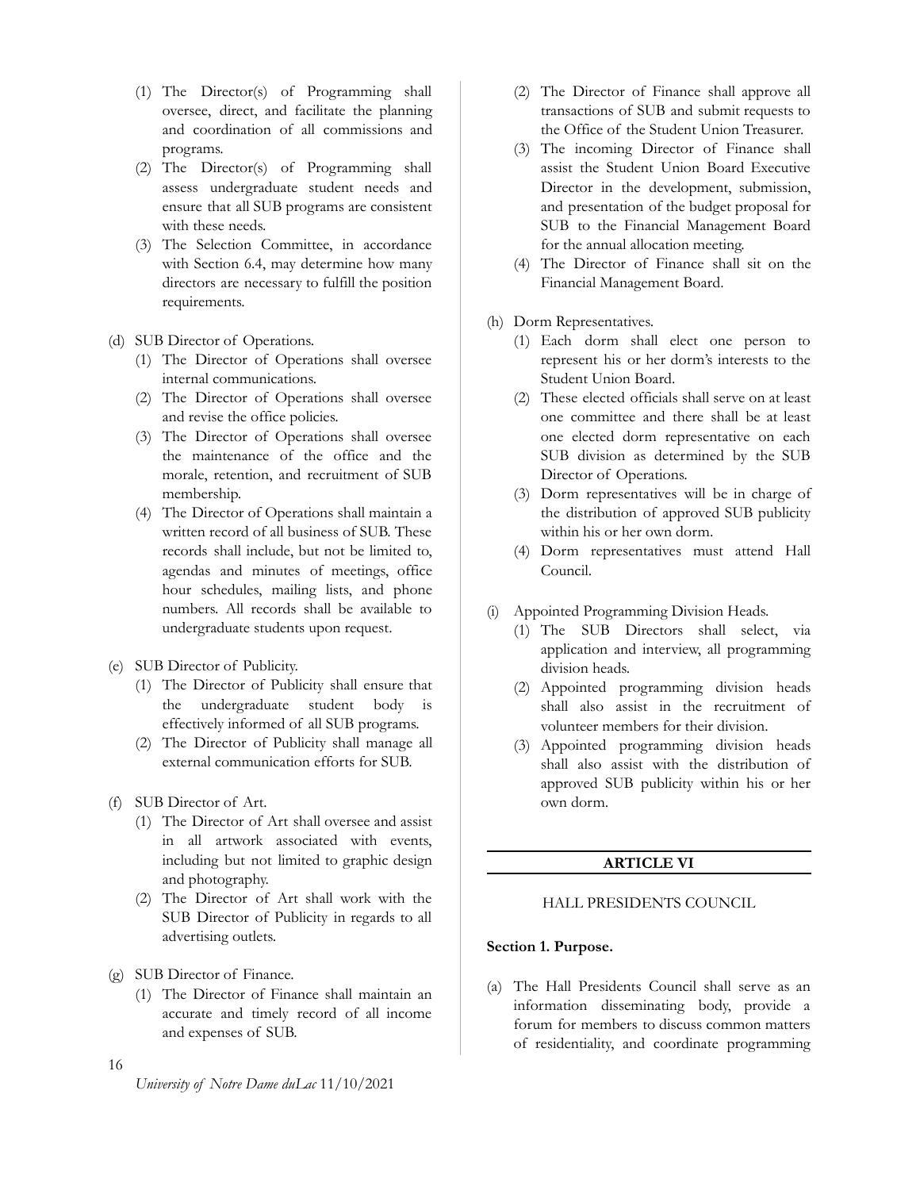(1) The Director(s) of Programming shall oversee, direct, and facilitate the planning and coordination of all commissions and programs.
(2) The Director(s) of Programming shall assess undergraduate student needs and ensure that all SUB programs are consistent with these needs.
(3) The Selection Committee, in accordance with Section 6.4, may determine how many directors are necessary to fulfill the position requirements.

(d) SUB Director of Operations.
   (1) The Director of Operations shall oversee internal communications.
   (2) The Director of Operations shall oversee and revise the office policies.
   (3) The Director of Operations shall oversee the maintenance of the office and the morale, retention, and recruitment of SUB membership.
   (4) The Director of Operations shall maintain a written record of all business of SUB. These records shall include, but not be limited to, agendas and minutes of meetings, office hour schedules, mailing lists, and phone numbers. All records shall be available to undergraduate students upon request.

(e) SUB Director of Publicity.
   (1) The Director of Publicity shall ensure that the undergraduate student body is effectively informed of all SUB programs.
   (2) The Director of Publicity shall manage all external communication efforts for SUB.

(f) SUB Director of Art.
   (1) The Director of Art shall oversee and assist in all artwork associated with events, including but not limited to graphic design and photography.
   (2) The Director of Art shall work with the SUB Director of Publicity in regards to all advertising outlets.

(g) SUB Director of Finance.
   (1) The Director of Finance shall maintain an accurate and timely record of all income and expenses of SUB.
   (2) The Director of Finance shall approve all transactions of SUB and submit requests to the Office of the Student Union Treasurer.
   (3) The incoming Director of Finance shall assist the Student Union Board Executive Director in the development, submission, and presentation of the budget proposal for SUB to the Financial Management Board for the annual allocation meeting.
   (4) The Director of Finance shall sit on the Financial Management Board.

(h) Dorm Representatives.
   (1) Each dorm shall elect one person to represent his or her dorm's interests to the Student Union Board.
   (2) These elected officials shall serve on at least one committee and there shall be at least one elected dorm representative on each SUB division as determined by the SUB Director of Operations.
   (3) Dorm representatives will be in charge of the distribution of approved SUB publicity within his or her own dorm.
   (4) Dorm representatives must attend Hall Council.

(i) Appointed Programming Division Heads.
   (1) The SUB Directors shall select, via application and interview, all programming division heads.
   (2) Appointed programming division heads shall also assist in the recruitment of volunteer members for their division.
   (3) Appointed programming division heads shall also assist with the distribution of approved SUB publicity within his or her own dorm.

## ARTICLE VI

### HALL PRESIDENTS COUNCIL

**Section 1. Purpose.**

(a) The Hall Presidents Council shall serve as an information disseminating body, provide a forum for members to discuss common matters of residentiality, and coordinate programming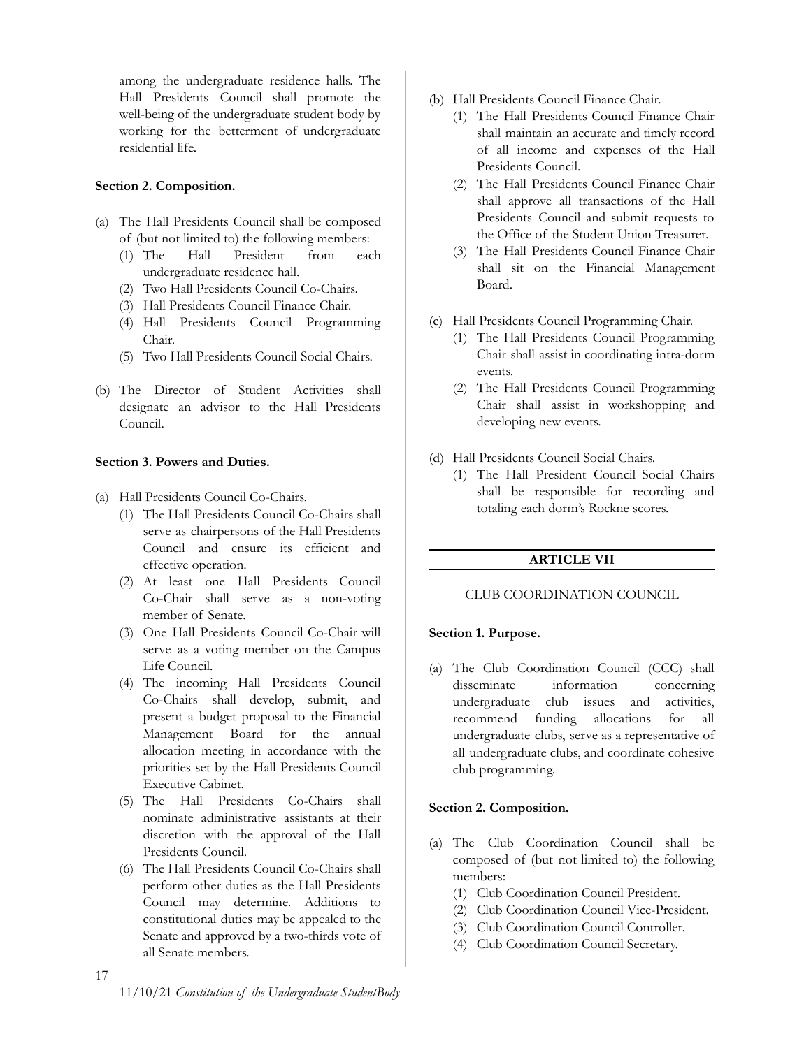among the undergraduate residence halls. The Hall Presidents Council shall promote the well-being of the undergraduate student body by working for the betterment of undergraduate residential life.

**Section 2. Composition.**

(a) The Hall Presidents Council shall be composed of (but not limited to) the following members:
   (1) The Hall President from each undergraduate residence hall.
   (2) Two Hall Presidents Council Co-Chairs.
   (3) Hall Presidents Council Finance Chair.
   (4) Hall Presidents Council Programming Chair.
   (5) Two Hall Presidents Council Social Chairs.

(b) The Director of Student Activities shall designate an advisor to the Hall Presidents Council.

**Section 3. Powers and Duties.**

(a) Hall Presidents Council Co-Chairs.
   (1) The Hall Presidents Council Co-Chairs shall serve as chairpersons of the Hall Presidents Council and ensure its efficient and effective operation.
   (2) At least one Hall Presidents Council Co-Chair shall serve as a non-voting member of Senate.
   (3) One Hall Presidents Council Co-Chair will serve as a voting member on the Campus Life Council.
   (4) The incoming Hall Presidents Council Co-Chairs shall develop, submit, and present a budget proposal to the Financial Management Board for the annual allocation meeting in accordance with the priorities set by the Hall Presidents Council Executive Cabinet.
   (5) The Hall Presidents Co-Chairs shall nominate administrative assistants at their discretion with the approval of the Hall Presidents Council.
   (6) The Hall Presidents Council Co-Chairs shall perform other duties as the Hall Presidents Council may determine. Additions to constitutional duties may be appealed to the Senate and approved by a two-thirds vote of all Senate members.

(b) Hall Presidents Council Finance Chair.
   (1) The Hall Presidents Council Finance Chair shall maintain an accurate and timely record of all income and expenses of the Hall Presidents Council.
   (2) The Hall Presidents Council Finance Chair shall approve all transactions of the Hall Presidents Council and submit requests to the Office of the Student Union Treasurer.
   (3) The Hall Presidents Council Finance Chair shall sit on the Financial Management Board.

(c) Hall Presidents Council Programming Chair.
   (1) The Hall Presidents Council Programming Chair shall assist in coordinating intra-dorm events.
   (2) The Hall Presidents Council Programming Chair shall assist in workshopping and developing new events.

(d) Hall Presidents Council Social Chairs.
   (1) The Hall President Council Social Chairs shall be responsible for recording and totaling each dorm's Rockne scores.

## ARTICLE VII

CLUB COORDINATION COUNCIL

**Section 1. Purpose.**

(a) The Club Coordination Council (CCC) shall disseminate information concerning undergraduate club issues and activities, recommend funding allocations for all undergraduate clubs, serve as a representative of all undergraduate clubs, and coordinate cohesive club programming.

**Section 2. Composition.**

(a) The Club Coordination Council shall be composed of (but not limited to) the following members:
   (1) Club Coordination Council President.
   (2) Club Coordination Council Vice-President.
   (3) Club Coordination Council Controller.
   (4) Club Coordination Council Secretary.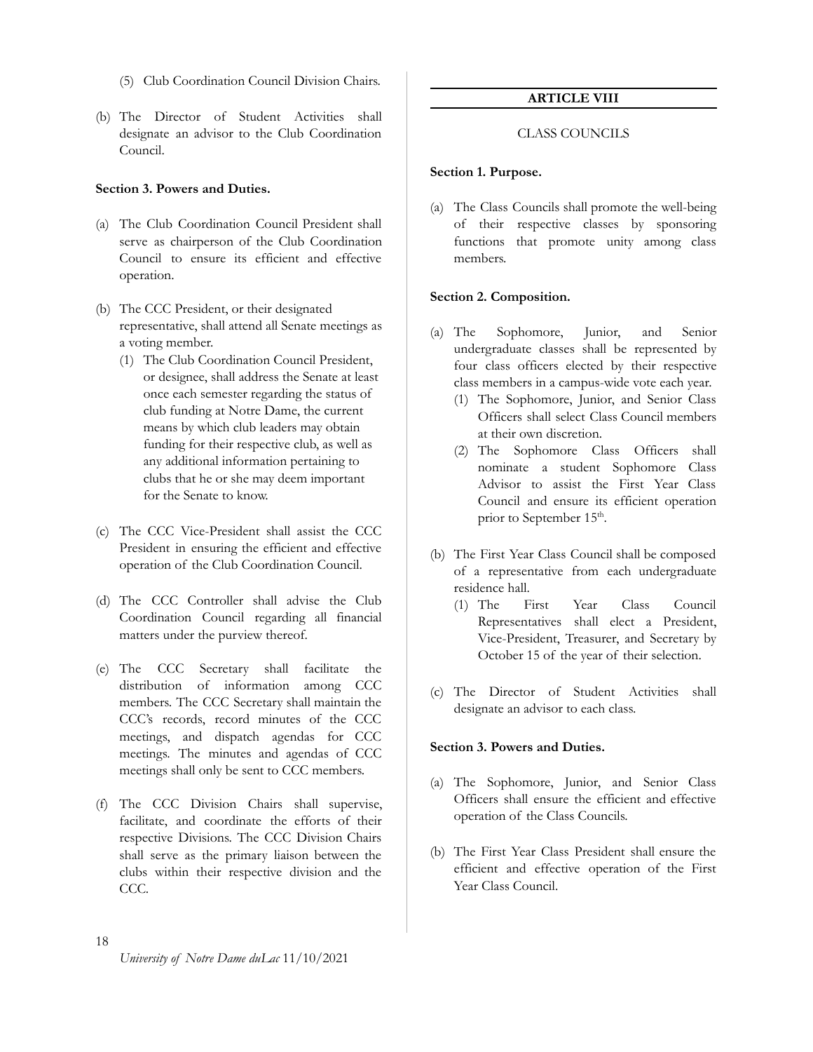(5) Club Coordination Council Division Chairs.

(b) The Director of Student Activities shall designate an advisor to the Club Coordination Council.

**Section 3. Powers and Duties.**

(a) The Club Coordination Council President shall serve as chairperson of the Club Coordination Council to ensure its efficient and effective operation.

(b) The CCC President, or their designated representative, shall attend all Senate meetings as a voting member.

(1) The Club Coordination Council President, or designee, shall address the Senate at least once each semester regarding the status of club funding at Notre Dame, the current means by which club leaders may obtain funding for their respective club, as well as any additional information pertaining to clubs that he or she may deem important for the Senate to know.

(c) The CCC Vice-President shall assist the CCC President in ensuring the efficient and effective operation of the Club Coordination Council.

(d) The CCC Controller shall advise the Club Coordination Council regarding all financial matters under the purview thereof.

(e) The CCC Secretary shall facilitate the distribution of information among CCC members. The CCC Secretary shall maintain the CCC's records, record minutes of the CCC meetings, and dispatch agendas for CCC meetings. The minutes and agendas of CCC meetings shall only be sent to CCC members.

(f) The CCC Division Chairs shall supervise, facilitate, and coordinate the efforts of their respective Divisions. The CCC Division Chairs shall serve as the primary liaison between the clubs within their respective division and the CCC.

## ARTICLE VIII

CLASS COUNCILS

**Section 1. Purpose.**

(a) The Class Councils shall promote the well-being of their respective classes by sponsoring functions that promote unity among class members.

**Section 2. Composition.**

(a) The Sophomore, Junior, and Senior undergraduate classes shall be represented by four class officers elected by their respective class members in a campus-wide vote each year.

(1) The Sophomore, Junior, and Senior Class Officers shall select Class Council members at their own discretion.

(2) The Sophomore Class Officers shall nominate a student Sophomore Class Advisor to assist the First Year Class Council and ensure its efficient operation prior to September 15th.

(b) The First Year Class Council shall be composed of a representative from each undergraduate residence hall.

(1) The First Year Class Council Representatives shall elect a President, Vice-President, Treasurer, and Secretary by October 15 of the year of their selection.

(c) The Director of Student Activities shall designate an advisor to each class.

**Section 3. Powers and Duties.**

(a) The Sophomore, Junior, and Senior Class Officers shall ensure the efficient and effective operation of the Class Councils.

(b) The First Year Class President shall ensure the efficient and effective operation of the First Year Class Council.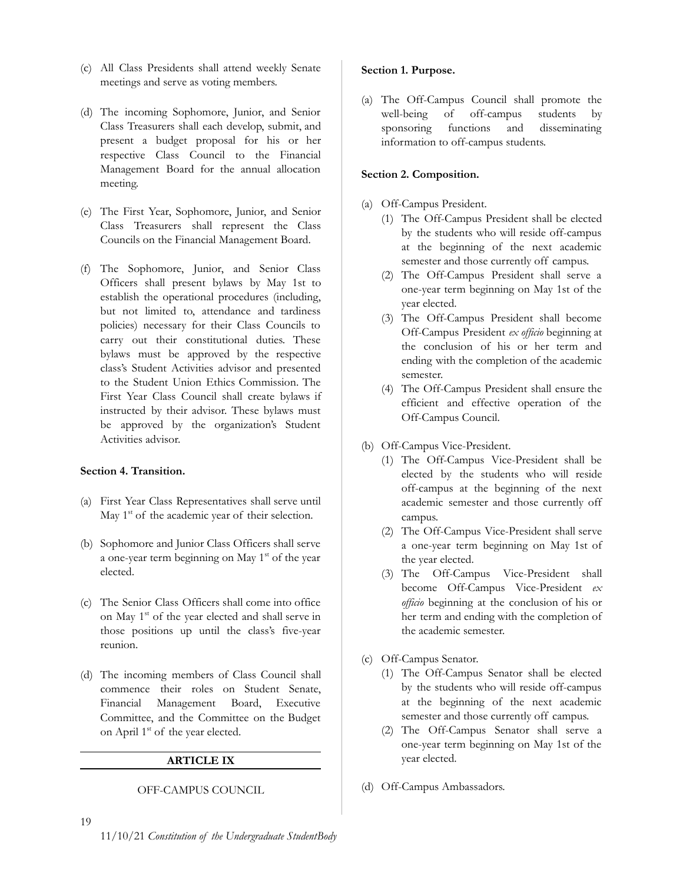(c) All Class Presidents shall attend weekly Senate meetings and serve as voting members.

(d) The incoming Sophomore, Junior, and Senior Class Treasurers shall each develop, submit, and present a budget proposal for his or her respective Class Council to the Financial Management Board for the annual allocation meeting.

(e) The First Year, Sophomore, Junior, and Senior Class Treasurers shall represent the Class Councils on the Financial Management Board.

(f) The Sophomore, Junior, and Senior Class Officers shall present bylaws by May 1st to establish the operational procedures (including, but not limited to, attendance and tardiness policies) necessary for their Class Councils to carry out their constitutional duties. These bylaws must be approved by the respective class's Student Activities advisor and presented to the Student Union Ethics Commission. The First Year Class Council shall create bylaws if instructed by their advisor. These bylaws must be approved by the organization's Student Activities advisor.

**Section 4. Transition.**

(a) First Year Class Representatives shall serve until May 1st of the academic year of their selection.

(b) Sophomore and Junior Class Officers shall serve a one-year term beginning on May 1st of the year elected.

(c) The Senior Class Officers shall come into office on May 1st of the year elected and shall serve in those positions up until the class's five-year reunion.

(d) The incoming members of Class Council shall commence their roles on Student Senate, Financial Management Board, Executive Committee, and the Committee on the Budget on April 1st of the year elected.

## ARTICLE IX

### OFF-CAMPUS COUNCIL

**Section 1. Purpose.**

(a) The Off-Campus Council shall promote the well-being of off-campus students by sponsoring functions and disseminating information to off-campus students.

**Section 2. Composition.**

(a) Off-Campus President.
   (1) The Off-Campus President shall be elected by the students who will reside off-campus at the beginning of the next academic semester and those currently off campus.
   (2) The Off-Campus President shall serve a one-year term beginning on May 1st of the year elected.
   (3) The Off-Campus President shall become Off-Campus President *ex officio* beginning at the conclusion of his or her term and ending with the completion of the academic semester.
   (4) The Off-Campus President shall ensure the efficient and effective operation of the Off-Campus Council.

(b) Off-Campus Vice-President.
   (1) The Off-Campus Vice-President shall be elected by the students who will reside off-campus at the beginning of the next academic semester and those currently off campus.
   (2) The Off-Campus Vice-President shall serve a one-year term beginning on May 1st of the year elected.
   (3) The Off-Campus Vice-President shall become Off-Campus Vice-President *ex officio* beginning at the conclusion of his or her term and ending with the completion of the academic semester.

(c) Off-Campus Senator.
   (1) The Off-Campus Senator shall be elected by the students who will reside off-campus at the beginning of the next academic semester and those currently off campus.
   (2) The Off-Campus Senator shall serve a one-year term beginning on May 1st of the year elected.

(d) Off-Campus Ambassadors.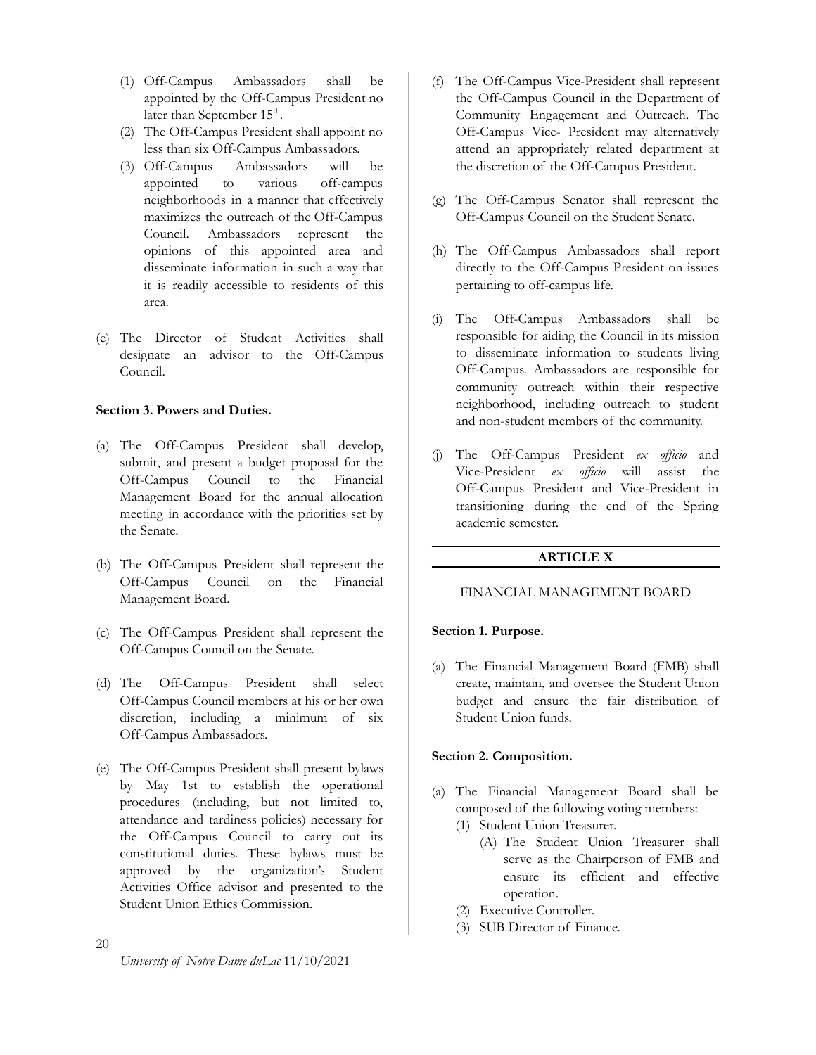(1) Off-Campus Ambassadors shall be appointed by the Off-Campus President no later than September 15th.
(2) The Off-Campus President shall appoint no less than six Off-Campus Ambassadors.
(3) Off-Campus Ambassadors will be appointed to various off-campus neighborhoods in a manner that effectively maximizes the outreach of the Off-Campus Council. Ambassadors represent the opinions of this appointed area and disseminate information in such a way that it is readily accessible to residents of this area.

(e) The Director of Student Activities shall designate an advisor to the Off-Campus Council.

**Section 3. Powers and Duties.**

(a) The Off-Campus President shall develop, submit, and present a budget proposal for the Off-Campus Council to the Financial Management Board for the annual allocation meeting in accordance with the priorities set by the Senate.

(b) The Off-Campus President shall represent the Off-Campus Council on the Financial Management Board.

(c) The Off-Campus President shall represent the Off-Campus Council on the Senate.

(d) The Off-Campus President shall select Off-Campus Council members at his or her own discretion, including a minimum of six Off-Campus Ambassadors.

(e) The Off-Campus President shall present bylaws by May 1st to establish the operational procedures (including, but not limited to, attendance and tardiness policies) necessary for the Off-Campus Council to carry out its constitutional duties. These bylaws must be approved by the organization's Student Activities Office advisor and presented to the Student Union Ethics Commission.

(f) The Off-Campus Vice-President shall represent the Off-Campus Council in the Department of Community Engagement and Outreach. The Off-Campus Vice- President may alternatively attend an appropriately related department at the discretion of the Off-Campus President.

(g) The Off-Campus Senator shall represent the Off-Campus Council on the Student Senate.

(h) The Off-Campus Ambassadors shall report directly to the Off-Campus President on issues pertaining to off-campus life.

(i) The Off-Campus Ambassadors shall be responsible for aiding the Council in its mission to disseminate information to students living Off-Campus. Ambassadors are responsible for community outreach within their respective neighborhood, including outreach to student and non-student members of the community.

(j) The Off-Campus President *ex officio* and Vice-President *ex officio* will assist the Off-Campus President and Vice-President in transitioning during the end of the Spring academic semester.

## ARTICLE X

FINANCIAL MANAGEMENT BOARD

**Section 1. Purpose.**

(a) The Financial Management Board (FMB) shall create, maintain, and oversee the Student Union budget and ensure the fair distribution of Student Union funds.

**Section 2. Composition.**

(a) The Financial Management Board shall be composed of the following voting members:
   (1) Student Union Treasurer.
      (A) The Student Union Treasurer shall serve as the Chairperson of FMB and ensure its efficient and effective operation.
   (2) Executive Controller.
   (3) SUB Director of Finance.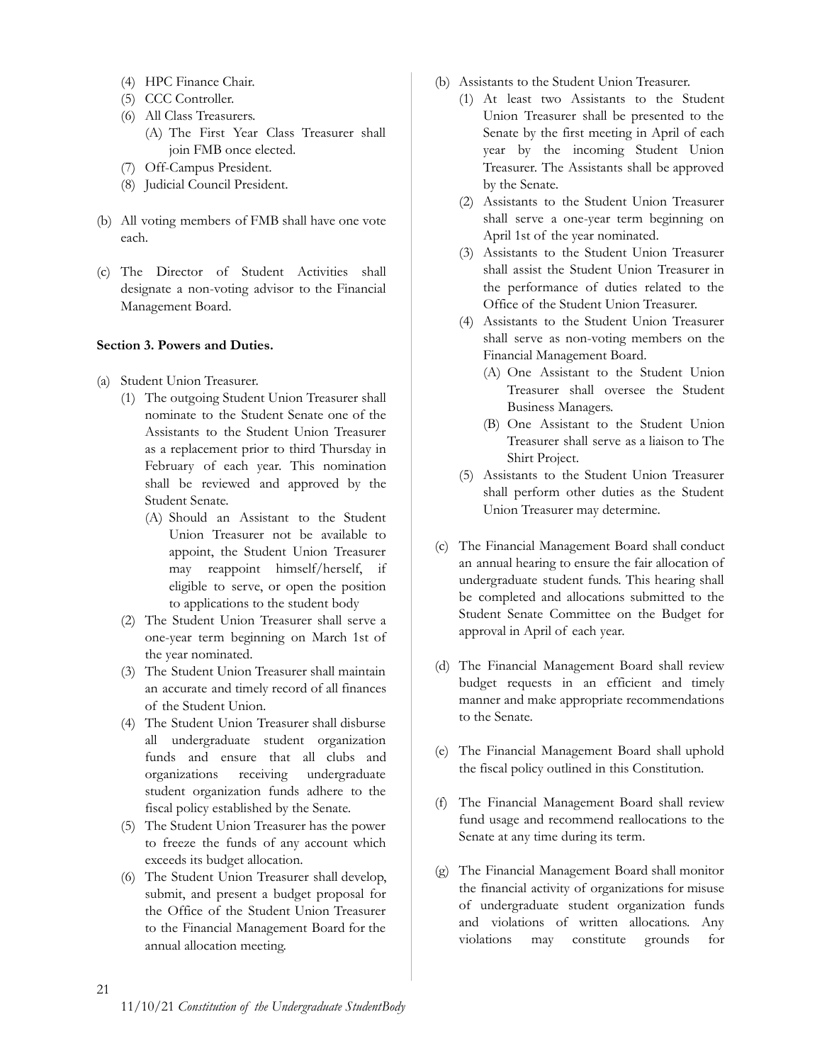(4) HPC Finance Chair.
(5) CCC Controller.
(6) All Class Treasurers.
    (A) The First Year Class Treasurer shall join FMB once elected.
(7) Off-Campus President.
(8) Judicial Council President.

(b) All voting members of FMB shall have one vote each.

(c) The Director of Student Activities shall designate a non-voting advisor to the Financial Management Board.

**Section 3. Powers and Duties.**

(a) Student Union Treasurer.
    (1) The outgoing Student Union Treasurer shall nominate to the Student Senate one of the Assistants to the Student Union Treasurer as a replacement prior to third Thursday in February of each year. This nomination shall be reviewed and approved by the Student Senate.
        (A) Should an Assistant to the Student Union Treasurer not be available to appoint, the Student Union Treasurer may reappoint himself/herself, if eligible to serve, or open the position to applications to the student body
    (2) The Student Union Treasurer shall serve a one-year term beginning on March 1st of the year nominated.
    (3) The Student Union Treasurer shall maintain an accurate and timely record of all finances of the Student Union.
    (4) The Student Union Treasurer shall disburse all undergraduate student organization funds and ensure that all clubs and organizations receiving undergraduate student organization funds adhere to the fiscal policy established by the Senate.
    (5) The Student Union Treasurer has the power to freeze the funds of any account which exceeds its budget allocation.
    (6) The Student Union Treasurer shall develop, submit, and present a budget proposal for the Office of the Student Union Treasurer to the Financial Management Board for the annual allocation meeting.

(b) Assistants to the Student Union Treasurer.
    (1) At least two Assistants to the Student Union Treasurer shall be presented to the Senate by the first meeting in April of each year by the incoming Student Union Treasurer. The Assistants shall be approved by the Senate.
    (2) Assistants to the Student Union Treasurer shall serve a one-year term beginning on April 1st of the year nominated.
    (3) Assistants to the Student Union Treasurer shall assist the Student Union Treasurer in the performance of duties related to the Office of the Student Union Treasurer.
    (4) Assistants to the Student Union Treasurer shall serve as non-voting members on the Financial Management Board.
        (A) One Assistant to the Student Union Treasurer shall oversee the Student Business Managers.
        (B) One Assistant to the Student Union Treasurer shall serve as a liaison to The Shirt Project.
    (5) Assistants to the Student Union Treasurer shall perform other duties as the Student Union Treasurer may determine.

(c) The Financial Management Board shall conduct an annual hearing to ensure the fair allocation of undergraduate student funds. This hearing shall be completed and allocations submitted to the Student Senate Committee on the Budget for approval in April of each year.

(d) The Financial Management Board shall review budget requests in an efficient and timely manner and make appropriate recommendations to the Senate.

(e) The Financial Management Board shall uphold the fiscal policy outlined in this Constitution.

(f) The Financial Management Board shall review fund usage and recommend reallocations to the Senate at any time during its term.

(g) The Financial Management Board shall monitor the financial activity of organizations for misuse of undergraduate student organization funds and violations of written allocations. Any violations may constitute grounds for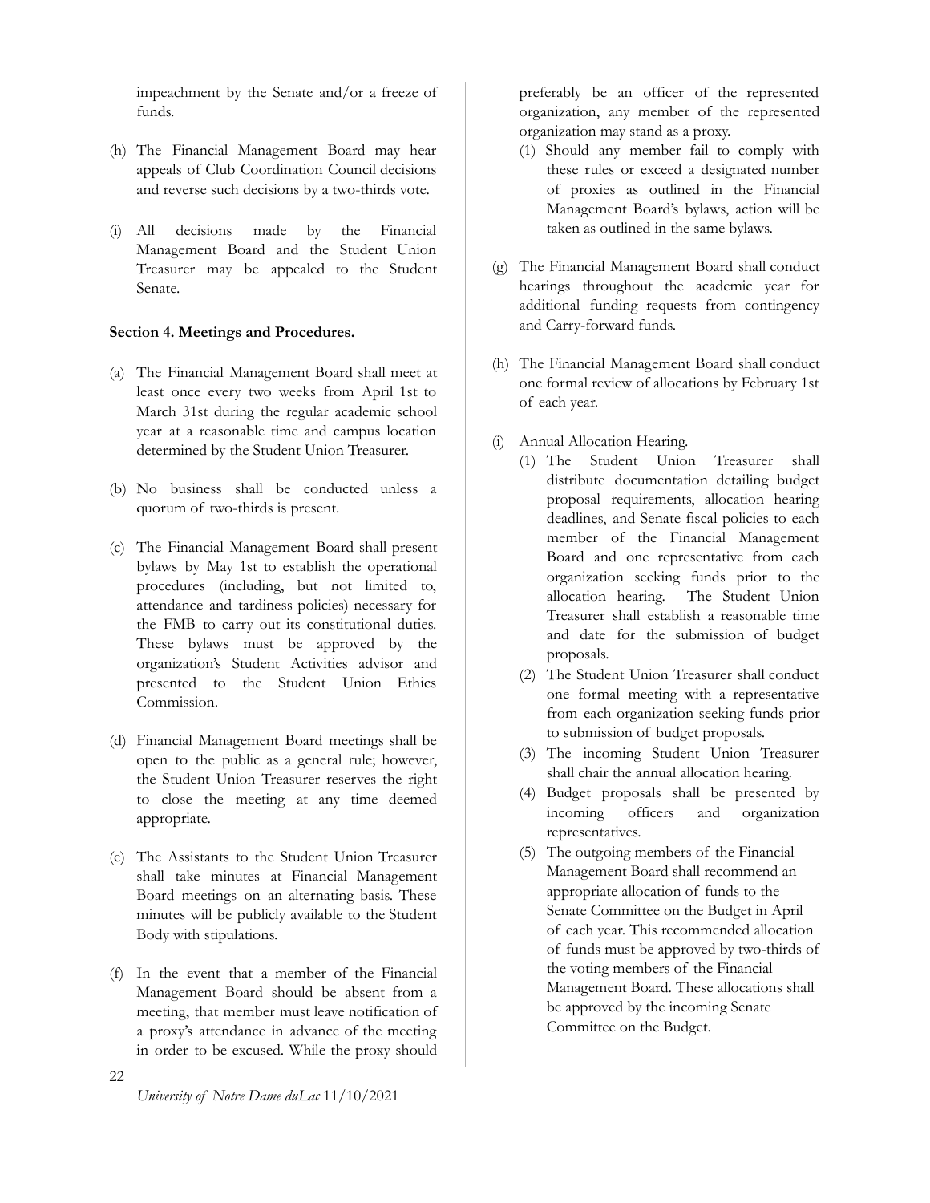impeachment by the Senate and/or a freeze of funds.

(h) The Financial Management Board may hear appeals of Club Coordination Council decisions and reverse such decisions by a two-thirds vote.

(i) All decisions made by the Financial Management Board and the Student Union Treasurer may be appealed to the Student Senate.

**Section 4. Meetings and Procedures.**

(a) The Financial Management Board shall meet at least once every two weeks from April 1st to March 31st during the regular academic school year at a reasonable time and campus location determined by the Student Union Treasurer.

(b) No business shall be conducted unless a quorum of two-thirds is present.

(c) The Financial Management Board shall present bylaws by May 1st to establish the operational procedures (including, but not limited to, attendance and tardiness policies) necessary for the FMB to carry out its constitutional duties. These bylaws must be approved by the organization's Student Activities advisor and presented to the Student Union Ethics Commission.

(d) Financial Management Board meetings shall be open to the public as a general rule; however, the Student Union Treasurer reserves the right to close the meeting at any time deemed appropriate.

(e) The Assistants to the Student Union Treasurer shall take minutes at Financial Management Board meetings on an alternating basis. These minutes will be publicly available to the Student Body with stipulations.

(f) In the event that a member of the Financial Management Board should be absent from a meeting, that member must leave notification of a proxy's attendance in advance of the meeting in order to be excused. While the proxy should preferably be an officer of the represented organization, any member of the represented organization may stand as a proxy.
   (1) Should any member fail to comply with these rules or exceed a designated number of proxies as outlined in the Financial Management Board's bylaws, action will be taken as outlined in the same bylaws.

(g) The Financial Management Board shall conduct hearings throughout the academic year for additional funding requests from contingency and Carry-forward funds.

(h) The Financial Management Board shall conduct one formal review of allocations by February 1st of each year.

(i) Annual Allocation Hearing.
   (1) The Student Union Treasurer shall distribute documentation detailing budget proposal requirements, allocation hearing deadlines, and Senate fiscal policies to each member of the Financial Management Board and one representative from each organization seeking funds prior to the allocation hearing. The Student Union Treasurer shall establish a reasonable time and date for the submission of budget proposals.
   (2) The Student Union Treasurer shall conduct one formal meeting with a representative from each organization seeking funds prior to submission of budget proposals.
   (3) The incoming Student Union Treasurer shall chair the annual allocation hearing.
   (4) Budget proposals shall be presented by incoming officers and organization representatives.
   (5) The outgoing members of the Financial Management Board shall recommend an appropriate allocation of funds to the Senate Committee on the Budget in April of each year. This recommended allocation of funds must be approved by two-thirds of the voting members of the Financial Management Board. These allocations shall be approved by the incoming Senate Committee on the Budget.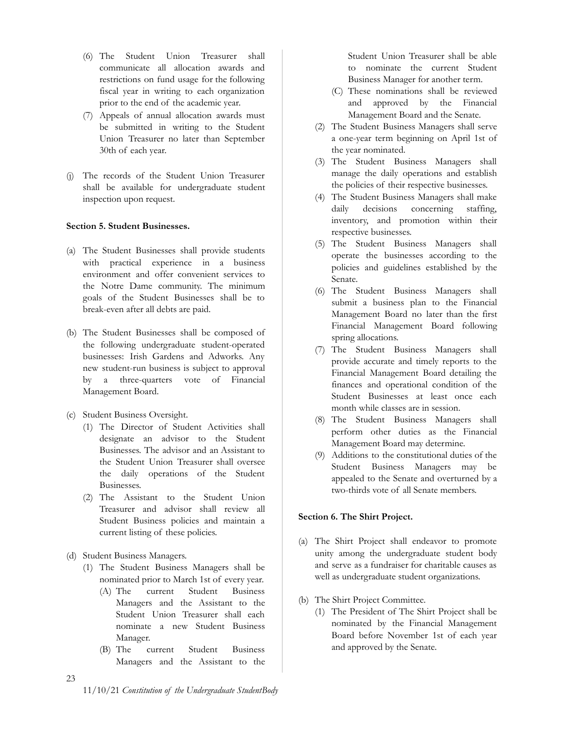(6) The Student Union Treasurer shall communicate all allocation awards and restrictions on fund usage for the following fiscal year in writing to each organization prior to the end of the academic year.

(7) Appeals of annual allocation awards must be submitted in writing to the Student Union Treasurer no later than September 30th of each year.

(j) The records of the Student Union Treasurer shall be available for undergraduate student inspection upon request.

**Section 5. Student Businesses.**

(a) The Student Businesses shall provide students with practical experience in a business environment and offer convenient services to the Notre Dame community. The minimum goals of the Student Businesses shall be to break-even after all debts are paid.

(b) The Student Businesses shall be composed of the following undergraduate student-operated businesses: Irish Gardens and Adworks. Any new student-run business is subject to approval by a three-quarters vote of Financial Management Board.

(c) Student Business Oversight.

(1) The Director of Student Activities shall designate an advisor to the Student Businesses. The advisor and an Assistant to the Student Union Treasurer shall oversee the daily operations of the Student Businesses.

(2) The Assistant to the Student Union Treasurer and advisor shall review all Student Business policies and maintain a current listing of these policies.

(d) Student Business Managers.

(1) The Student Business Managers shall be nominated prior to March 1st of every year.

(A) The current Student Business Managers and the Assistant to the Student Union Treasurer shall each nominate a new Student Business Manager.

(B) The current Student Business Managers and the Assistant to the Student Union Treasurer shall be able to nominate the current Student Business Manager for another term.

(C) These nominations shall be reviewed and approved by the Financial Management Board and the Senate.

(2) The Student Business Managers shall serve a one-year term beginning on April 1st of the year nominated.

(3) The Student Business Managers shall manage the daily operations and establish the policies of their respective businesses.

(4) The Student Business Managers shall make daily decisions concerning staffing, inventory, and promotion within their respective businesses.

(5) The Student Business Managers shall operate the businesses according to the policies and guidelines established by the Senate.

(6) The Student Business Managers shall submit a business plan to the Financial Management Board no later than the first Financial Management Board following spring allocations.

(7) The Student Business Managers shall provide accurate and timely reports to the Financial Management Board detailing the finances and operational condition of the Student Businesses at least once each month while classes are in session.

(8) The Student Business Managers shall perform other duties as the Financial Management Board may determine.

(9) Additions to the constitutional duties of the Student Business Managers may be appealed to the Senate and overturned by a two-thirds vote of all Senate members.

**Section 6. The Shirt Project.**

(a) The Shirt Project shall endeavor to promote unity among the undergraduate student body and serve as a fundraiser for charitable causes as well as undergraduate student organizations.

(b) The Shirt Project Committee.

(1) The President of The Shirt Project shall be nominated by the Financial Management Board before November 1st of each year and approved by the Senate.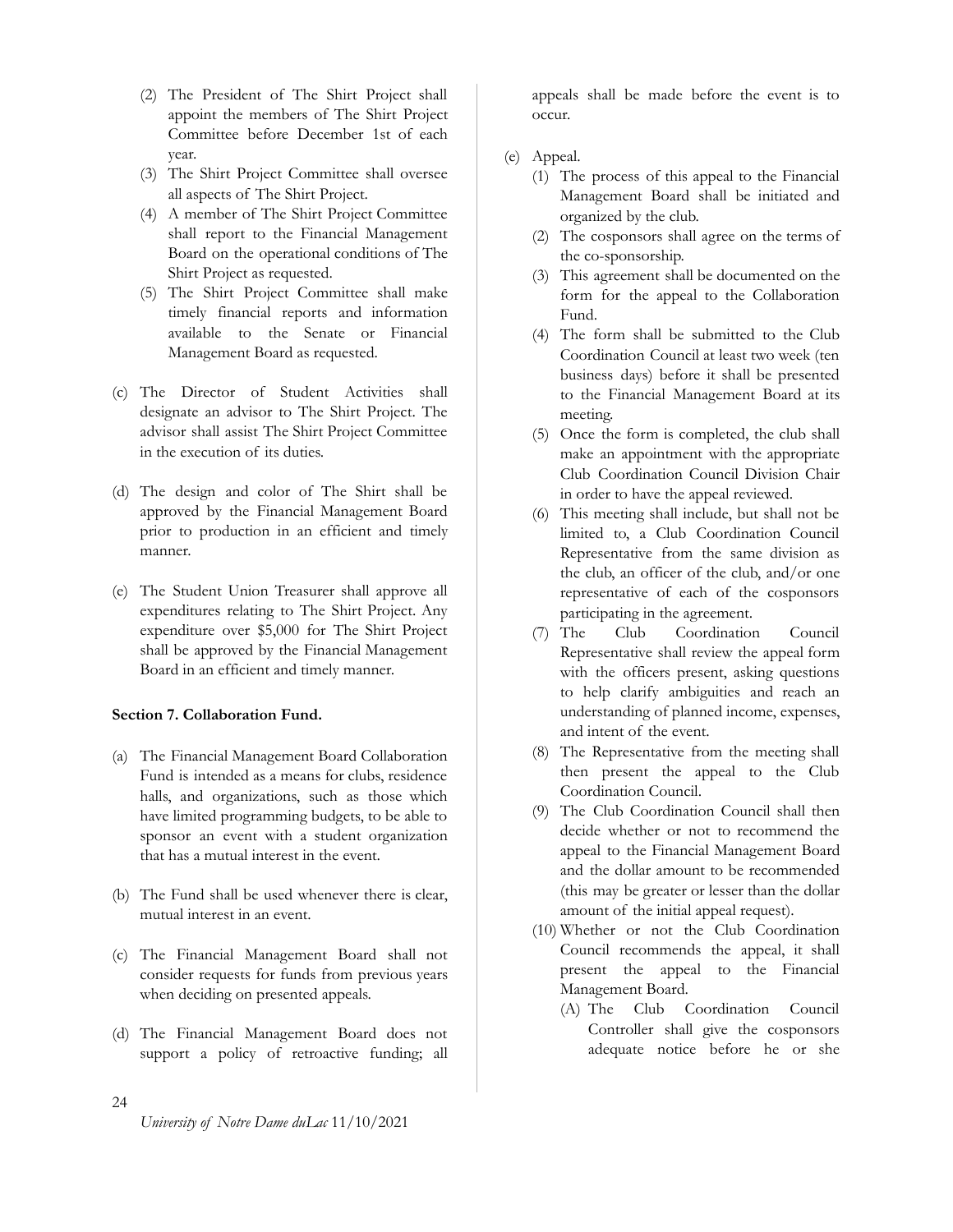(2) The President of The Shirt Project shall appoint the members of The Shirt Project Committee before December 1st of each year.
(3) The Shirt Project Committee shall oversee all aspects of The Shirt Project.
(4) A member of The Shirt Project Committee shall report to the Financial Management Board on the operational conditions of The Shirt Project as requested.
(5) The Shirt Project Committee shall make timely financial reports and information available to the Senate or Financial Management Board as requested.

(c) The Director of Student Activities shall designate an advisor to The Shirt Project. The advisor shall assist The Shirt Project Committee in the execution of its duties.

(d) The design and color of The Shirt shall be approved by the Financial Management Board prior to production in an efficient and timely manner.

(e) The Student Union Treasurer shall approve all expenditures relating to The Shirt Project. Any expenditure over $5,000 for The Shirt Project shall be approved by the Financial Management Board in an efficient and timely manner.

**Section 7. Collaboration Fund.**

(a) The Financial Management Board Collaboration Fund is intended as a means for clubs, residence halls, and organizations, such as those which have limited programming budgets, to be able to sponsor an event with a student organization that has a mutual interest in the event.

(b) The Fund shall be used whenever there is clear, mutual interest in an event.

(c) The Financial Management Board shall not consider requests for funds from previous years when deciding on presented appeals.

(d) The Financial Management Board does not support a policy of retroactive funding; all appeals shall be made before the event is to occur.

(e) Appeal.
(1) The process of this appeal to the Financial Management Board shall be initiated and organized by the club.
(2) The cosponsors shall agree on the terms of the co-sponsorship.
(3) This agreement shall be documented on the form for the appeal to the Collaboration Fund.
(4) The form shall be submitted to the Club Coordination Council at least two week (ten business days) before it shall be presented to the Financial Management Board at its meeting.
(5) Once the form is completed, the club shall make an appointment with the appropriate Club Coordination Council Division Chair in order to have the appeal reviewed.
(6) This meeting shall include, but shall not be limited to, a Club Coordination Council Representative from the same division as the club, an officer of the club, and/or one representative of each of the cosponsors participating in the agreement.
(7) The Club Coordination Council Representative shall review the appeal form with the officers present, asking questions to help clarify ambiguities and reach an understanding of planned income, expenses, and intent of the event.
(8) The Representative from the meeting shall then present the appeal to the Club Coordination Council.
(9) The Club Coordination Council shall then decide whether or not to recommend the appeal to the Financial Management Board and the dollar amount to be recommended (this may be greater or lesser than the dollar amount of the initial appeal request).
(10) Whether or not the Club Coordination Council recommends the appeal, it shall present the appeal to the Financial Management Board.
   (A) The Club Coordination Council Controller shall give the cosponsors adequate notice before he or she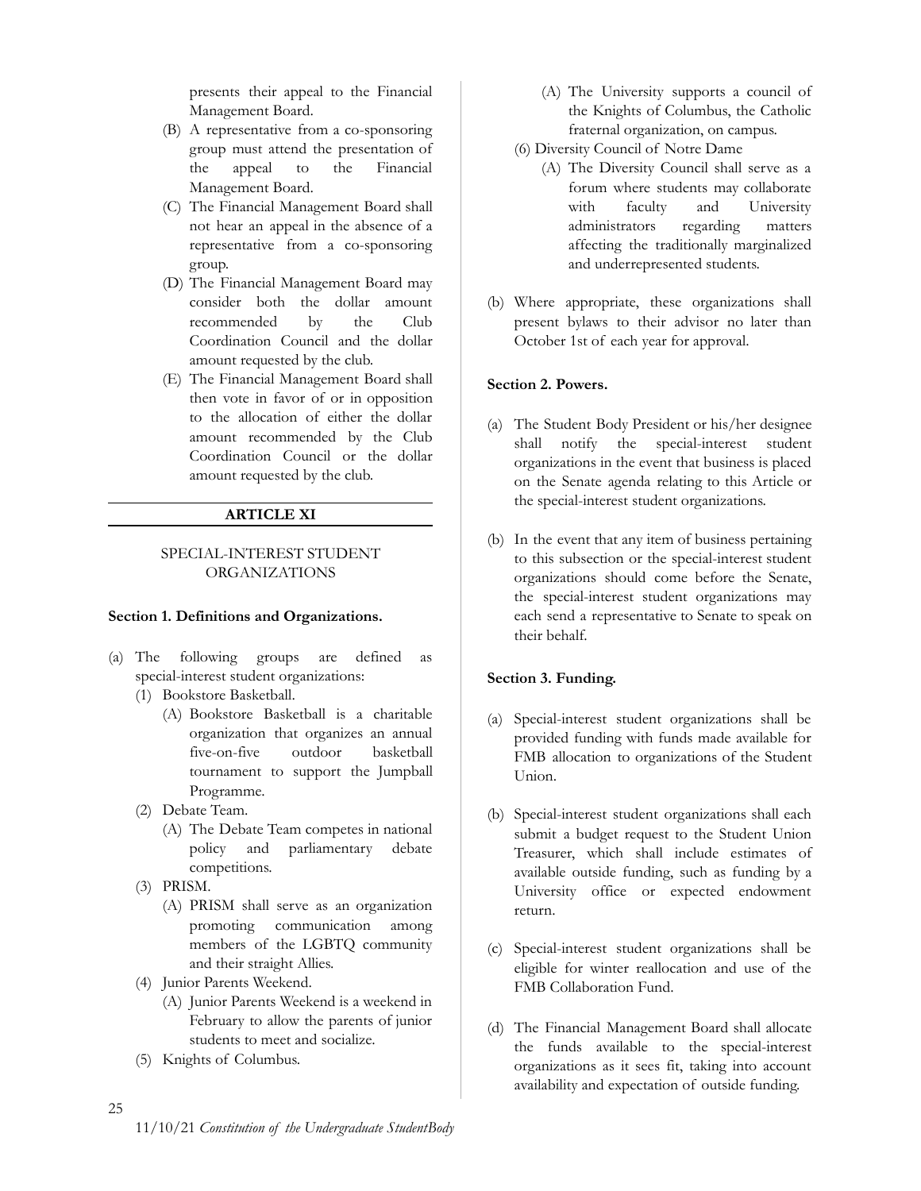presents their appeal to the Financial Management Board.

(B) A representative from a co-sponsoring group must attend the presentation of the appeal to the Financial Management Board.

(C) The Financial Management Board shall not hear an appeal in the absence of a representative from a co-sponsoring group.

(D) The Financial Management Board may consider both the dollar amount recommended by the Club Coordination Council and the dollar amount requested by the club.

(E) The Financial Management Board shall then vote in favor of or in opposition to the allocation of either the dollar amount recommended by the Club Coordination Council or the dollar amount requested by the club.

---

## ARTICLE XI

### SPECIAL-INTEREST STUDENT ORGANIZATIONS

**Section 1. Definitions and Organizations.**

(a) The following groups are defined as special-interest student organizations:
- (1) Bookstore Basketball.
  - (A) Bookstore Basketball is a charitable organization that organizes an annual five-on-five outdoor basketball tournament to support the Jumpball Programme.
- (2) Debate Team.
  - (A) The Debate Team competes in national policy and parliamentary debate competitions.
- (3) PRISM.
  - (A) PRISM shall serve as an organization promoting communication among members of the LGBTQ community and their straight Allies.
- (4) Junior Parents Weekend.
  - (A) Junior Parents Weekend is a weekend in February to allow the parents of junior students to meet and socialize.
- (5) Knights of Columbus.
  - (A) The University supports a council of the Knights of Columbus, the Catholic fraternal organization, on campus.
- (6) Diversity Council of Notre Dame
  - (A) The Diversity Council shall serve as a forum where students may collaborate with faculty and University administrators regarding matters affecting the traditionally marginalized and underrepresented students.

(b) Where appropriate, these organizations shall present bylaws to their advisor no later than October 1st of each year for approval.

**Section 2. Powers.**

(a) The Student Body President or his/her designee shall notify the special-interest student organizations in the event that business is placed on the Senate agenda relating to this Article or the special-interest student organizations.

(b) In the event that any item of business pertaining to this subsection or the special-interest student organizations should come before the Senate, the special-interest student organizations may each send a representative to Senate to speak on their behalf.

**Section 3. Funding.**

(a) Special-interest student organizations shall be provided funding with funds made available for FMB allocation to organizations of the Student Union.

(b) Special-interest student organizations shall each submit a budget request to the Student Union Treasurer, which shall include estimates of available outside funding, such as funding by a University office or expected endowment return.

(c) Special-interest student organizations shall be eligible for winter reallocation and use of the FMB Collaboration Fund.

(d) The Financial Management Board shall allocate the funds available to the special-interest organizations as it sees fit, taking into account availability and expectation of outside funding.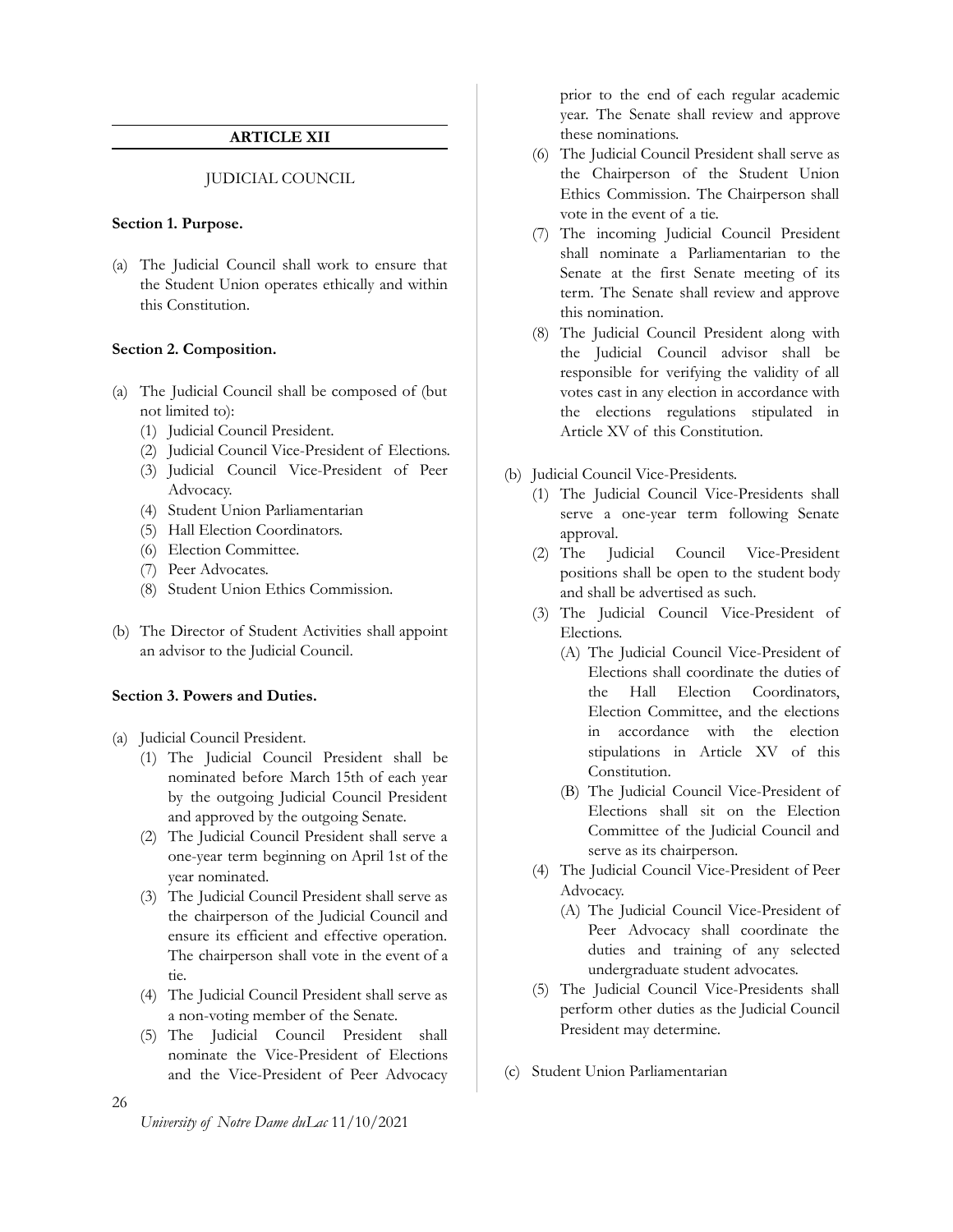## ARTICLE XII

JUDICIAL COUNCIL

**Section 1. Purpose.**

(a) The Judicial Council shall work to ensure that the Student Union operates ethically and within this Constitution.

**Section 2. Composition.**

(a) The Judicial Council shall be composed of (but not limited to):
   (1) Judicial Council President.
   (2) Judicial Council Vice-President of Elections.
   (3) Judicial Council Vice-President of Peer Advocacy.
   (4) Student Union Parliamentarian
   (5) Hall Election Coordinators.
   (6) Election Committee.
   (7) Peer Advocates.
   (8) Student Union Ethics Commission.

(b) The Director of Student Activities shall appoint an advisor to the Judicial Council.

**Section 3. Powers and Duties.**

(a) Judicial Council President.
   (1) The Judicial Council President shall be nominated before March 15th of each year by the outgoing Judicial Council President and approved by the outgoing Senate.
   (2) The Judicial Council President shall serve a one-year term beginning on April 1st of the year nominated.
   (3) The Judicial Council President shall serve as the chairperson of the Judicial Council and ensure its efficient and effective operation. The chairperson shall vote in the event of a tie.
   (4) The Judicial Council President shall serve as a non-voting member of the Senate.
   (5) The Judicial Council President shall nominate the Vice-President of Elections and the Vice-President of Peer Advocacy prior to the end of each regular academic year. The Senate shall review and approve these nominations.
   (6) The Judicial Council President shall serve as the Chairperson of the Student Union Ethics Commission. The Chairperson shall vote in the event of a tie.
   (7) The incoming Judicial Council President shall nominate a Parliamentarian to the Senate at the first Senate meeting of its term. The Senate shall review and approve this nomination.
   (8) The Judicial Council President along with the Judicial Council advisor shall be responsible for verifying the validity of all votes cast in any election in accordance with the elections regulations stipulated in Article XV of this Constitution.

(b) Judicial Council Vice-Presidents.
   (1) The Judicial Council Vice-Presidents shall serve a one-year term following Senate approval.
   (2) The Judicial Council Vice-President positions shall be open to the student body and shall be advertised as such.
   (3) The Judicial Council Vice-President of Elections.
      (A) The Judicial Council Vice-President of Elections shall coordinate the duties of the Hall Election Coordinators, Election Committee, and the elections in accordance with the election stipulations in Article XV of this Constitution.
      (B) The Judicial Council Vice-President of Elections shall sit on the Election Committee of the Judicial Council and serve as its chairperson.
   (4) The Judicial Council Vice-President of Peer Advocacy.
      (A) The Judicial Council Vice-President of Peer Advocacy shall coordinate the duties and training of any selected undergraduate student advocates.
   (5) The Judicial Council Vice-Presidents shall perform other duties as the Judicial Council President may determine.

(c) Student Union Parliamentarian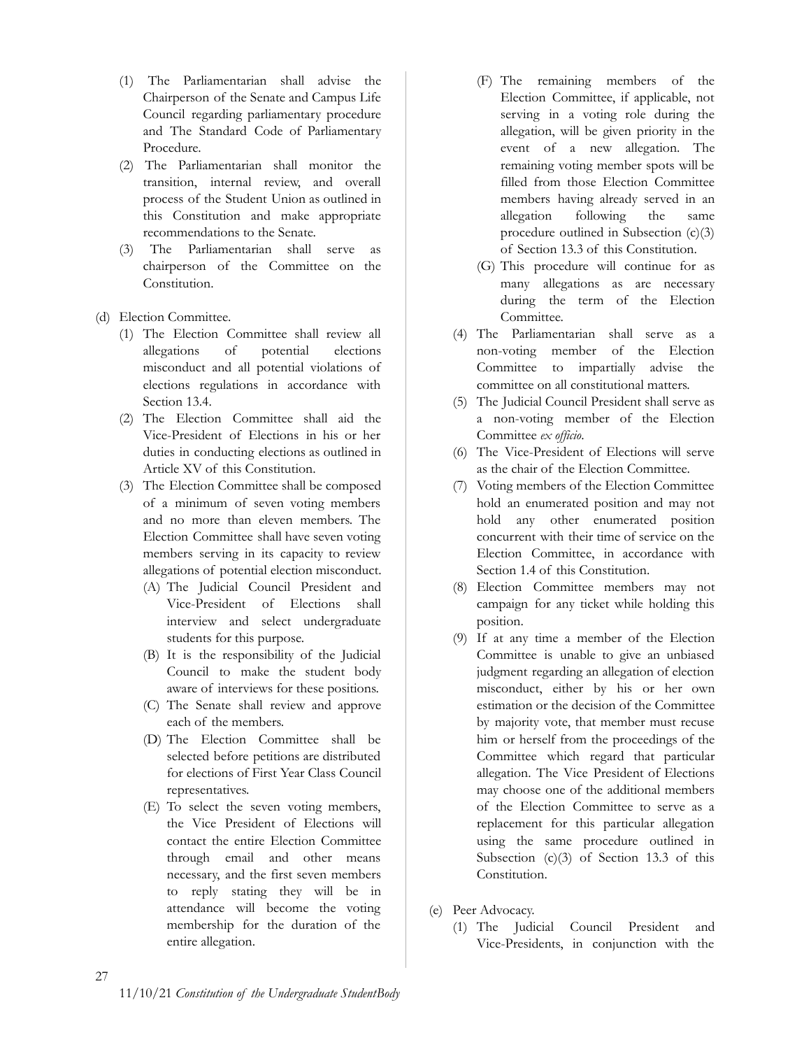(1) The Parliamentarian shall advise the Chairperson of the Senate and Campus Life Council regarding parliamentary procedure and The Standard Code of Parliamentary Procedure.

(2) The Parliamentarian shall monitor the transition, internal review, and overall process of the Student Union as outlined in this Constitution and make appropriate recommendations to the Senate.

(3) The Parliamentarian shall serve as chairperson of the Committee on the Constitution.

(d) Election Committee.

(1) The Election Committee shall review all allegations of potential elections misconduct and all potential violations of elections regulations in accordance with Section 13.4.

(2) The Election Committee shall aid the Vice-President of Elections in his or her duties in conducting elections as outlined in Article XV of this Constitution.

(3) The Election Committee shall be composed of a minimum of seven voting members and no more than eleven members. The Election Committee shall have seven voting members serving in its capacity to review allegations of potential election misconduct.

(A) The Judicial Council President and Vice-President of Elections shall interview and select undergraduate students for this purpose.

(B) It is the responsibility of the Judicial Council to make the student body aware of interviews for these positions.

(C) The Senate shall review and approve each of the members.

(D) The Election Committee shall be selected before petitions are distributed for elections of First Year Class Council representatives.

(E) To select the seven voting members, the Vice President of Elections will contact the entire Election Committee through email and other means necessary, and the first seven members to reply stating they will be in attendance will become the voting membership for the duration of the entire allegation.

(F) The remaining members of the Election Committee, if applicable, not serving in a voting role during the allegation, will be given priority in the event of a new allegation. The remaining voting member spots will be filled from those Election Committee members having already served in an allegation following the same procedure outlined in Subsection (c)(3) of Section 13.3 of this Constitution.

(G) This procedure will continue for as many allegations as are necessary during the term of the Election Committee.

(4) The Parliamentarian shall serve as a non-voting member of the Election Committee to impartially advise the committee on all constitutional matters.

(5) The Judicial Council President shall serve as a non-voting member of the Election Committee *ex officio*.

(6) The Vice-President of Elections will serve as the chair of the Election Committee.

(7) Voting members of the Election Committee hold an enumerated position and may not hold any other enumerated position concurrent with their time of service on the Election Committee, in accordance with Section 1.4 of this Constitution.

(8) Election Committee members may not campaign for any ticket while holding this position.

(9) If at any time a member of the Election Committee is unable to give an unbiased judgment regarding an allegation of election misconduct, either by his or her own estimation or the decision of the Committee by majority vote, that member must recuse him or herself from the proceedings of the Committee which regard that particular allegation. The Vice President of Elections may choose one of the additional members of the Election Committee to serve as a replacement for this particular allegation using the same procedure outlined in Subsection (c)(3) of Section 13.3 of this Constitution.

(e) Peer Advocacy.

(1) The Judicial Council President and Vice-Presidents, in conjunction with the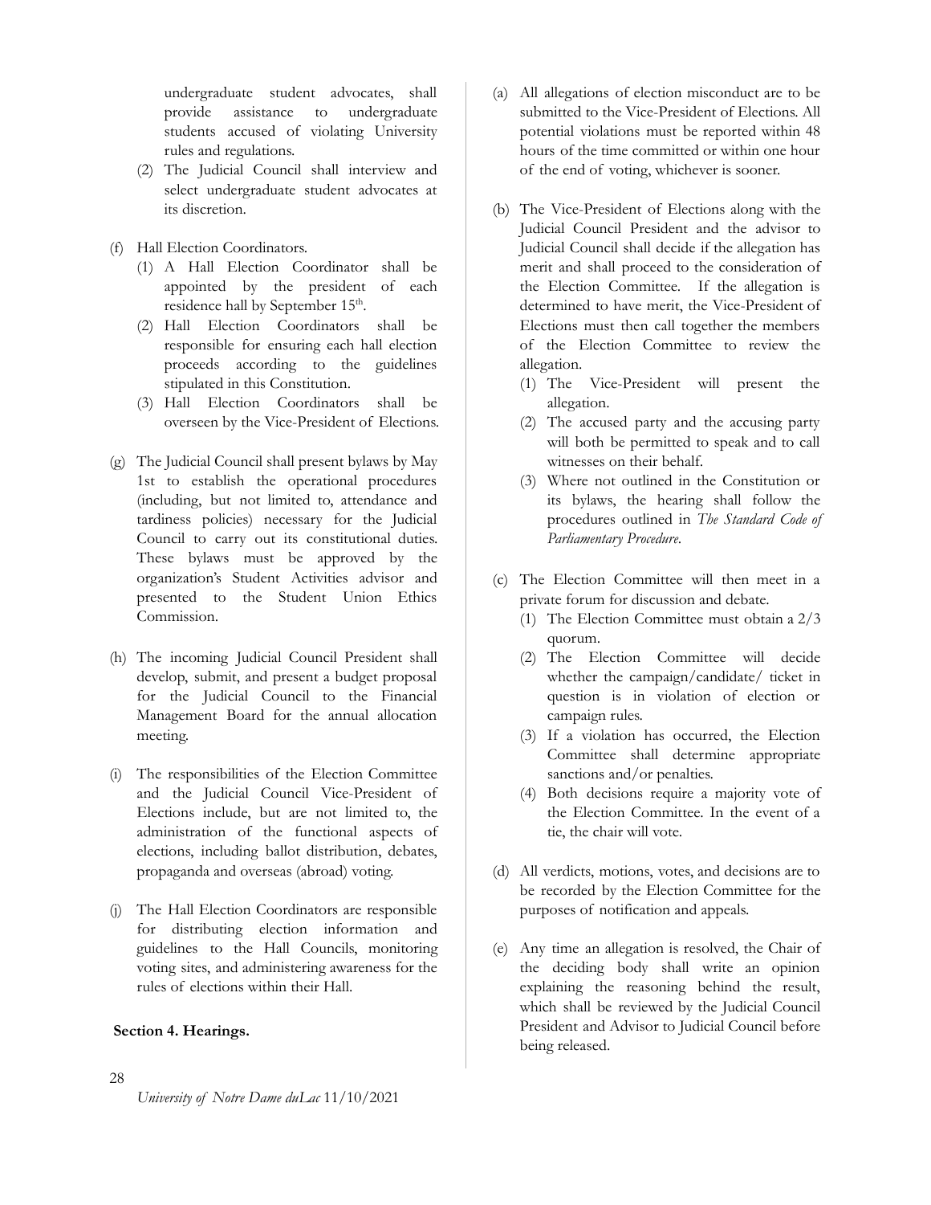undergraduate student advocates, shall provide assistance to undergraduate students accused of violating University rules and regulations.

(2) The Judicial Council shall interview and select undergraduate student advocates at its discretion.

(f) Hall Election Coordinators.

(1) A Hall Election Coordinator shall be appointed by the president of each residence hall by September 15th.

(2) Hall Election Coordinators shall be responsible for ensuring each hall election proceeds according to the guidelines stipulated in this Constitution.

(3) Hall Election Coordinators shall be overseen by the Vice-President of Elections.

(g) The Judicial Council shall present bylaws by May 1st to establish the operational procedures (including, but not limited to, attendance and tardiness policies) necessary for the Judicial Council to carry out its constitutional duties. These bylaws must be approved by the organization's Student Activities advisor and presented to the Student Union Ethics Commission.

(h) The incoming Judicial Council President shall develop, submit, and present a budget proposal for the Judicial Council to the Financial Management Board for the annual allocation meeting.

(i) The responsibilities of the Election Committee and the Judicial Council Vice-President of Elections include, but are not limited to, the administration of the functional aspects of elections, including ballot distribution, debates, propaganda and overseas (abroad) voting.

(j) The Hall Election Coordinators are responsible for distributing election information and guidelines to the Hall Councils, monitoring voting sites, and administering awareness for the rules of elections within their Hall.

**Section 4. Hearings.**

(a) All allegations of election misconduct are to be submitted to the Vice-President of Elections. All potential violations must be reported within 48 hours of the time committed or within one hour of the end of voting, whichever is sooner.

(b) The Vice-President of Elections along with the Judicial Council President and the advisor to Judicial Council shall decide if the allegation has merit and shall proceed to the consideration of the Election Committee. If the allegation is determined to have merit, the Vice-President of Elections must then call together the members of the Election Committee to review the allegation.

(1) The Vice-President will present the allegation.

(2) The accused party and the accusing party will both be permitted to speak and to call witnesses on their behalf.

(3) Where not outlined in the Constitution or its bylaws, the hearing shall follow the procedures outlined in *The Standard Code of Parliamentary Procedure*.

(c) The Election Committee will then meet in a private forum for discussion and debate.

(1) The Election Committee must obtain a 2/3 quorum.

(2) The Election Committee will decide whether the campaign/candidate/ ticket in question is in violation of election or campaign rules.

(3) If a violation has occurred, the Election Committee shall determine appropriate sanctions and/or penalties.

(4) Both decisions require a majority vote of the Election Committee. In the event of a tie, the chair will vote.

(d) All verdicts, motions, votes, and decisions are to be recorded by the Election Committee for the purposes of notification and appeals.

(e) Any time an allegation is resolved, the Chair of the deciding body shall write an opinion explaining the reasoning behind the result, which shall be reviewed by the Judicial Council President and Advisor to Judicial Council before being released.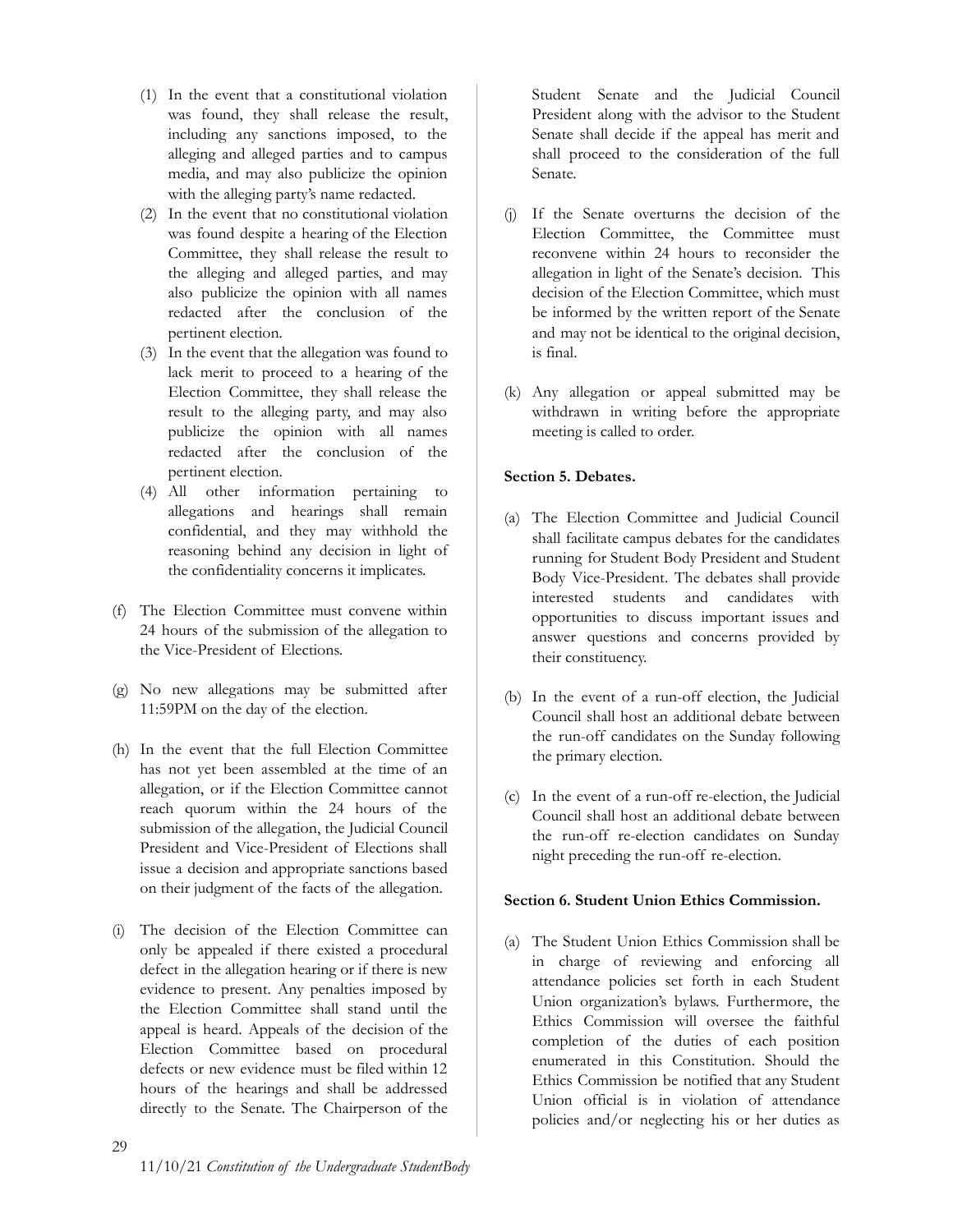(1) In the event that a constitutional violation was found, they shall release the result, including any sanctions imposed, to the alleging and alleged parties and to campus media, and may also publicize the opinion with the alleging party's name redacted.
(2) In the event that no constitutional violation was found despite a hearing of the Election Committee, they shall release the result to the alleging and alleged parties, and may also publicize the opinion with all names redacted after the conclusion of the pertinent election.
(3) In the event that the allegation was found to lack merit to proceed to a hearing of the Election Committee, they shall release the result to the alleging party, and may also publicize the opinion with all names redacted after the conclusion of the pertinent election.
(4) All other information pertaining to allegations and hearings shall remain confidential, and they may withhold the reasoning behind any decision in light of the confidentiality concerns it implicates.

(f) The Election Committee must convene within 24 hours of the submission of the allegation to the Vice-President of Elections.

(g) No new allegations may be submitted after 11:59PM on the day of the election.

(h) In the event that the full Election Committee has not yet been assembled at the time of an allegation, or if the Election Committee cannot reach quorum within the 24 hours of the submission of the allegation, the Judicial Council President and Vice-President of Elections shall issue a decision and appropriate sanctions based on their judgment of the facts of the allegation.

(i) The decision of the Election Committee can only be appealed if there existed a procedural defect in the allegation hearing or if there is new evidence to present. Any penalties imposed by the Election Committee shall stand until the appeal is heard. Appeals of the decision of the Election Committee based on procedural defects or new evidence must be filed within 12 hours of the hearings and shall be addressed directly to the Senate. The Chairperson of the Student Senate and the Judicial Council President along with the advisor to the Student Senate shall decide if the appeal has merit and shall proceed to the consideration of the full Senate.

(j) If the Senate overturns the decision of the Election Committee, the Committee must reconvene within 24 hours to reconsider the allegation in light of the Senate's decision. This decision of the Election Committee, which must be informed by the written report of the Senate and may not be identical to the original decision, is final.

(k) Any allegation or appeal submitted may be withdrawn in writing before the appropriate meeting is called to order.

**Section 5. Debates.**

(a) The Election Committee and Judicial Council shall facilitate campus debates for the candidates running for Student Body President and Student Body Vice-President. The debates shall provide interested students and candidates with opportunities to discuss important issues and answer questions and concerns provided by their constituency.

(b) In the event of a run-off election, the Judicial Council shall host an additional debate between the run-off candidates on the Sunday following the primary election.

(c) In the event of a run-off re-election, the Judicial Council shall host an additional debate between the run-off re-election candidates on Sunday night preceding the run-off re-election.

**Section 6. Student Union Ethics Commission.**

(a) The Student Union Ethics Commission shall be in charge of reviewing and enforcing all attendance policies set forth in each Student Union organization's bylaws. Furthermore, the Ethics Commission will oversee the faithful completion of the duties of each position enumerated in this Constitution. Should the Ethics Commission be notified that any Student Union official is in violation of attendance policies and/or neglecting his or her duties as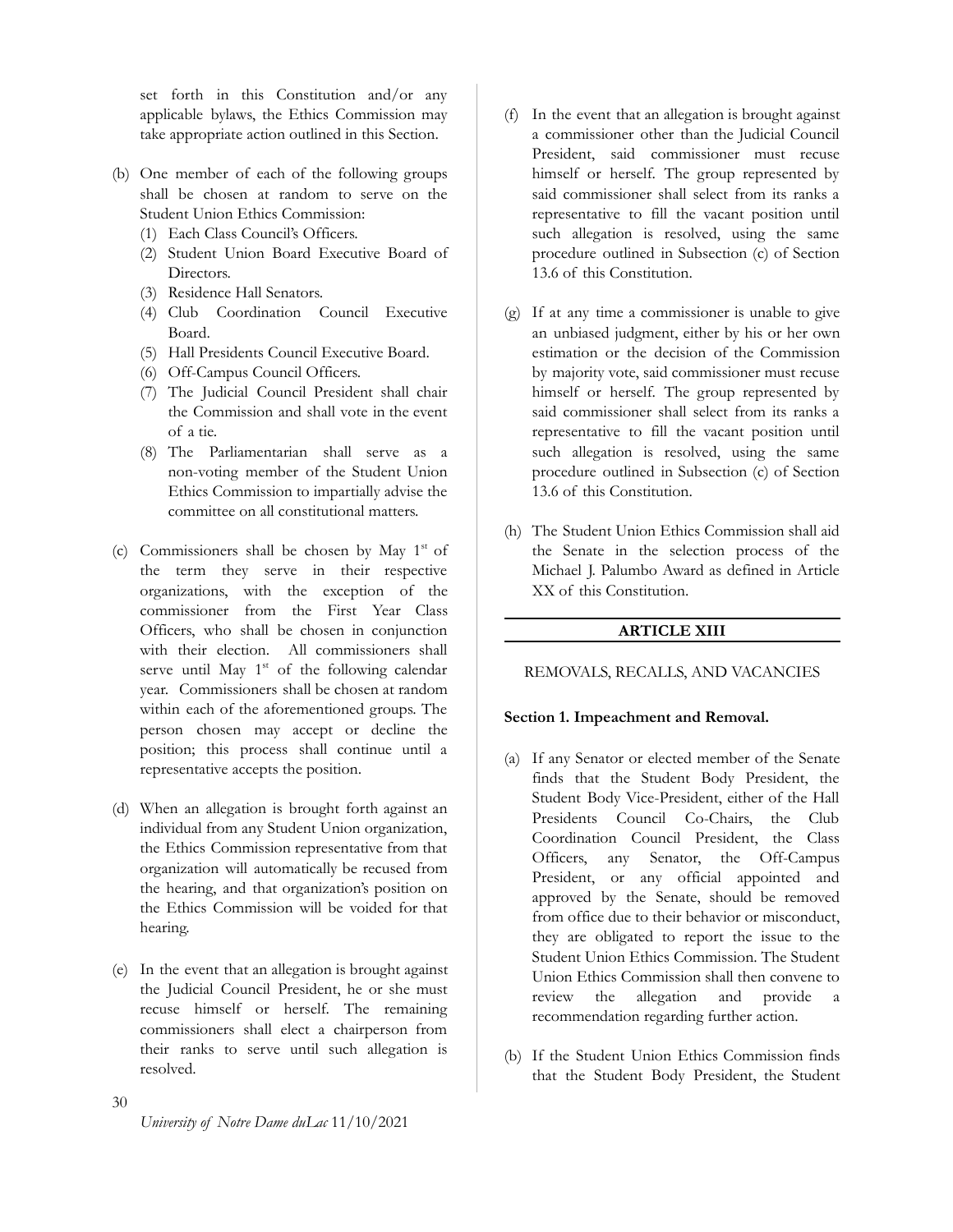set forth in this Constitution and/or any applicable bylaws, the Ethics Commission may take appropriate action outlined in this Section.

(b) One member of each of the following groups shall be chosen at random to serve on the Student Union Ethics Commission:
   (1) Each Class Council's Officers.
   (2) Student Union Board Executive Board of Directors.
   (3) Residence Hall Senators.
   (4) Club Coordination Council Executive Board.
   (5) Hall Presidents Council Executive Board.
   (6) Off-Campus Council Officers.
   (7) The Judicial Council President shall chair the Commission and shall vote in the event of a tie.
   (8) The Parliamentarian shall serve as a non-voting member of the Student Union Ethics Commission to impartially advise the committee on all constitutional matters.

(c) Commissioners shall be chosen by May 1st of the term they serve in their respective organizations, with the exception of the commissioner from the First Year Class Officers, who shall be chosen in conjunction with their election. All commissioners shall serve until May 1st of the following calendar year. Commissioners shall be chosen at random within each of the aforementioned groups. The person chosen may accept or decline the position; this process shall continue until a representative accepts the position.

(d) When an allegation is brought forth against an individual from any Student Union organization, the Ethics Commission representative from that organization will automatically be recused from the hearing, and that organization's position on the Ethics Commission will be voided for that hearing.

(e) In the event that an allegation is brought against the Judicial Council President, he or she must recuse himself or herself. The remaining commissioners shall elect a chairperson from their ranks to serve until such allegation is resolved.

(f) In the event that an allegation is brought against a commissioner other than the Judicial Council President, said commissioner must recuse himself or herself. The group represented by said commissioner shall select from its ranks a representative to fill the vacant position until such allegation is resolved, using the same procedure outlined in Subsection (c) of Section 13.6 of this Constitution.

(g) If at any time a commissioner is unable to give an unbiased judgment, either by his or her own estimation or the decision of the Commission by majority vote, said commissioner must recuse himself or herself. The group represented by said commissioner shall select from its ranks a representative to fill the vacant position until such allegation is resolved, using the same procedure outlined in Subsection (c) of Section 13.6 of this Constitution.

(h) The Student Union Ethics Commission shall aid the Senate in the selection process of the Michael J. Palumbo Award as defined in Article XX of this Constitution.

## ARTICLE XIII

REMOVALS, RECALLS, AND VACANCIES

**Section 1. Impeachment and Removal.**

(a) If any Senator or elected member of the Senate finds that the Student Body President, the Student Body Vice-President, either of the Hall Presidents Council Co-Chairs, the Club Coordination Council President, the Class Officers, any Senator, the Off-Campus President, or any official appointed and approved by the Senate, should be removed from office due to their behavior or misconduct, they are obligated to report the issue to the Student Union Ethics Commission. The Student Union Ethics Commission shall then convene to review the allegation and provide a recommendation regarding further action.

(b) If the Student Union Ethics Commission finds that the Student Body President, the Student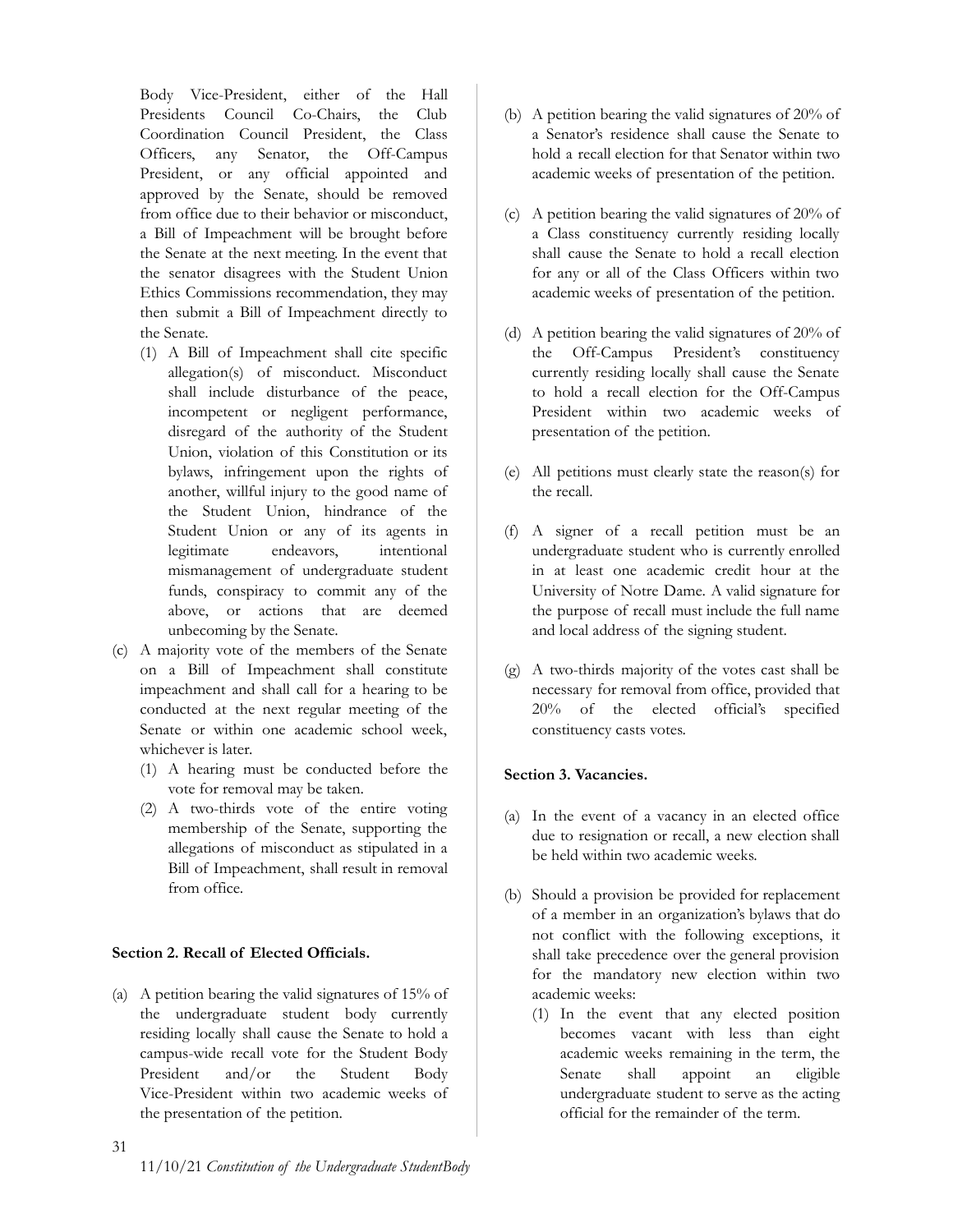Body Vice-President, either of the Hall Presidents Council Co-Chairs, the Club Coordination Council President, the Class Officers, any Senator, the Off-Campus President, or any official appointed and approved by the Senate, should be removed from office due to their behavior or misconduct, a Bill of Impeachment will be brought before the Senate at the next meeting. In the event that the senator disagrees with the Student Union Ethics Commissions recommendation, they may then submit a Bill of Impeachment directly to the Senate.

   (1) A Bill of Impeachment shall cite specific allegation(s) of misconduct. Misconduct shall include disturbance of the peace, incompetent or negligent performance, disregard of the authority of the Student Union, violation of this Constitution or its bylaws, infringement upon the rights of another, willful injury to the good name of the Student Union, hindrance of the Student Union or any of its agents in legitimate endeavors, intentional mismanagement of undergraduate student funds, conspiracy to commit any of the above, or actions that are deemed unbecoming by the Senate.

(c) A majority vote of the members of the Senate on a Bill of Impeachment shall constitute impeachment and shall call for a hearing to be conducted at the next regular meeting of the Senate or within one academic school week, whichever is later.

   (1) A hearing must be conducted before the vote for removal may be taken.

   (2) A two-thirds vote of the entire voting membership of the Senate, supporting the allegations of misconduct as stipulated in a Bill of Impeachment, shall result in removal from office.

**Section 2. Recall of Elected Officials.**

(a) A petition bearing the valid signatures of 15% of the undergraduate student body currently residing locally shall cause the Senate to hold a campus-wide recall vote for the Student Body President and/or the Student Body Vice-President within two academic weeks of the presentation of the petition.

(b) A petition bearing the valid signatures of 20% of a Senator's residence shall cause the Senate to hold a recall election for that Senator within two academic weeks of presentation of the petition.

(c) A petition bearing the valid signatures of 20% of a Class constituency currently residing locally shall cause the Senate to hold a recall election for any or all of the Class Officers within two academic weeks of presentation of the petition.

(d) A petition bearing the valid signatures of 20% of the Off-Campus President's constituency currently residing locally shall cause the Senate to hold a recall election for the Off-Campus President within two academic weeks of presentation of the petition.

(e) All petitions must clearly state the reason(s) for the recall.

(f) A signer of a recall petition must be an undergraduate student who is currently enrolled in at least one academic credit hour at the University of Notre Dame. A valid signature for the purpose of recall must include the full name and local address of the signing student.

(g) A two-thirds majority of the votes cast shall be necessary for removal from office, provided that 20% of the elected official's specified constituency casts votes.

**Section 3. Vacancies.**

(a) In the event of a vacancy in an elected office due to resignation or recall, a new election shall be held within two academic weeks.

(b) Should a provision be provided for replacement of a member in an organization's bylaws that do not conflict with the following exceptions, it shall take precedence over the general provision for the mandatory new election within two academic weeks:

   (1) In the event that any elected position becomes vacant with less than eight academic weeks remaining in the term, the Senate shall appoint an eligible undergraduate student to serve as the acting official for the remainder of the term.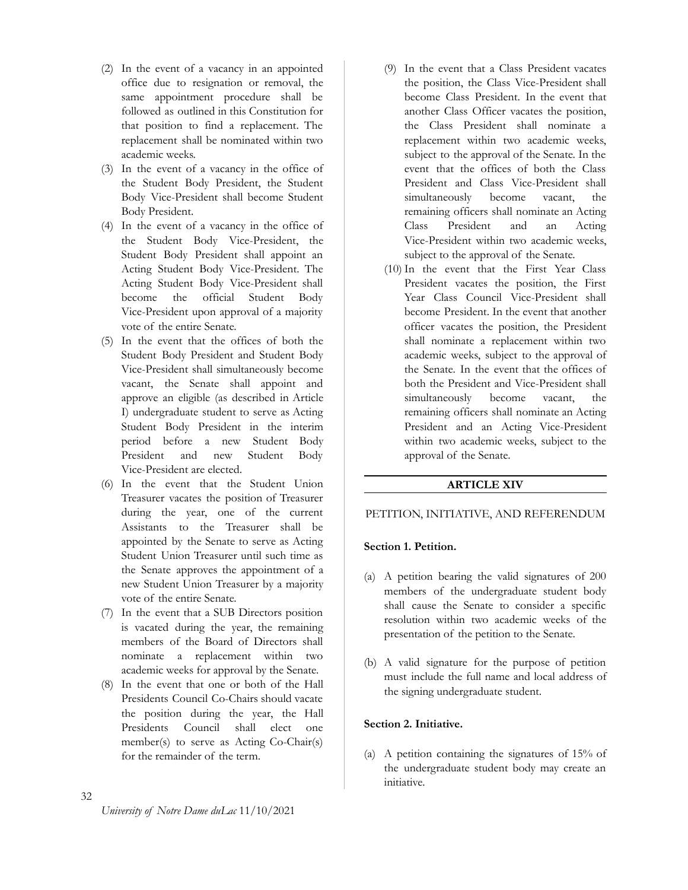(2) In the event of a vacancy in an appointed office due to resignation or removal, the same appointment procedure shall be followed as outlined in this Constitution for that position to find a replacement. The replacement shall be nominated within two academic weeks.

(3) In the event of a vacancy in the office of the Student Body President, the Student Body Vice-President shall become Student Body President.

(4) In the event of a vacancy in the office of the Student Body Vice-President, the Student Body President shall appoint an Acting Student Body Vice-President. The Acting Student Body Vice-President shall become the official Student Body Vice-President upon approval of a majority vote of the entire Senate.

(5) In the event that the offices of both the Student Body President and Student Body Vice-President shall simultaneously become vacant, the Senate shall appoint and approve an eligible (as described in Article I) undergraduate student to serve as Acting Student Body President in the interim period before a new Student Body President and new Student Body Vice-President are elected.

(6) In the event that the Student Union Treasurer vacates the position of Treasurer during the year, one of the current Assistants to the Treasurer shall be appointed by the Senate to serve as Acting Student Union Treasurer until such time as the Senate approves the appointment of a new Student Union Treasurer by a majority vote of the entire Senate.

(7) In the event that a SUB Directors position is vacated during the year, the remaining members of the Board of Directors shall nominate a replacement within two academic weeks for approval by the Senate.

(8) In the event that one or both of the Hall Presidents Council Co-Chairs should vacate the position during the year, the Hall Presidents Council shall elect one member(s) to serve as Acting Co-Chair(s) for the remainder of the term.

(9) In the event that a Class President vacates the position, the Class Vice-President shall become Class President. In the event that another Class Officer vacates the position, the Class President shall nominate a replacement within two academic weeks, subject to the approval of the Senate. In the event that the offices of both the Class President and Class Vice-President shall simultaneously become vacant, the remaining officers shall nominate an Acting Class President and an Acting Vice-President within two academic weeks, subject to the approval of the Senate.

(10) In the event that the First Year Class President vacates the position, the First Year Class Council Vice-President shall become President. In the event that another officer vacates the position, the President shall nominate a replacement within two academic weeks, subject to the approval of the Senate. In the event that the offices of both the President and Vice-President shall simultaneously become vacant, the remaining officers shall nominate an Acting President and an Acting Vice-President within two academic weeks, subject to the approval of the Senate.

## ARTICLE XIV

PETITION, INITIATIVE, AND REFERENDUM

**Section 1. Petition.**

(a) A petition bearing the valid signatures of 200 members of the undergraduate student body shall cause the Senate to consider a specific resolution within two academic weeks of the presentation of the petition to the Senate.

(b) A valid signature for the purpose of petition must include the full name and local address of the signing undergraduate student.

**Section 2. Initiative.**

(a) A petition containing the signatures of 15% of the undergraduate student body may create an initiative.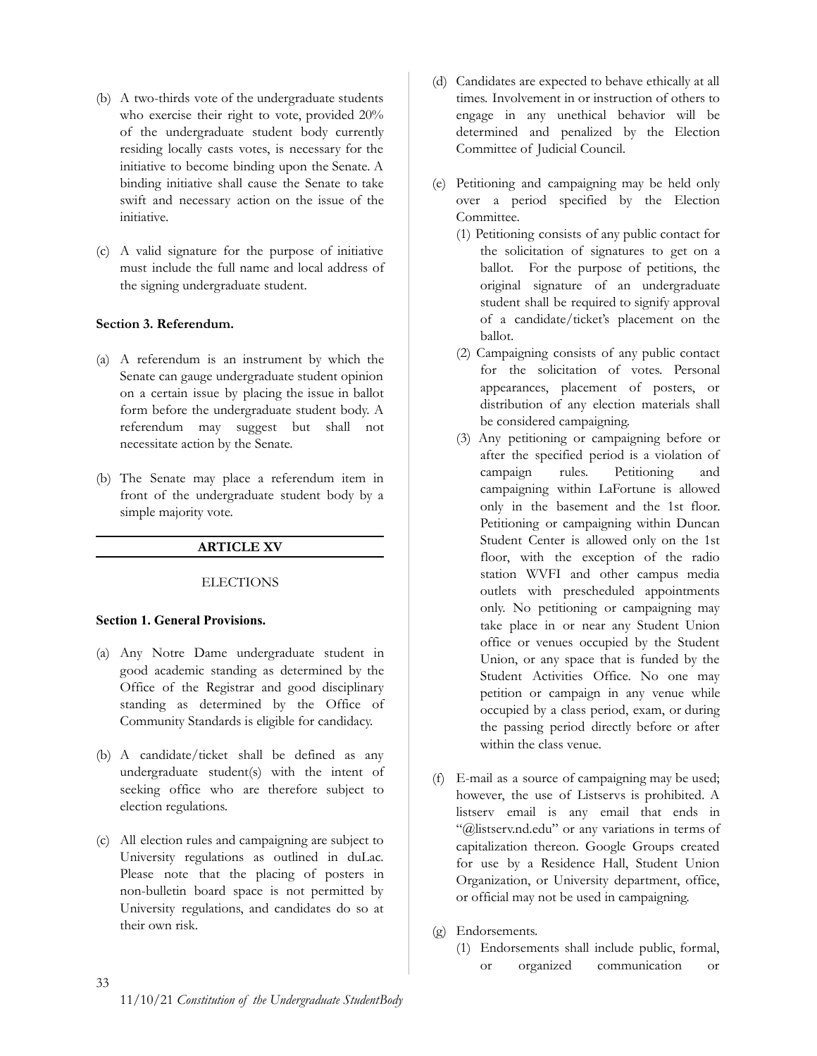(b) A two-thirds vote of the undergraduate students who exercise their right to vote, provided 20% of the undergraduate student body currently residing locally casts votes, is necessary for the initiative to become binding upon the Senate. A binding initiative shall cause the Senate to take swift and necessary action on the issue of the initiative.

(c) A valid signature for the purpose of initiative must include the full name and local address of the signing undergraduate student.

**Section 3. Referendum.**

(a) A referendum is an instrument by which the Senate can gauge undergraduate student opinion on a certain issue by placing the issue in ballot form before the undergraduate student body. A referendum may suggest but shall not necessitate action by the Senate.

(b) The Senate may place a referendum item in front of the undergraduate student body by a simple majority vote.

---

## ARTICLE XV

---

ELECTIONS

**Section 1. General Provisions.**

(a) Any Notre Dame undergraduate student in good academic standing as determined by the Office of the Registrar and good disciplinary standing as determined by the Office of Community Standards is eligible for candidacy.

(b) A candidate/ticket shall be defined as any undergraduate student(s) with the intent of seeking office who are therefore subject to election regulations.

(c) All election rules and campaigning are subject to University regulations as outlined in duLac. Please note that the placing of posters in non-bulletin board space is not permitted by University regulations, and candidates do so at their own risk.

(d) Candidates are expected to behave ethically at all times. Involvement in or instruction of others to engage in any unethical behavior will be determined and penalized by the Election Committee of Judicial Council.

(e) Petitioning and campaigning may be held only over a period specified by the Election Committee.
   (1) Petitioning consists of any public contact for the solicitation of signatures to get on a ballot. For the purpose of petitions, the original signature of an undergraduate student shall be required to signify approval of a candidate/ticket's placement on the ballot.
   (2) Campaigning consists of any public contact for the solicitation of votes. Personal appearances, placement of posters, or distribution of any election materials shall be considered campaigning.
   (3) Any petitioning or campaigning before or after the specified period is a violation of campaign rules. Petitioning and campaigning within LaFortune is allowed only in the basement and the 1st floor. Petitioning or campaigning within Duncan Student Center is allowed only on the 1st floor, with the exception of the radio station WVFI and other campus media outlets with prescheduled appointments only. No petitioning or campaigning may take place in or near any Student Union office or venues occupied by the Student Union, or any space that is funded by the Student Activities Office. No one may petition or campaign in any venue while occupied by a class period, exam, or during the passing period directly before or after within the class venue.

(f) E-mail as a source of campaigning may be used; however, the use of Listservs is prohibited. A listserv email is any email that ends in "@listserv.nd.edu" or any variations in terms of capitalization thereon. Google Groups created for use by a Residence Hall, Student Union Organization, or University department, office, or official may not be used in campaigning.

(g) Endorsements.
   (1) Endorsements shall include public, formal, or organized communication or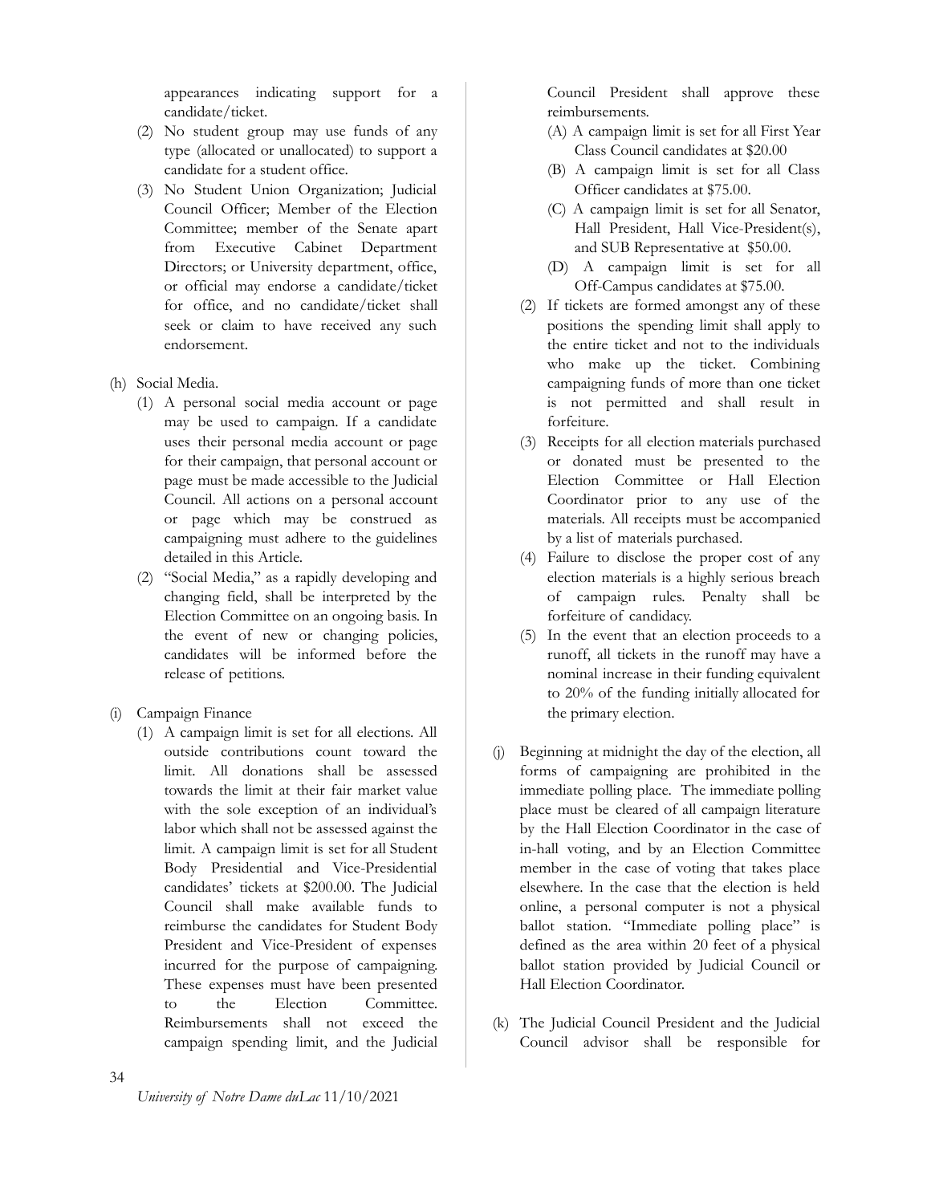appearances indicating support for a candidate/ticket.

(2) No student group may use funds of any type (allocated or unallocated) to support a candidate for a student office.

(3) No Student Union Organization; Judicial Council Officer; Member of the Election Committee; member of the Senate apart from Executive Cabinet Department Directors; or University department, office, or official may endorse a candidate/ticket for office, and no candidate/ticket shall seek or claim to have received any such endorsement.

(h) Social Media.

(1) A personal social media account or page may be used to campaign. If a candidate uses their personal media account or page for their campaign, that personal account or page must be made accessible to the Judicial Council. All actions on a personal account or page which may be construed as campaigning must adhere to the guidelines detailed in this Article.

(2) "Social Media," as a rapidly developing and changing field, shall be interpreted by the Election Committee on an ongoing basis. In the event of new or changing policies, candidates will be informed before the release of petitions.

(i) Campaign Finance

(1) A campaign limit is set for all elections. All outside contributions count toward the limit. All donations shall be assessed towards the limit at their fair market value with the sole exception of an individual's labor which shall not be assessed against the limit. A campaign limit is set for all Student Body Presidential and Vice-Presidential candidates' tickets at $200.00. The Judicial Council shall make available funds to reimburse the candidates for Student Body President and Vice-President of expenses incurred for the purpose of campaigning. These expenses must have been presented to the Election Committee. Reimbursements shall not exceed the campaign spending limit, and the Judicial Council President shall approve these reimbursements.

(A) A campaign limit is set for all First Year Class Council candidates at $20.00

(B) A campaign limit is set for all Class Officer candidates at $75.00.

(C) A campaign limit is set for all Senator, Hall President, Hall Vice-President(s), and SUB Representative at $50.00.

(D) A campaign limit is set for all Off-Campus candidates at $75.00.

(2) If tickets are formed amongst any of these positions the spending limit shall apply to the entire ticket and not to the individuals who make up the ticket. Combining campaigning funds of more than one ticket is not permitted and shall result in forfeiture.

(3) Receipts for all election materials purchased or donated must be presented to the Election Committee or Hall Election Coordinator prior to any use of the materials. All receipts must be accompanied by a list of materials purchased.

(4) Failure to disclose the proper cost of any election materials is a highly serious breach of campaign rules. Penalty shall be forfeiture of candidacy.

(5) In the event that an election proceeds to a runoff, all tickets in the runoff may have a nominal increase in their funding equivalent to 20% of the funding initially allocated for the primary election.

(j) Beginning at midnight the day of the election, all forms of campaigning are prohibited in the immediate polling place. The immediate polling place must be cleared of all campaign literature by the Hall Election Coordinator in the case of in-hall voting, and by an Election Committee member in the case of voting that takes place elsewhere. In the case that the election is held online, a personal computer is not a physical ballot station. "Immediate polling place" is defined as the area within 20 feet of a physical ballot station provided by Judicial Council or Hall Election Coordinator.

(k) The Judicial Council President and the Judicial Council advisor shall be responsible for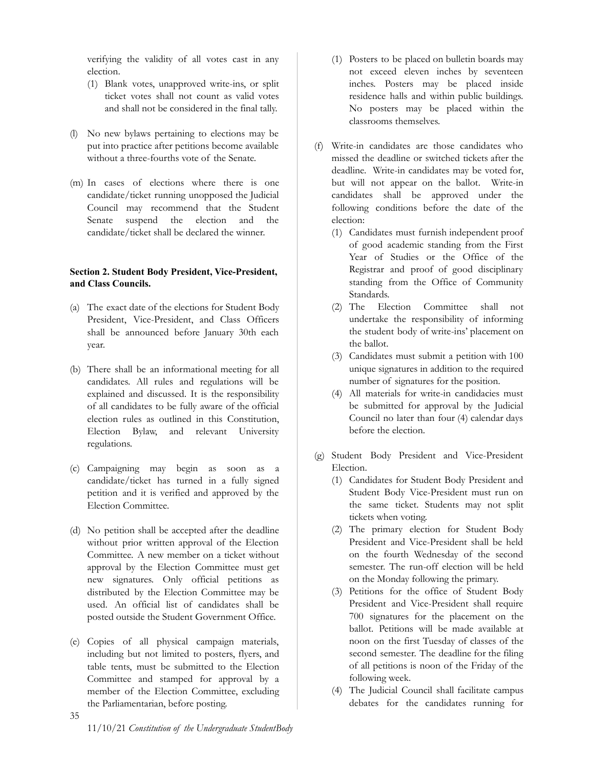verifying the validity of all votes cast in any election.

(1) Blank votes, unapproved write-ins, or split ticket votes shall not count as valid votes and shall not be considered in the final tally.

(l) No new bylaws pertaining to elections may be put into practice after petitions become available without a three-fourths vote of the Senate.

(m) In cases of elections where there is one candidate/ticket running unopposed the Judicial Council may recommend that the Student Senate suspend the election and the candidate/ticket shall be declared the winner.

**Section 2. Student Body President, Vice-President, and Class Councils.**

(a) The exact date of the elections for Student Body President, Vice-President, and Class Officers shall be announced before January 30th each year.

(b) There shall be an informational meeting for all candidates. All rules and regulations will be explained and discussed. It is the responsibility of all candidates to be fully aware of the official election rules as outlined in this Constitution, Election Bylaw, and relevant University regulations.

(c) Campaigning may begin as soon as a candidate/ticket has turned in a fully signed petition and it is verified and approved by the Election Committee.

(d) No petition shall be accepted after the deadline without prior written approval of the Election Committee. A new member on a ticket without approval by the Election Committee must get new signatures. Only official petitions as distributed by the Election Committee may be used. An official list of candidates shall be posted outside the Student Government Office.

(e) Copies of all physical campaign materials, including but not limited to posters, flyers, and table tents, must be submitted to the Election Committee and stamped for approval by a member of the Election Committee, excluding the Parliamentarian, before posting.

(1) Posters to be placed on bulletin boards may not exceed eleven inches by seventeen inches. Posters may be placed inside residence halls and within public buildings. No posters may be placed within the classrooms themselves.

(f) Write-in candidates are those candidates who missed the deadline or switched tickets after the deadline. Write-in candidates may be voted for, but will not appear on the ballot. Write-in candidates shall be approved under the following conditions before the date of the election:

(1) Candidates must furnish independent proof of good academic standing from the First Year of Studies or the Office of the Registrar and proof of good disciplinary standing from the Office of Community Standards.

(2) The Election Committee shall not undertake the responsibility of informing the student body of write-ins' placement on the ballot.

(3) Candidates must submit a petition with 100 unique signatures in addition to the required number of signatures for the position.

(4) All materials for write-in candidacies must be submitted for approval by the Judicial Council no later than four (4) calendar days before the election.

(g) Student Body President and Vice-President Election.

(1) Candidates for Student Body President and Student Body Vice-President must run on the same ticket. Students may not split tickets when voting.

(2) The primary election for Student Body President and Vice-President shall be held on the fourth Wednesday of the second semester. The run-off election will be held on the Monday following the primary.

(3) Petitions for the office of Student Body President and Vice-President shall require 700 signatures for the placement on the ballot. Petitions will be made available at noon on the first Tuesday of classes of the second semester. The deadline for the filing of all petitions is noon of the Friday of the following week.

(4) The Judicial Council shall facilitate campus debates for the candidates running for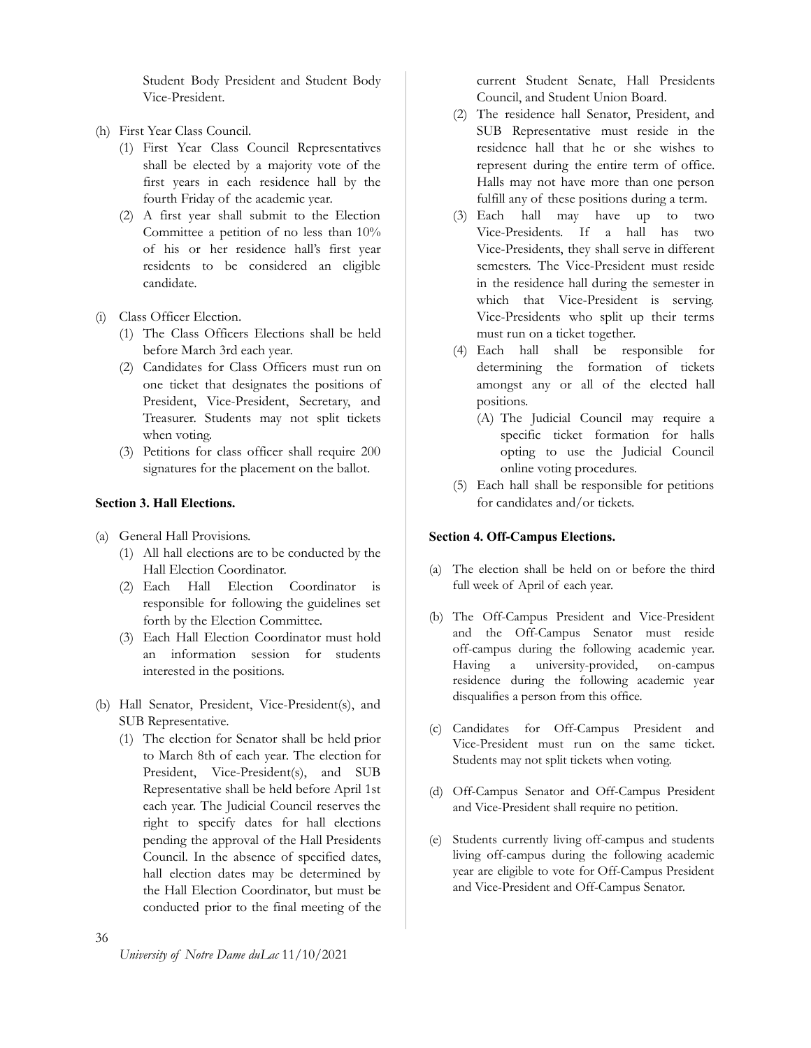Student Body President and Student Body Vice-President.

(h) First Year Class Council.
   (1) First Year Class Council Representatives shall be elected by a majority vote of the first years in each residence hall by the fourth Friday of the academic year.
   (2) A first year shall submit to the Election Committee a petition of no less than 10% of his or her residence hall's first year residents to be considered an eligible candidate.

(i) Class Officer Election.
   (1) The Class Officers Elections shall be held before March 3rd each year.
   (2) Candidates for Class Officers must run on one ticket that designates the positions of President, Vice-President, Secretary, and Treasurer. Students may not split tickets when voting.
   (3) Petitions for class officer shall require 200 signatures for the placement on the ballot.

**Section 3. Hall Elections.**

(a) General Hall Provisions.
   (1) All hall elections are to be conducted by the Hall Election Coordinator.
   (2) Each Hall Election Coordinator is responsible for following the guidelines set forth by the Election Committee.
   (3) Each Hall Election Coordinator must hold an information session for students interested in the positions.

(b) Hall Senator, President, Vice-President(s), and SUB Representative.
   (1) The election for Senator shall be held prior to March 8th of each year. The election for President, Vice-President(s), and SUB Representative shall be held before April 1st each year. The Judicial Council reserves the right to specify dates for hall elections pending the approval of the Hall Presidents Council. In the absence of specified dates, hall election dates may be determined by the Hall Election Coordinator, but must be conducted prior to the final meeting of the current Student Senate, Hall Presidents Council, and Student Union Board.
   (2) The residence hall Senator, President, and SUB Representative must reside in the residence hall that he or she wishes to represent during the entire term of office. Halls may not have more than one person fulfill any of these positions during a term.
   (3) Each hall may have up to two Vice-Presidents. If a hall has two Vice-Presidents, they shall serve in different semesters. The Vice-President must reside in the residence hall during the semester in which that Vice-President is serving. Vice-Presidents who split up their terms must run on a ticket together.
   (4) Each hall shall be responsible for determining the formation of tickets amongst any or all of the elected hall positions.
      (A) The Judicial Council may require a specific ticket formation for halls opting to use the Judicial Council online voting procedures.
   (5) Each hall shall be responsible for petitions for candidates and/or tickets.

**Section 4. Off-Campus Elections.**

(a) The election shall be held on or before the third full week of April of each year.

(b) The Off-Campus President and Vice-President and the Off-Campus Senator must reside off-campus during the following academic year. Having a university-provided, on-campus residence during the following academic year disqualifies a person from this office.

(c) Candidates for Off-Campus President and Vice-President must run on the same ticket. Students may not split tickets when voting.

(d) Off-Campus Senator and Off-Campus President and Vice-President shall require no petition.

(e) Students currently living off-campus and students living off-campus during the following academic year are eligible to vote for Off-Campus President and Vice-President and Off-Campus Senator.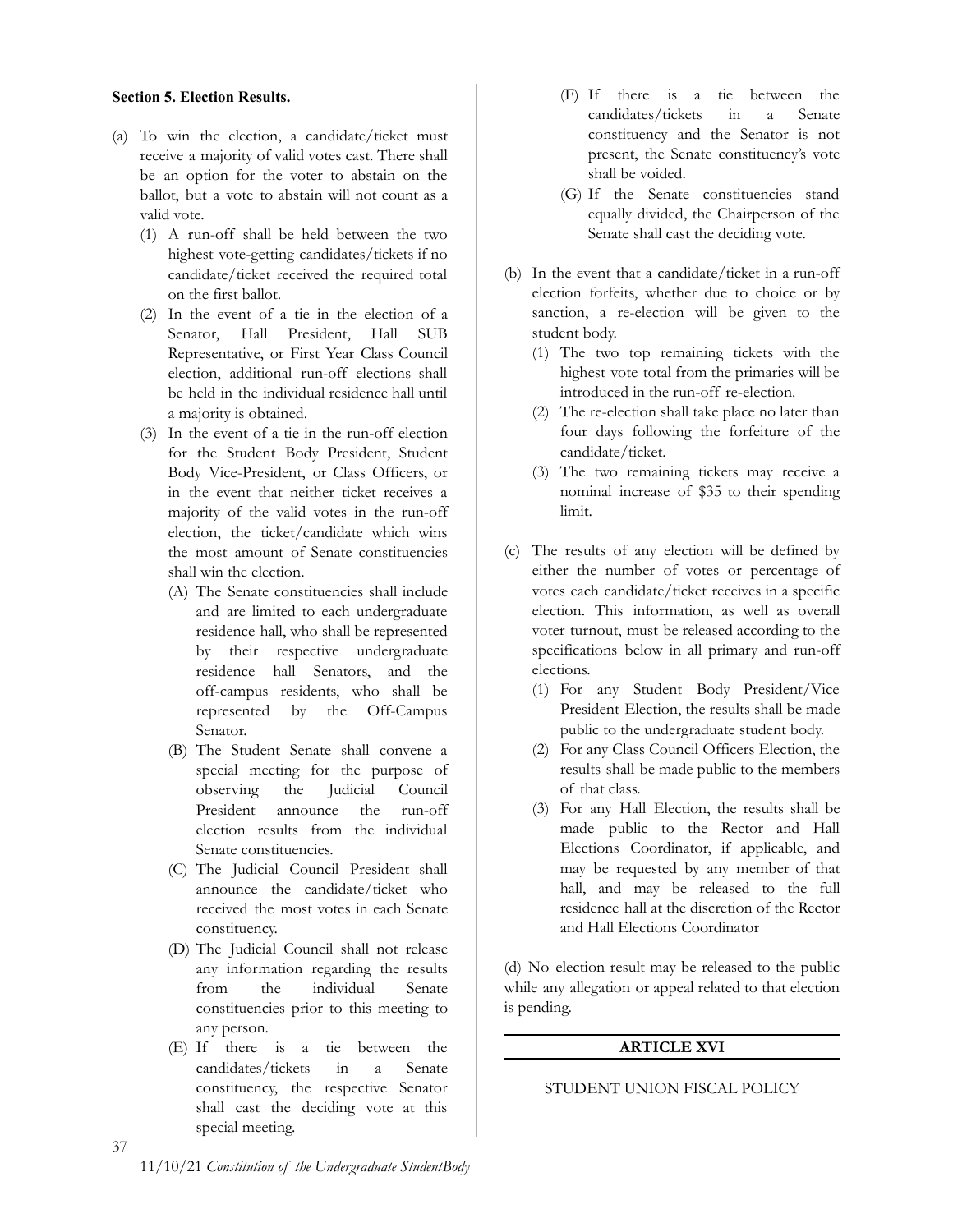**Section 5. Election Results.**

(a) To win the election, a candidate/ticket must receive a majority of valid votes cast. There shall be an option for the voter to abstain on the ballot, but a vote to abstain will not count as a valid vote.

(1) A run-off shall be held between the two highest vote-getting candidates/tickets if no candidate/ticket received the required total on the first ballot.

(2) In the event of a tie in the election of a Senator, Hall President, Hall SUB Representative, or First Year Class Council election, additional run-off elections shall be held in the individual residence hall until a majority is obtained.

(3) In the event of a tie in the run-off election for the Student Body President, Student Body Vice-President, or Class Officers, or in the event that neither ticket receives a majority of the valid votes in the run-off election, the ticket/candidate which wins the most amount of Senate constituencies shall win the election.

(A) The Senate constituencies shall include and are limited to each undergraduate residence hall, who shall be represented by their respective undergraduate residence hall Senators, and the off-campus residents, who shall be represented by the Off-Campus Senator.

(B) The Student Senate shall convene a special meeting for the purpose of observing the Judicial Council President announce the run-off election results from the individual Senate constituencies.

(C) The Judicial Council President shall announce the candidate/ticket who received the most votes in each Senate constituency.

(D) The Judicial Council shall not release any information regarding the results from the individual Senate constituencies prior to this meeting to any person.

(E) If there is a tie between the candidates/tickets in a Senate constituency, the respective Senator shall cast the deciding vote at this special meeting.

(F) If there is a tie between the candidates/tickets in a Senate constituency and the Senator is not present, the Senate constituency's vote shall be voided.

(G) If the Senate constituencies stand equally divided, the Chairperson of the Senate shall cast the deciding vote.

(b) In the event that a candidate/ticket in a run-off election forfeits, whether due to choice or by sanction, a re-election will be given to the student body.

(1) The two top remaining tickets with the highest vote total from the primaries will be introduced in the run-off re-election.

(2) The re-election shall take place no later than four days following the forfeiture of the candidate/ticket.

(3) The two remaining tickets may receive a nominal increase of $35 to their spending limit.

(c) The results of any election will be defined by either the number of votes or percentage of votes each candidate/ticket receives in a specific election. This information, as well as overall voter turnout, must be released according to the specifications below in all primary and run-off elections.

(1) For any Student Body President/Vice President Election, the results shall be made public to the undergraduate student body.

(2) For any Class Council Officers Election, the results shall be made public to the members of that class.

(3) For any Hall Election, the results shall be made public to the Rector and Hall Elections Coordinator, if applicable, and may be requested by any member of that hall, and may be released to the full residence hall at the discretion of the Rector and Hall Elections Coordinator

(d) No election result may be released to the public while any allegation or appeal related to that election is pending.

## ARTICLE XVI

STUDENT UNION FISCAL POLICY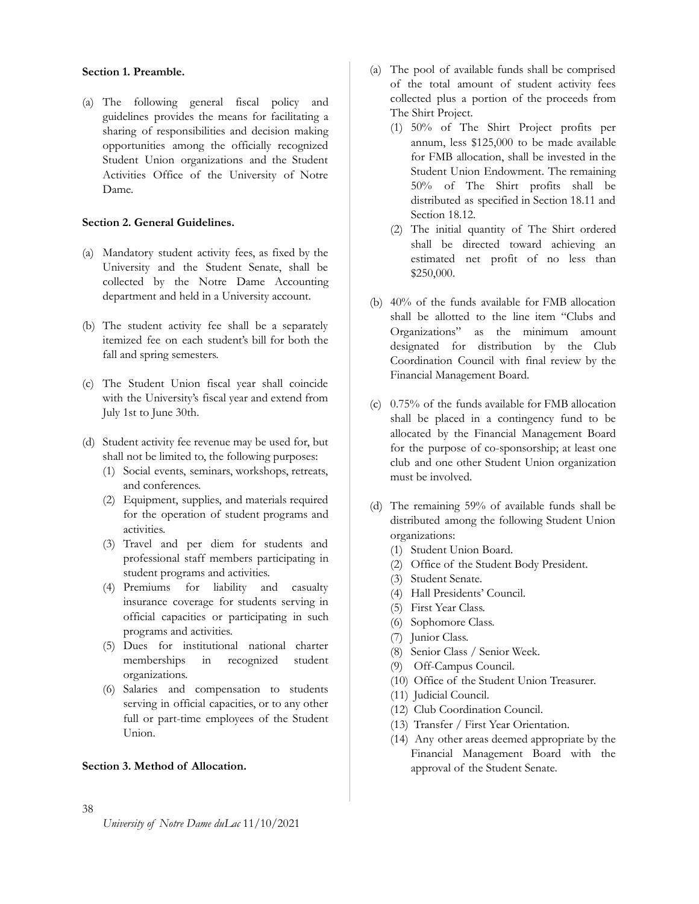**Section 1. Preamble.**

(a) The following general fiscal policy and guidelines provides the means for facilitating a sharing of responsibilities and decision making opportunities among the officially recognized Student Union organizations and the Student Activities Office of the University of Notre Dame.

**Section 2. General Guidelines.**

(a) Mandatory student activity fees, as fixed by the University and the Student Senate, shall be collected by the Notre Dame Accounting department and held in a University account.

(b) The student activity fee shall be a separately itemized fee on each student's bill for both the fall and spring semesters.

(c) The Student Union fiscal year shall coincide with the University's fiscal year and extend from July 1st to June 30th.

(d) Student activity fee revenue may be used for, but shall not be limited to, the following purposes:
   (1) Social events, seminars, workshops, retreats, and conferences.
   (2) Equipment, supplies, and materials required for the operation of student programs and activities.
   (3) Travel and per diem for students and professional staff members participating in student programs and activities.
   (4) Premiums for liability and casualty insurance coverage for students serving in official capacities or participating in such programs and activities.
   (5) Dues for institutional national charter memberships in recognized student organizations.
   (6) Salaries and compensation to students serving in official capacities, or to any other full or part-time employees of the Student Union.

**Section 3. Method of Allocation.**

(a) The pool of available funds shall be comprised of the total amount of student activity fees collected plus a portion of the proceeds from The Shirt Project.
   (1) 50% of The Shirt Project profits per annum, less $125,000 to be made available for FMB allocation, shall be invested in the Student Union Endowment. The remaining 50% of The Shirt profits shall be distributed as specified in Section 18.11 and Section 18.12.
   (2) The initial quantity of The Shirt ordered shall be directed toward achieving an estimated net profit of no less than $250,000.

(b) 40% of the funds available for FMB allocation shall be allotted to the line item "Clubs and Organizations" as the minimum amount designated for distribution by the Club Coordination Council with final review by the Financial Management Board.

(c) 0.75% of the funds available for FMB allocation shall be placed in a contingency fund to be allocated by the Financial Management Board for the purpose of co-sponsorship; at least one club and one other Student Union organization must be involved.

(d) The remaining 59% of available funds shall be distributed among the following Student Union organizations:
   (1) Student Union Board.
   (2) Office of the Student Body President.
   (3) Student Senate.
   (4) Hall Presidents' Council.
   (5) First Year Class.
   (6) Sophomore Class.
   (7) Junior Class.
   (8) Senior Class / Senior Week.
   (9) Off-Campus Council.
   (10) Office of the Student Union Treasurer.
   (11) Judicial Council.
   (12) Club Coordination Council.
   (13) Transfer / First Year Orientation.
   (14) Any other areas deemed appropriate by the Financial Management Board with the approval of the Student Senate.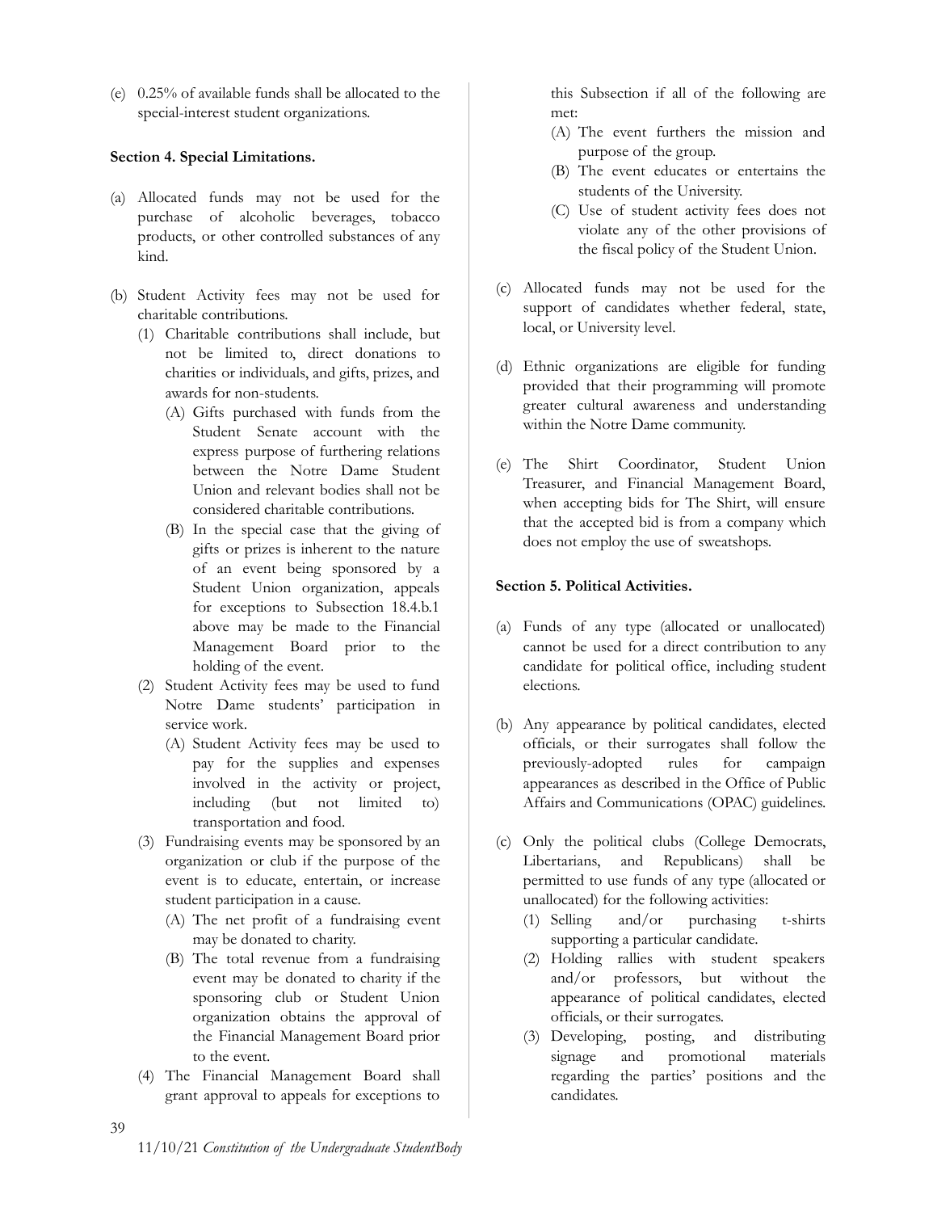(e) 0.25% of available funds shall be allocated to the special-interest student organizations.

**Section 4. Special Limitations.**

(a) Allocated funds may not be used for the purchase of alcoholic beverages, tobacco products, or other controlled substances of any kind.

(b) Student Activity fees may not be used for charitable contributions.
   (1) Charitable contributions shall include, but not be limited to, direct donations to charities or individuals, and gifts, prizes, and awards for non-students.
      (A) Gifts purchased with funds from the Student Senate account with the express purpose of furthering relations between the Notre Dame Student Union and relevant bodies shall not be considered charitable contributions.
      (B) In the special case that the giving of gifts or prizes is inherent to the nature of an event being sponsored by a Student Union organization, appeals for exceptions to Subsection 18.4.b.1 above may be made to the Financial Management Board prior to the holding of the event.
   (2) Student Activity fees may be used to fund Notre Dame students' participation in service work.
      (A) Student Activity fees may be used to pay for the supplies and expenses involved in the activity or project, including (but not limited to) transportation and food.
   (3) Fundraising events may be sponsored by an organization or club if the purpose of the event is to educate, entertain, or increase student participation in a cause.
      (A) The net profit of a fundraising event may be donated to charity.
      (B) The total revenue from a fundraising event may be donated to charity if the sponsoring club or Student Union organization obtains the approval of the Financial Management Board prior to the event.
   (4) The Financial Management Board shall grant approval to appeals for exceptions to this Subsection if all of the following are met:
      (A) The event furthers the mission and purpose of the group.
      (B) The event educates or entertains the students of the University.
      (C) Use of student activity fees does not violate any of the other provisions of the fiscal policy of the Student Union.

(c) Allocated funds may not be used for the support of candidates whether federal, state, local, or University level.

(d) Ethnic organizations are eligible for funding provided that their programming will promote greater cultural awareness and understanding within the Notre Dame community.

(e) The Shirt Coordinator, Student Union Treasurer, and Financial Management Board, when accepting bids for The Shirt, will ensure that the accepted bid is from a company which does not employ the use of sweatshops.

**Section 5. Political Activities.**

(a) Funds of any type (allocated or unallocated) cannot be used for a direct contribution to any candidate for political office, including student elections.

(b) Any appearance by political candidates, elected officials, or their surrogates shall follow the previously-adopted rules for campaign appearances as described in the Office of Public Affairs and Communications (OPAC) guidelines.

(c) Only the political clubs (College Democrats, Libertarians, and Republicans) shall be permitted to use funds of any type (allocated or unallocated) for the following activities:
   (1) Selling and/or purchasing t-shirts supporting a particular candidate.
   (2) Holding rallies with student speakers and/or professors, but without the appearance of political candidates, elected officials, or their surrogates.
   (3) Developing, posting, and distributing signage and promotional materials regarding the parties' positions and the candidates.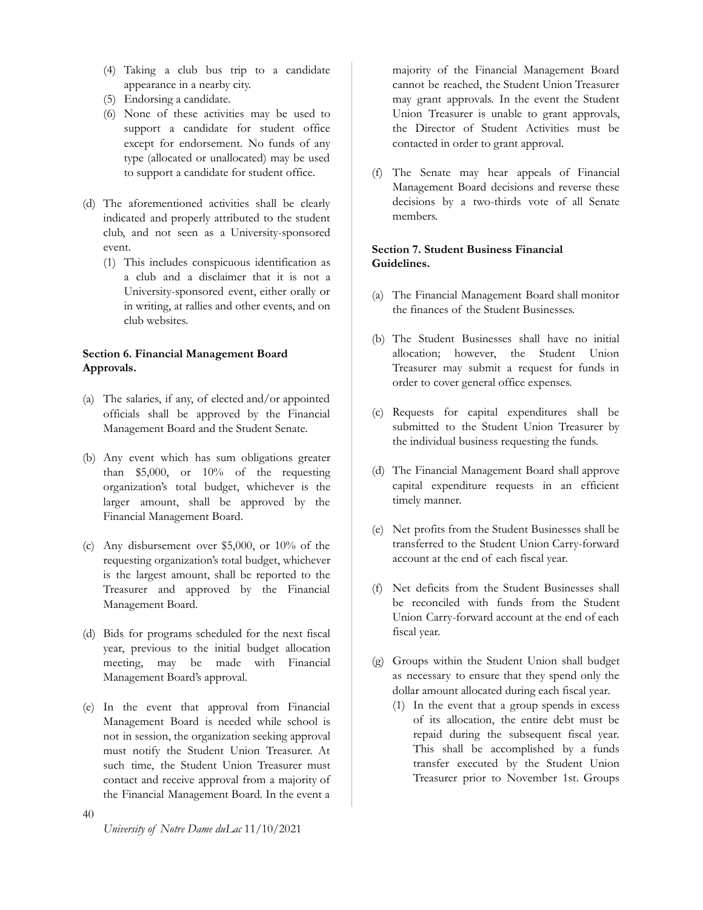(4) Taking a club bus trip to a candidate appearance in a nearby city.
(5) Endorsing a candidate.
(6) None of these activities may be used to support a candidate for student office except for endorsement. No funds of any type (allocated or unallocated) may be used to support a candidate for student office.

(d) The aforementioned activities shall be clearly indicated and properly attributed to the student club, and not seen as a University-sponsored event.
   (1) This includes conspicuous identification as a club and a disclaimer that it is not a University-sponsored event, either orally or in writing, at rallies and other events, and on club websites.

**Section 6. Financial Management Board Approvals.**

(a) The salaries, if any, of elected and/or appointed officials shall be approved by the Financial Management Board and the Student Senate.

(b) Any event which has sum obligations greater than $5,000, or 10% of the requesting organization's total budget, whichever is the larger amount, shall be approved by the Financial Management Board.

(c) Any disbursement over $5,000, or 10% of the requesting organization's total budget, whichever is the largest amount, shall be reported to the Treasurer and approved by the Financial Management Board.

(d) Bids for programs scheduled for the next fiscal year, previous to the initial budget allocation meeting, may be made with Financial Management Board's approval.

(e) In the event that approval from Financial Management Board is needed while school is not in session, the organization seeking approval must notify the Student Union Treasurer. At such time, the Student Union Treasurer must contact and receive approval from a majority of the Financial Management Board. In the event a majority of the Financial Management Board cannot be reached, the Student Union Treasurer may grant approvals. In the event the Student Union Treasurer is unable to grant approvals, the Director of Student Activities must be contacted in order to grant approval.

(f) The Senate may hear appeals of Financial Management Board decisions and reverse these decisions by a two-thirds vote of all Senate members.

**Section 7. Student Business Financial Guidelines.**

(a) The Financial Management Board shall monitor the finances of the Student Businesses.

(b) The Student Businesses shall have no initial allocation; however, the Student Union Treasurer may submit a request for funds in order to cover general office expenses.

(c) Requests for capital expenditures shall be submitted to the Student Union Treasurer by the individual business requesting the funds.

(d) The Financial Management Board shall approve capital expenditure requests in an efficient timely manner.

(e) Net profits from the Student Businesses shall be transferred to the Student Union Carry-forward account at the end of each fiscal year.

(f) Net deficits from the Student Businesses shall be reconciled with funds from the Student Union Carry-forward account at the end of each fiscal year.

(g) Groups within the Student Union shall budget as necessary to ensure that they spend only the dollar amount allocated during each fiscal year.
   (1) In the event that a group spends in excess of its allocation, the entire debt must be repaid during the subsequent fiscal year. This shall be accomplished by a funds transfer executed by the Student Union Treasurer prior to November 1st. Groups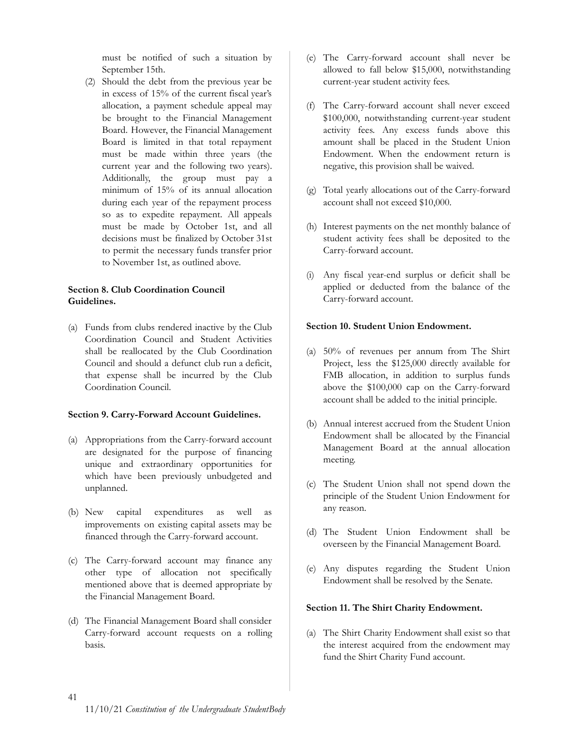must be notified of such a situation by September 15th.

(2) Should the debt from the previous year be in excess of 15% of the current fiscal year's allocation, a payment schedule appeal may be brought to the Financial Management Board. However, the Financial Management Board is limited in that total repayment must be made within three years (the current year and the following two years). Additionally, the group must pay a minimum of 15% of its annual allocation during each year of the repayment process so as to expedite repayment. All appeals must be made by October 1st, and all decisions must be finalized by October 31st to permit the necessary funds transfer prior to November 1st, as outlined above.

**Section 8. Club Coordination Council Guidelines.**

(a) Funds from clubs rendered inactive by the Club Coordination Council and Student Activities shall be reallocated by the Club Coordination Council and should a defunct club run a deficit, that expense shall be incurred by the Club Coordination Council.

**Section 9. Carry-Forward Account Guidelines.**

(a) Appropriations from the Carry-forward account are designated for the purpose of financing unique and extraordinary opportunities for which have been previously unbudgeted and unplanned.

(b) New capital expenditures as well as improvements on existing capital assets may be financed through the Carry-forward account.

(c) The Carry-forward account may finance any other type of allocation not specifically mentioned above that is deemed appropriate by the Financial Management Board.

(d) The Financial Management Board shall consider Carry-forward account requests on a rolling basis.

(e) The Carry-forward account shall never be allowed to fall below $15,000, notwithstanding current-year student activity fees.

(f) The Carry-forward account shall never exceed $100,000, notwithstanding current-year student activity fees. Any excess funds above this amount shall be placed in the Student Union Endowment. When the endowment return is negative, this provision shall be waived.

(g) Total yearly allocations out of the Carry-forward account shall not exceed $10,000.

(h) Interest payments on the net monthly balance of student activity fees shall be deposited to the Carry-forward account.

(i) Any fiscal year-end surplus or deficit shall be applied or deducted from the balance of the Carry-forward account.

**Section 10. Student Union Endowment.**

(a) 50% of revenues per annum from The Shirt Project, less the $125,000 directly available for FMB allocation, in addition to surplus funds above the $100,000 cap on the Carry-forward account shall be added to the initial principle.

(b) Annual interest accrued from the Student Union Endowment shall be allocated by the Financial Management Board at the annual allocation meeting.

(c) The Student Union shall not spend down the principle of the Student Union Endowment for any reason.

(d) The Student Union Endowment shall be overseen by the Financial Management Board.

(e) Any disputes regarding the Student Union Endowment shall be resolved by the Senate.

**Section 11. The Shirt Charity Endowment.**

(a) The Shirt Charity Endowment shall exist so that the interest acquired from the endowment may fund the Shirt Charity Fund account.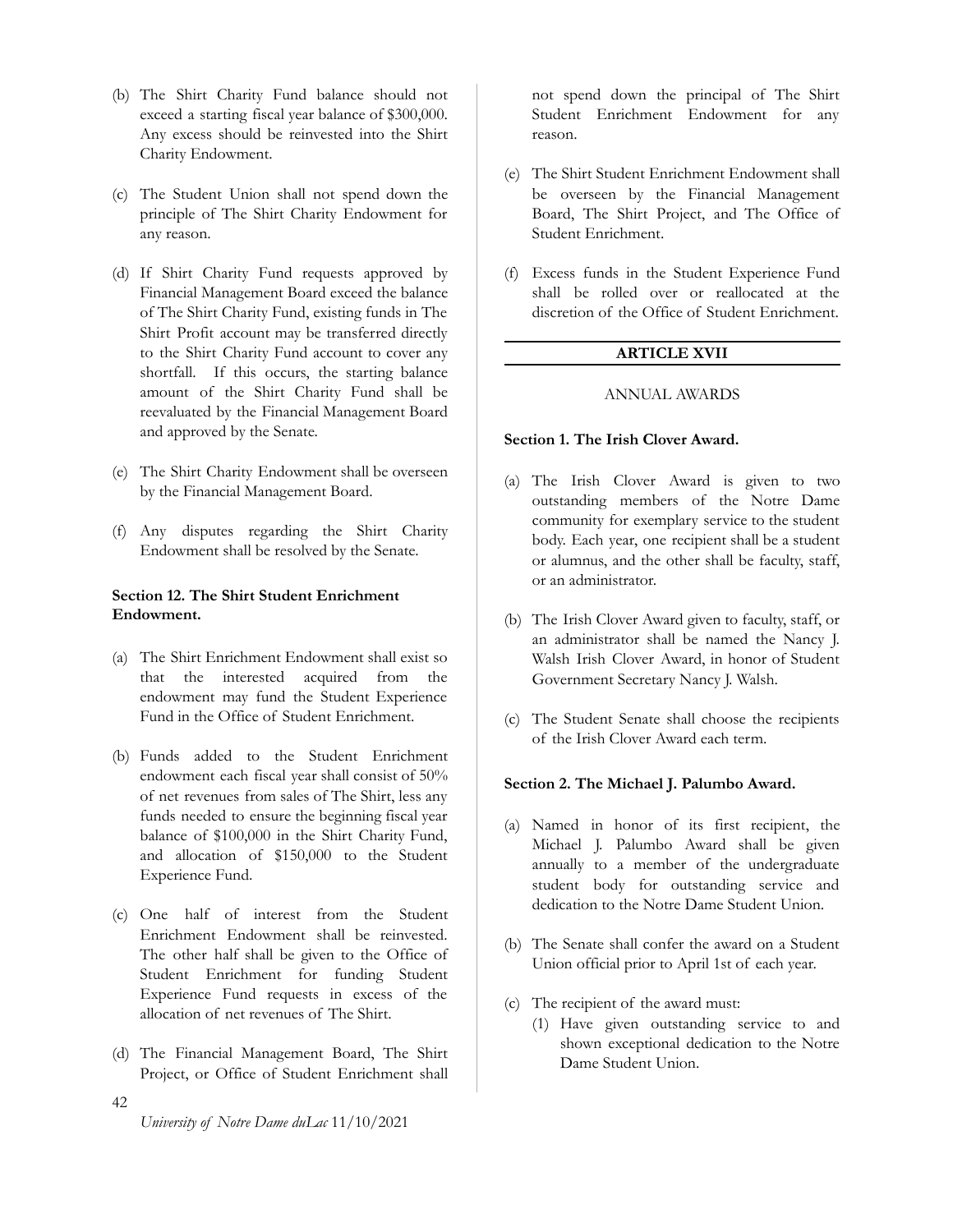(b) The Shirt Charity Fund balance should not exceed a starting fiscal year balance of $300,000. Any excess should be reinvested into the Shirt Charity Endowment.

(c) The Student Union shall not spend down the principle of The Shirt Charity Endowment for any reason.

(d) If Shirt Charity Fund requests approved by Financial Management Board exceed the balance of The Shirt Charity Fund, existing funds in The Shirt Profit account may be transferred directly to the Shirt Charity Fund account to cover any shortfall. If this occurs, the starting balance amount of the Shirt Charity Fund shall be reevaluated by the Financial Management Board and approved by the Senate.

(e) The Shirt Charity Endowment shall be overseen by the Financial Management Board.

(f) Any disputes regarding the Shirt Charity Endowment shall be resolved by the Senate.

**Section 12. The Shirt Student Enrichment Endowment.**

(a) The Shirt Enrichment Endowment shall exist so that the interested acquired from the endowment may fund the Student Experience Fund in the Office of Student Enrichment.

(b) Funds added to the Student Enrichment endowment each fiscal year shall consist of 50% of net revenues from sales of The Shirt, less any funds needed to ensure the beginning fiscal year balance of $100,000 in the Shirt Charity Fund, and allocation of $150,000 to the Student Experience Fund.

(c) One half of interest from the Student Enrichment Endowment shall be reinvested. The other half shall be given to the Office of Student Enrichment for funding Student Experience Fund requests in excess of the allocation of net revenues of The Shirt.

(d) The Financial Management Board, The Shirt Project, or Office of Student Enrichment shall not spend down the principal of The Shirt Student Enrichment Endowment for any reason.

(e) The Shirt Student Enrichment Endowment shall be overseen by the Financial Management Board, The Shirt Project, and The Office of Student Enrichment.

(f) Excess funds in the Student Experience Fund shall be rolled over or reallocated at the discretion of the Office of Student Enrichment.

## ARTICLE XVII

ANNUAL AWARDS

**Section 1. The Irish Clover Award.**

(a) The Irish Clover Award is given to two outstanding members of the Notre Dame community for exemplary service to the student body. Each year, one recipient shall be a student or alumnus, and the other shall be faculty, staff, or an administrator.

(b) The Irish Clover Award given to faculty, staff, or an administrator shall be named the Nancy J. Walsh Irish Clover Award, in honor of Student Government Secretary Nancy J. Walsh.

(c) The Student Senate shall choose the recipients of the Irish Clover Award each term.

**Section 2. The Michael J. Palumbo Award.**

(a) Named in honor of its first recipient, the Michael J. Palumbo Award shall be given annually to a member of the undergraduate student body for outstanding service and dedication to the Notre Dame Student Union.

(b) The Senate shall confer the award on a Student Union official prior to April 1st of each year.

(c) The recipient of the award must:
   (1) Have given outstanding service to and shown exceptional dedication to the Notre Dame Student Union.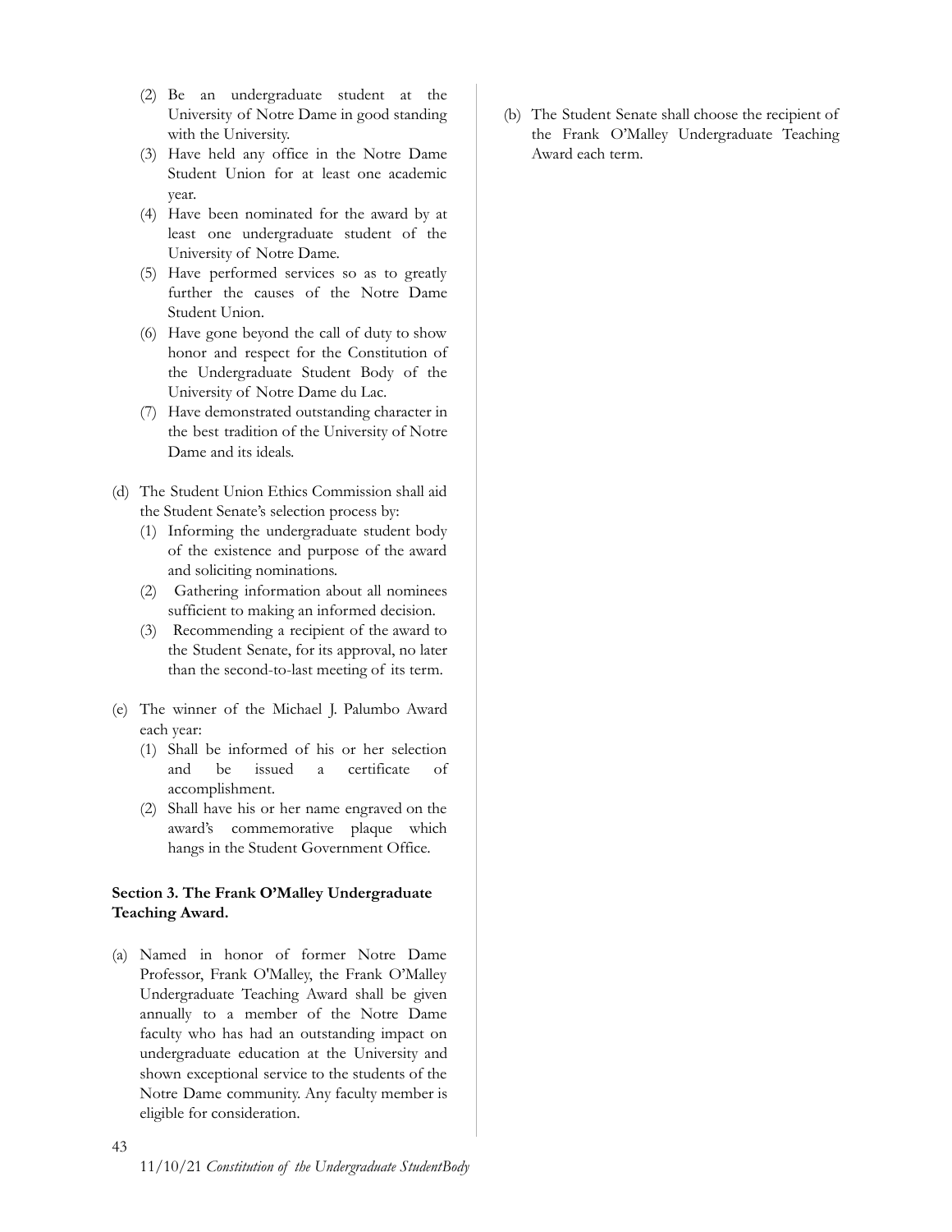(2) Be an undergraduate student at the University of Notre Dame in good standing with the University.
(3) Have held any office in the Notre Dame Student Union for at least one academic year.
(4) Have been nominated for the award by at least one undergraduate student of the University of Notre Dame.
(5) Have performed services so as to greatly further the causes of the Notre Dame Student Union.
(6) Have gone beyond the call of duty to show honor and respect for the Constitution of the Undergraduate Student Body of the University of Notre Dame du Lac.
(7) Have demonstrated outstanding character in the best tradition of the University of Notre Dame and its ideals.

(d) The Student Union Ethics Commission shall aid the Student Senate's selection process by:
  (1) Informing the undergraduate student body of the existence and purpose of the award and soliciting nominations.
  (2) Gathering information about all nominees sufficient to making an informed decision.
  (3) Recommending a recipient of the award to the Student Senate, for its approval, no later than the second-to-last meeting of its term.

(e) The winner of the Michael J. Palumbo Award each year:
  (1) Shall be informed of his or her selection and be issued a certificate of accomplishment.
  (2) Shall have his or her name engraved on the award's commemorative plaque which hangs in the Student Government Office.

**Section 3. The Frank O'Malley Undergraduate Teaching Award.**

(a) Named in honor of former Notre Dame Professor, Frank O'Malley, the Frank O'Malley Undergraduate Teaching Award shall be given annually to a member of the Notre Dame faculty who has had an outstanding impact on undergraduate education at the University and shown exceptional service to the students of the Notre Dame community. Any faculty member is eligible for consideration.

(b) The Student Senate shall choose the recipient of the Frank O'Malley Undergraduate Teaching Award each term.